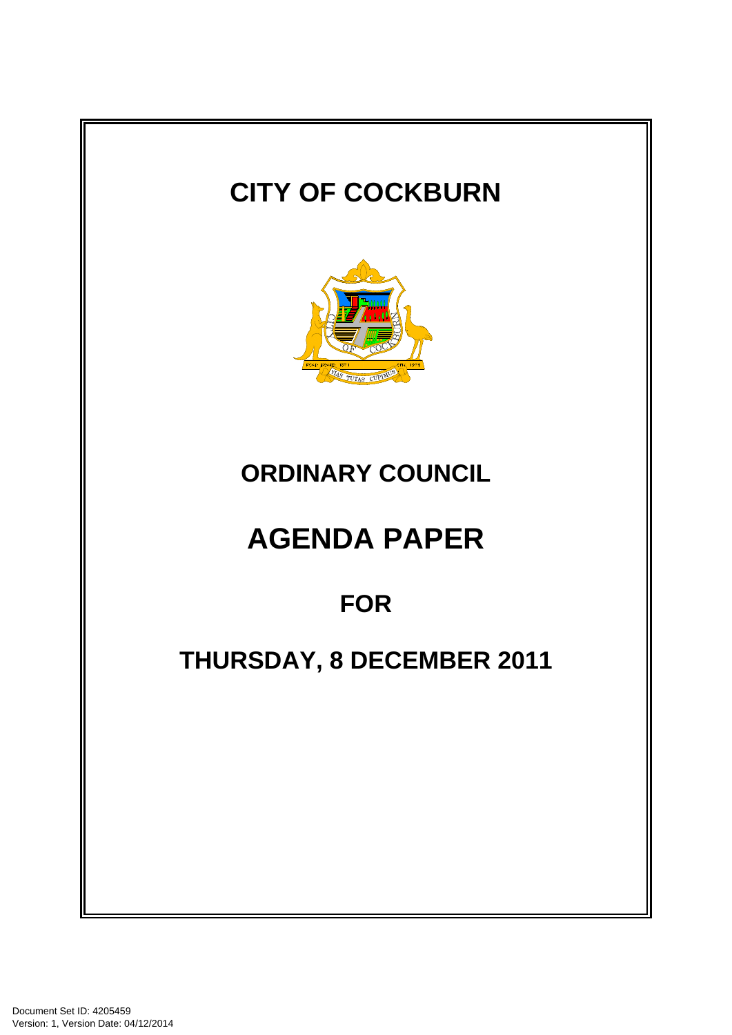# CITY OF COCKBURN

# ORDINARY COUNCIL

# AGENDA PAPER

## FOR

## THURSDAY, 8 DECEMBER 2011

Document Set ID: 4205459
Version: 1, Version Date: 04/12/2014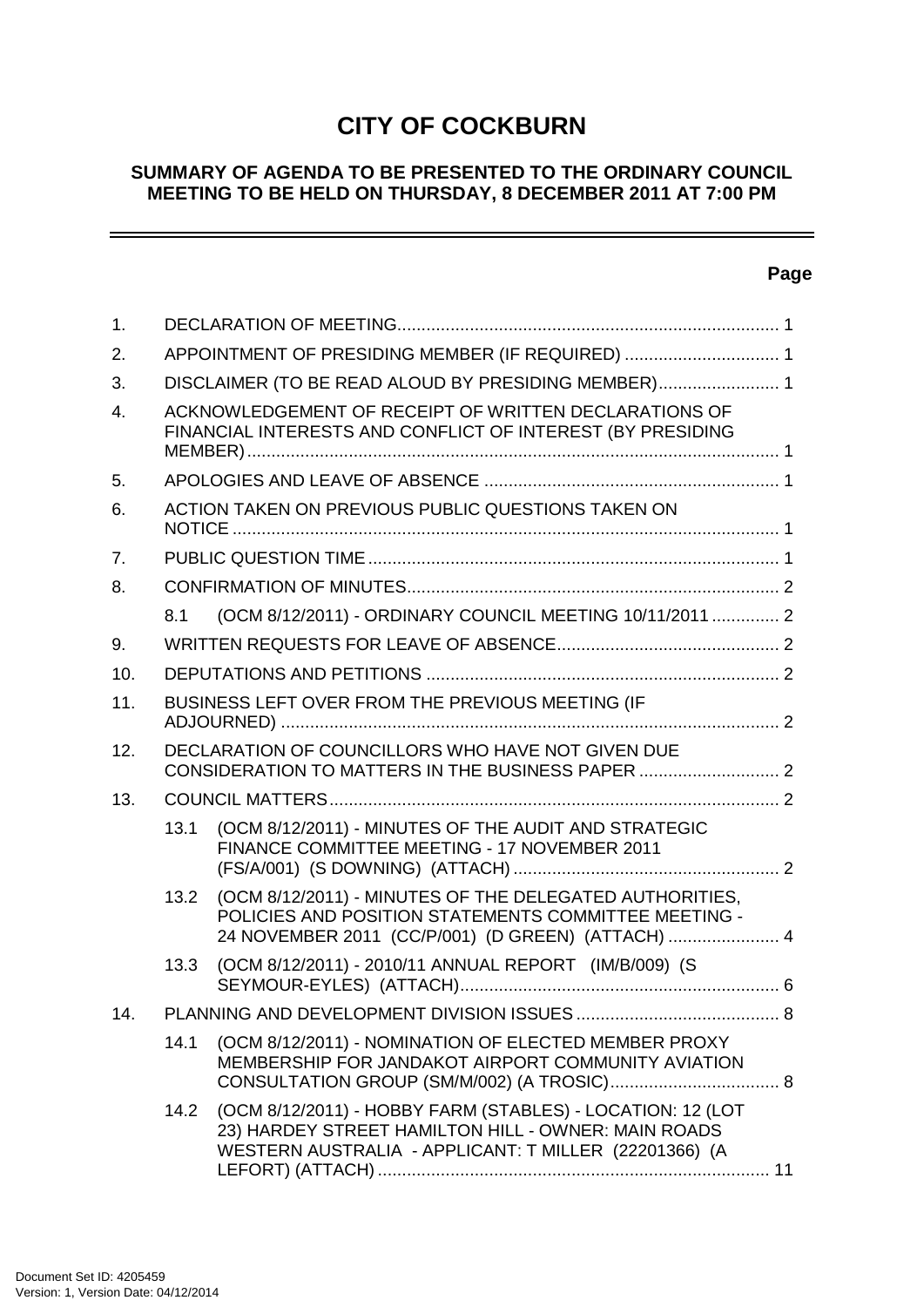# CITY OF COCKBURN

## SUMMARY OF AGENDA TO BE PRESENTED TO THE ORDINARY COUNCIL MEETING TO BE HELD ON THURSDAY, 8 DECEMBER 2011 AT 7:00 PM

---

**Page**

1. DECLARATION OF MEETING ... 1
2. APPOINTMENT OF PRESIDING MEMBER (IF REQUIRED) ... 1
3. DISCLAIMER (TO BE READ ALOUD BY PRESIDING MEMBER) ... 1
4. ACKNOWLEDGEMENT OF RECEIPT OF WRITTEN DECLARATIONS OF FINANCIAL INTERESTS AND CONFLICT OF INTEREST (BY PRESIDING MEMBER) ... 1
5. APOLOGIES AND LEAVE OF ABSENCE ... 1
6. ACTION TAKEN ON PREVIOUS PUBLIC QUESTIONS TAKEN ON NOTICE ... 1
7. PUBLIC QUESTION TIME ... 1
8. CONFIRMATION OF MINUTES ... 2
   - 8.1 (OCM 8/12/2011) - ORDINARY COUNCIL MEETING 10/11/2011 ... 2
9. WRITTEN REQUESTS FOR LEAVE OF ABSENCE ... 2
10. DEPUTATIONS AND PETITIONS ... 2
11. BUSINESS LEFT OVER FROM THE PREVIOUS MEETING (IF ADJOURNED) ... 2
12. DECLARATION OF COUNCILLORS WHO HAVE NOT GIVEN DUE CONSIDERATION TO MATTERS IN THE BUSINESS PAPER ... 2
13. COUNCIL MATTERS ... 2
   - 13.1 (OCM 8/12/2011) - MINUTES OF THE AUDIT AND STRATEGIC FINANCE COMMITTEE MEETING - 17 NOVEMBER 2011 (FS/A/001) (S DOWNING) (ATTACH) ... 2
   - 13.2 (OCM 8/12/2011) - MINUTES OF THE DELEGATED AUTHORITIES, POLICIES AND POSITION STATEMENTS COMMITTEE MEETING - 24 NOVEMBER 2011 (CC/P/001) (D GREEN) (ATTACH) ... 4
   - 13.3 (OCM 8/12/2011) - 2010/11 ANNUAL REPORT (IM/B/009) (S SEYMOUR-EYLES) (ATTACH) ... 6
14. PLANNING AND DEVELOPMENT DIVISION ISSUES ... 8
   - 14.1 (OCM 8/12/2011) - NOMINATION OF ELECTED MEMBER PROXY MEMBERSHIP FOR JANDAKOT AIRPORT COMMUNITY AVIATION CONSULTATION GROUP (SM/M/002) (A TROSIC) ... 8
   - 14.2 (OCM 8/12/2011) - HOBBY FARM (STABLES) - LOCATION: 12 (LOT 23) HARDEY STREET HAMILTON HILL - OWNER: MAIN ROADS WESTERN AUSTRALIA - APPLICANT: T MILLER (22201366) (A LEFORT) (ATTACH) ... 11

Document Set ID: 4205459
Version: 1, Version Date: 04/12/2014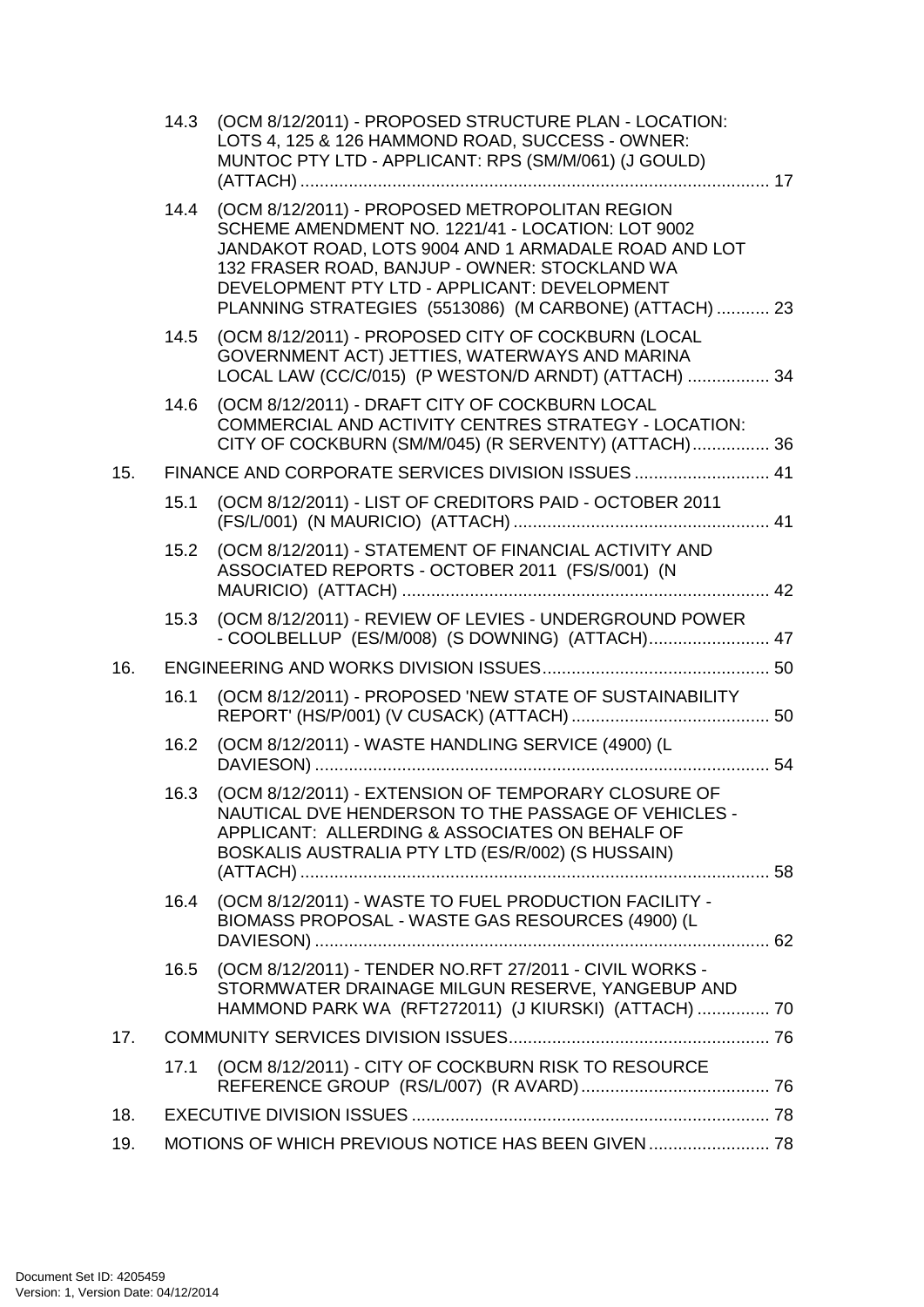14.3 (OCM 8/12/2011) - PROPOSED STRUCTURE PLAN - LOCATION: LOTS 4, 125 & 126 HAMMOND ROAD, SUCCESS - OWNER: MUNTOC PTY LTD - APPLICANT: RPS (SM/M/061) (J GOULD) (ATTACH) ........ 17

14.4 (OCM 8/12/2011) - PROPOSED METROPOLITAN REGION SCHEME AMENDMENT NO. 1221/41 - LOCATION: LOT 9002 JANDAKOT ROAD, LOTS 9004 AND 1 ARMADALE ROAD AND LOT 132 FRASER ROAD, BANJUP - OWNER: STOCKLAND WA DEVELOPMENT PTY LTD - APPLICANT: DEVELOPMENT PLANNING STRATEGIES (5513086) (M CARBONE) (ATTACH) ........ 23

14.5 (OCM 8/12/2011) - PROPOSED CITY OF COCKBURN (LOCAL GOVERNMENT ACT) JETTIES, WATERWAYS AND MARINA LOCAL LAW (CC/C/015) (P WESTON/D ARNDT) (ATTACH) ........ 34

14.6 (OCM 8/12/2011) - DRAFT CITY OF COCKBURN LOCAL COMMERCIAL AND ACTIVITY CENTRES STRATEGY - LOCATION: CITY OF COCKBURN (SM/M/045) (R SERVENTY) (ATTACH) ........ 36

15. FINANCE AND CORPORATE SERVICES DIVISION ISSUES ........ 41

15.1 (OCM 8/12/2011) - LIST OF CREDITORS PAID - OCTOBER 2011 (FS/L/001) (N MAURICIO) (ATTACH) ........ 41

15.2 (OCM 8/12/2011) - STATEMENT OF FINANCIAL ACTIVITY AND ASSOCIATED REPORTS - OCTOBER 2011 (FS/S/001) (N MAURICIO) (ATTACH) ........ 42

15.3 (OCM 8/12/2011) - REVIEW OF LEVIES - UNDERGROUND POWER - COOLBELLUP (ES/M/008) (S DOWNING) (ATTACH) ........ 47

16. ENGINEERING AND WORKS DIVISION ISSUES ........ 50

16.1 (OCM 8/12/2011) - PROPOSED 'NEW STATE OF SUSTAINABILITY REPORT' (HS/P/001) (V CUSACK) (ATTACH) ........ 50

16.2 (OCM 8/12/2011) - WASTE HANDLING SERVICE (4900) (L DAVIESON) ........ 54

16.3 (OCM 8/12/2011) - EXTENSION OF TEMPORARY CLOSURE OF NAUTICAL DVE HENDERSON TO THE PASSAGE OF VEHICLES - APPLICANT: ALLERDING & ASSOCIATES ON BEHALF OF BOSKALIS AUSTRALIA PTY LTD (ES/R/002) (S HUSSAIN) (ATTACH) ........ 58

16.4 (OCM 8/12/2011) - WASTE TO FUEL PRODUCTION FACILITY - BIOMASS PROPOSAL - WASTE GAS RESOURCES (4900) (L DAVIESON) ........ 62

16.5 (OCM 8/12/2011) - TENDER NO.RFT 27/2011 - CIVIL WORKS - STORMWATER DRAINAGE MILGUN RESERVE, YANGEBUP AND HAMMOND PARK WA (RFT272011) (J KIURSKI) (ATTACH) ........ 70

17. COMMUNITY SERVICES DIVISION ISSUES ........ 76

17.1 (OCM 8/12/2011) - CITY OF COCKBURN RISK TO RESOURCE REFERENCE GROUP (RS/L/007) (R AVARD) ........ 76

18. EXECUTIVE DIVISION ISSUES ........ 78

19. MOTIONS OF WHICH PREVIOUS NOTICE HAS BEEN GIVEN ........ 78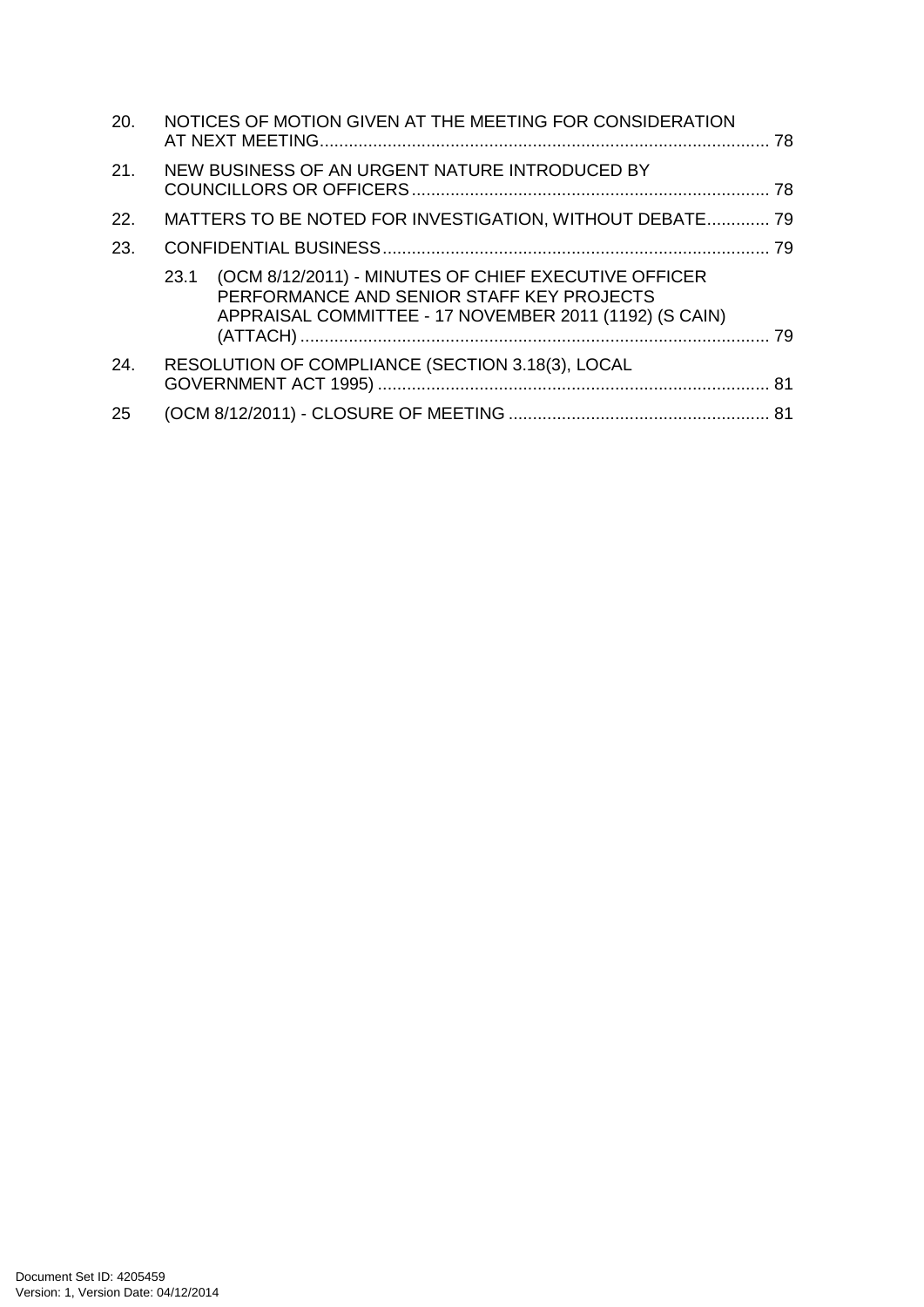20. NOTICES OF MOTION GIVEN AT THE MEETING FOR CONSIDERATION AT NEXT MEETING............................................................................................ 78

21. NEW BUSINESS OF AN URGENT NATURE INTRODUCED BY COUNCILLORS OR OFFICERS......................................................................... 78

22. MATTERS TO BE NOTED FOR INVESTIGATION, WITHOUT DEBATE............. 79

23. CONFIDENTIAL BUSINESS............................................................................... 79

    23.1 (OCM 8/12/2011) - MINUTES OF CHIEF EXECUTIVE OFFICER PERFORMANCE AND SENIOR STAFF KEY PROJECTS APPRAISAL COMMITTEE - 17 NOVEMBER 2011 (1192) (S CAIN) (ATTACH) ................................................................................................ 79

24. RESOLUTION OF COMPLIANCE (SECTION 3.18(3), LOCAL GOVERNMENT ACT 1995) ................................................................................ 81

25 (OCM 8/12/2011) - CLOSURE OF MEETING ..................................................... 81

Document Set ID: 4205459
Version: 1, Version Date: 04/12/2014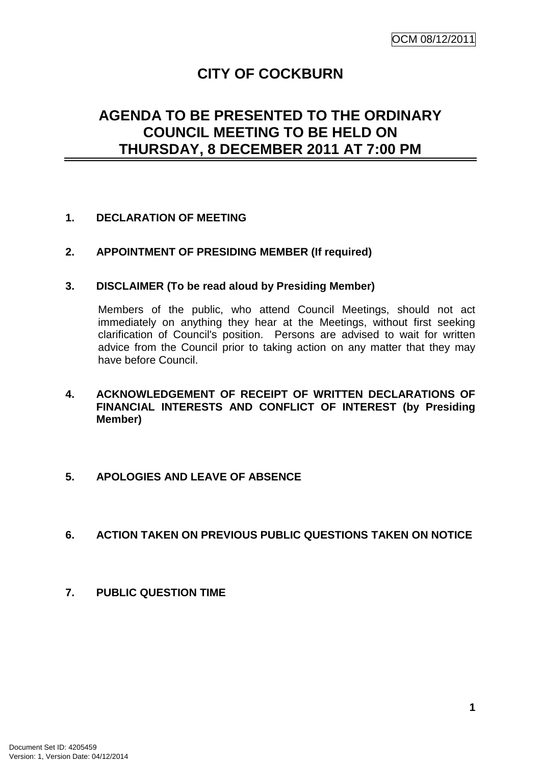# CITY OF COCKBURN

## AGENDA TO BE PRESENTED TO THE ORDINARY COUNCIL MEETING TO BE HELD ON THURSDAY, 8 DECEMBER 2011 AT 7:00 PM

**1. DECLARATION OF MEETING**

**2. APPOINTMENT OF PRESIDING MEMBER (If required)**

**3. DISCLAIMER (To be read aloud by Presiding Member)**

Members of the public, who attend Council Meetings, should not act immediately on anything they hear at the Meetings, without first seeking clarification of Council's position. Persons are advised to wait for written advice from the Council prior to taking action on any matter that they may have before Council.

**4. ACKNOWLEDGEMENT OF RECEIPT OF WRITTEN DECLARATIONS OF FINANCIAL INTERESTS AND CONFLICT OF INTEREST (by Presiding Member)**

**5. APOLOGIES AND LEAVE OF ABSENCE**

**6. ACTION TAKEN ON PREVIOUS PUBLIC QUESTIONS TAKEN ON NOTICE**

**7. PUBLIC QUESTION TIME**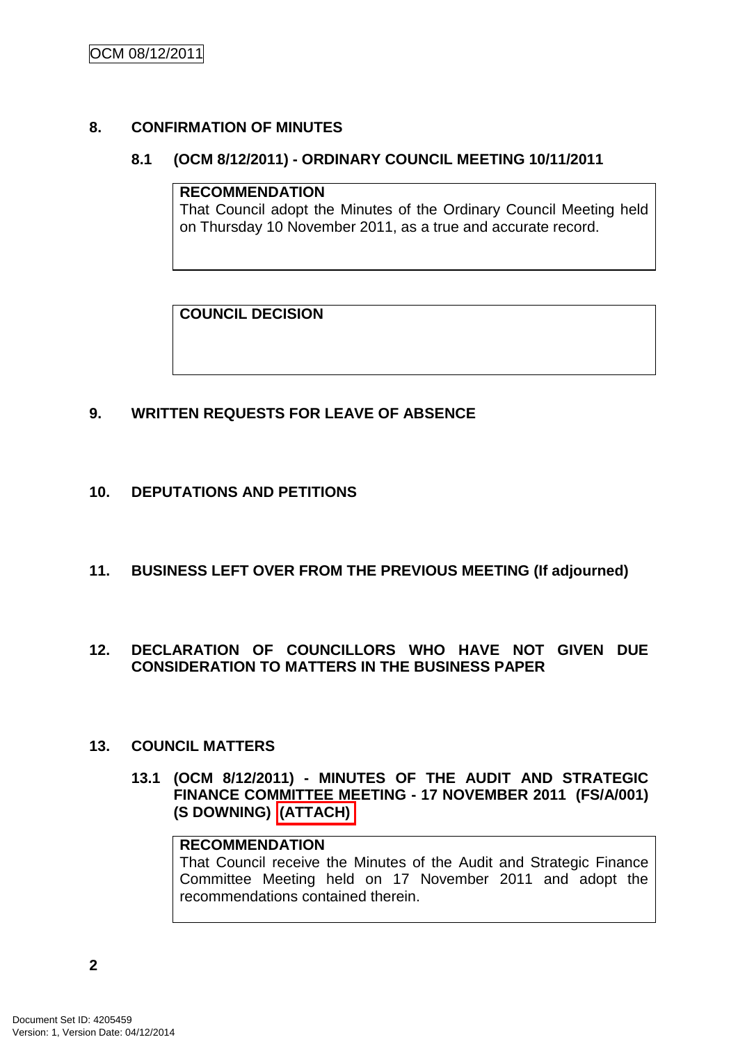## 8. CONFIRMATION OF MINUTES

### 8.1 (OCM 8/12/2011) - ORDINARY COUNCIL MEETING 10/11/2011

| **RECOMMENDATION** |
|---|
| That Council adopt the Minutes of the Ordinary Council Meeting held on Thursday 10 November 2011, as a true and accurate record. |

| **COUNCIL DECISION** |
|---|
| |

## 9. WRITTEN REQUESTS FOR LEAVE OF ABSENCE

## 10. DEPUTATIONS AND PETITIONS

## 11. BUSINESS LEFT OVER FROM THE PREVIOUS MEETING (If adjourned)

## 12. DECLARATION OF COUNCILLORS WHO HAVE NOT GIVEN DUE CONSIDERATION TO MATTERS IN THE BUSINESS PAPER

## 13. COUNCIL MATTERS

### 13.1 (OCM 8/12/2011) - MINUTES OF THE AUDIT AND STRATEGIC FINANCE COMMITTEE MEETING - 17 NOVEMBER 2011 (FS/A/001) (S DOWNING) (ATTACH)

| **RECOMMENDATION** |
|---|
| That Council receive the Minutes of the Audit and Strategic Finance Committee Meeting held on 17 November 2011 and adopt the recommendations contained therein. |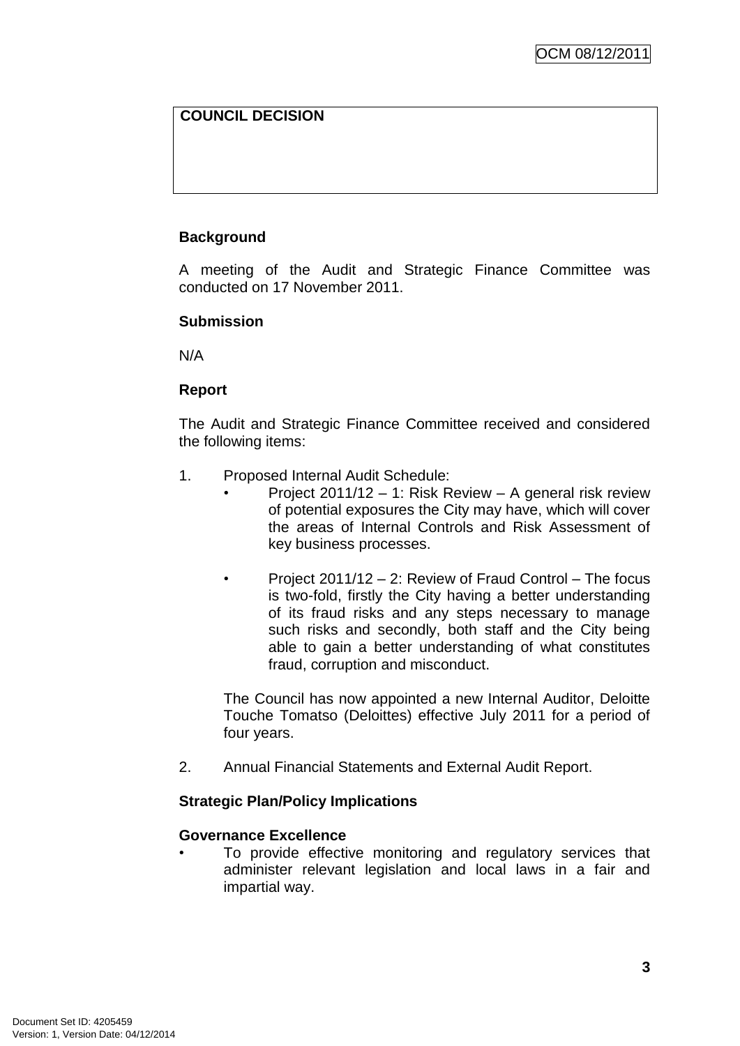| COUNCIL DECISION |
| --- |
| |

**Background**

A meeting of the Audit and Strategic Finance Committee was conducted on 17 November 2011.

**Submission**

N/A

**Report**

The Audit and Strategic Finance Committee received and considered the following items:

1. Proposed Internal Audit Schedule:
   - Project 2011/12 – 1: Risk Review – A general risk review of potential exposures the City may have, which will cover the areas of Internal Controls and Risk Assessment of key business processes.

   - Project 2011/12 – 2: Review of Fraud Control – The focus is two-fold, firstly the City having a better understanding of its fraud risks and any steps necessary to manage such risks and secondly, both staff and the City being able to gain a better understanding of what constitutes fraud, corruption and misconduct.

   The Council has now appointed a new Internal Auditor, Deloitte Touche Tomatso (Deloittes) effective July 2011 for a period of four years.

2. Annual Financial Statements and External Audit Report.

**Strategic Plan/Policy Implications**

**Governance Excellence**

- To provide effective monitoring and regulatory services that administer relevant legislation and local laws in a fair and impartial way.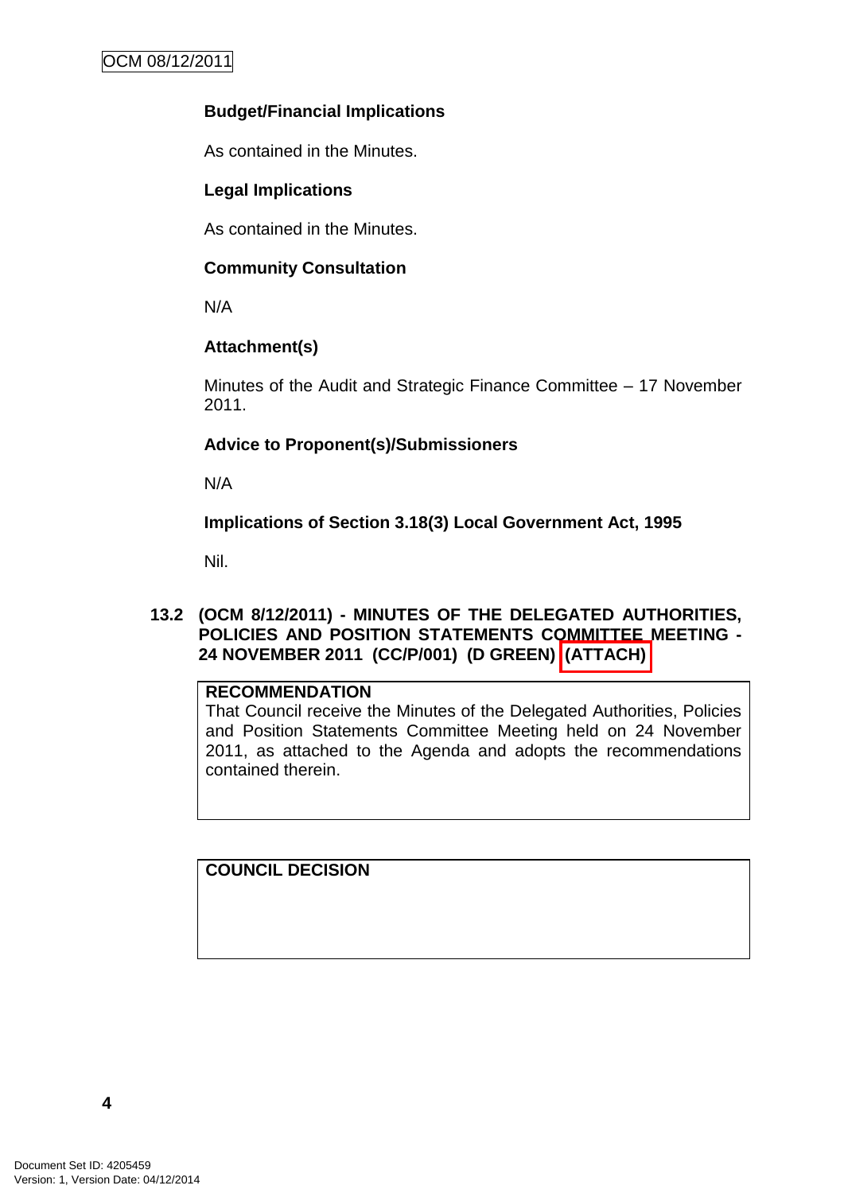**Budget/Financial Implications**

As contained in the Minutes.

**Legal Implications**

As contained in the Minutes.

**Community Consultation**

N/A

**Attachment(s)**

Minutes of the Audit and Strategic Finance Committee – 17 November 2011.

**Advice to Proponent(s)/Submissioners**

N/A

**Implications of Section 3.18(3) Local Government Act, 1995**

Nil.

### 13.2 (OCM 8/12/2011) - MINUTES OF THE DELEGATED AUTHORITIES, POLICIES AND POSITION STATEMENTS COMMITTEE MEETING - 24 NOVEMBER 2011 (CC/P/001) (D GREEN) (ATTACH)

**RECOMMENDATION**

That Council receive the Minutes of the Delegated Authorities, Policies and Position Statements Committee Meeting held on 24 November 2011, as attached to the Agenda and adopts the recommendations contained therein.

**COUNCIL DECISION**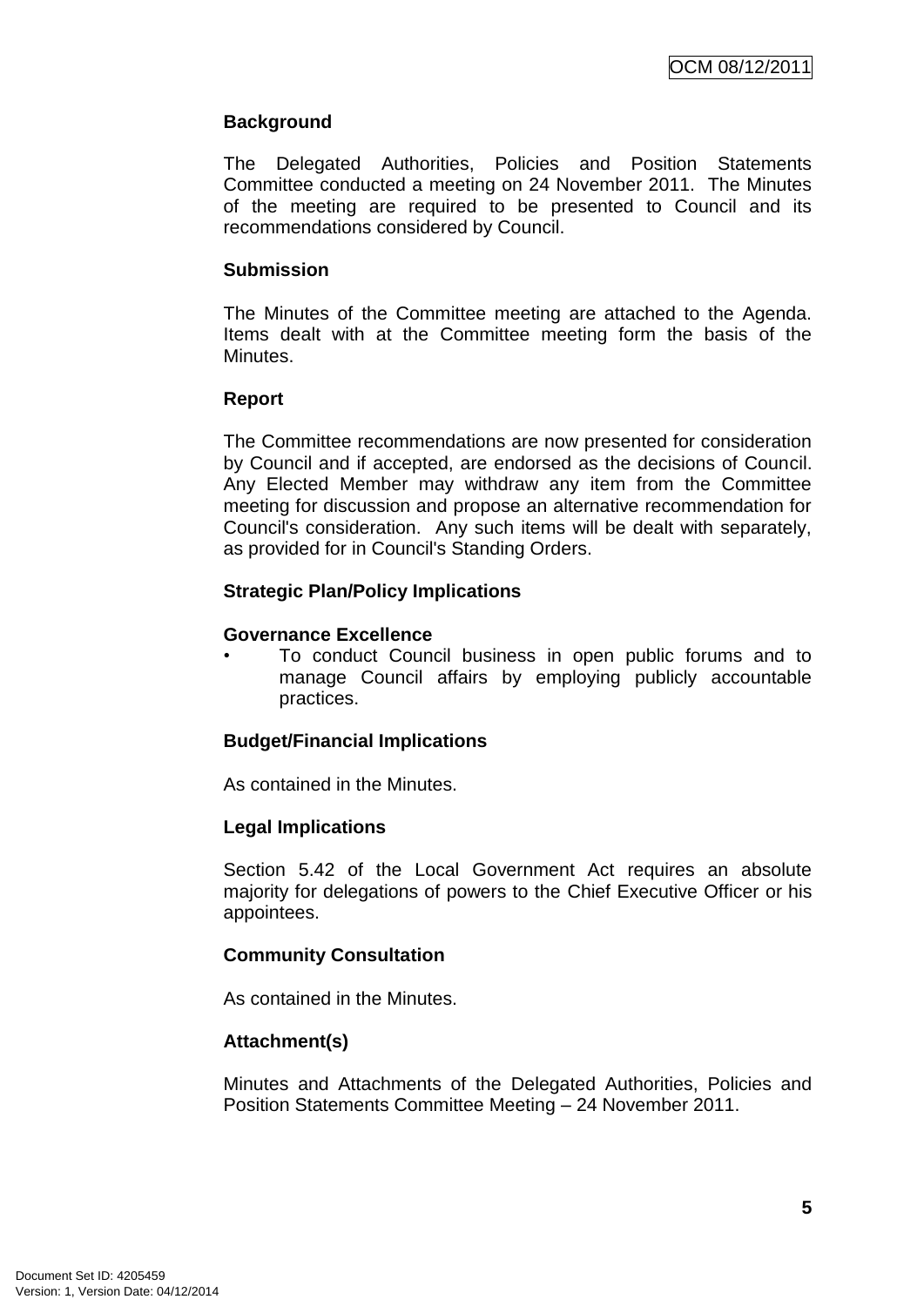**Background**

The Delegated Authorities, Policies and Position Statements Committee conducted a meeting on 24 November 2011. The Minutes of the meeting are required to be presented to Council and its recommendations considered by Council.

**Submission**

The Minutes of the Committee meeting are attached to the Agenda. Items dealt with at the Committee meeting form the basis of the Minutes.

**Report**

The Committee recommendations are now presented for consideration by Council and if accepted, are endorsed as the decisions of Council. Any Elected Member may withdraw any item from the Committee meeting for discussion and propose an alternative recommendation for Council's consideration. Any such items will be dealt with separately, as provided for in Council's Standing Orders.

**Strategic Plan/Policy Implications**

**Governance Excellence**

- To conduct Council business in open public forums and to manage Council affairs by employing publicly accountable practices.

**Budget/Financial Implications**

As contained in the Minutes.

**Legal Implications**

Section 5.42 of the Local Government Act requires an absolute majority for delegations of powers to the Chief Executive Officer or his appointees.

**Community Consultation**

As contained in the Minutes.

**Attachment(s)**

Minutes and Attachments of the Delegated Authorities, Policies and Position Statements Committee Meeting – 24 November 2011.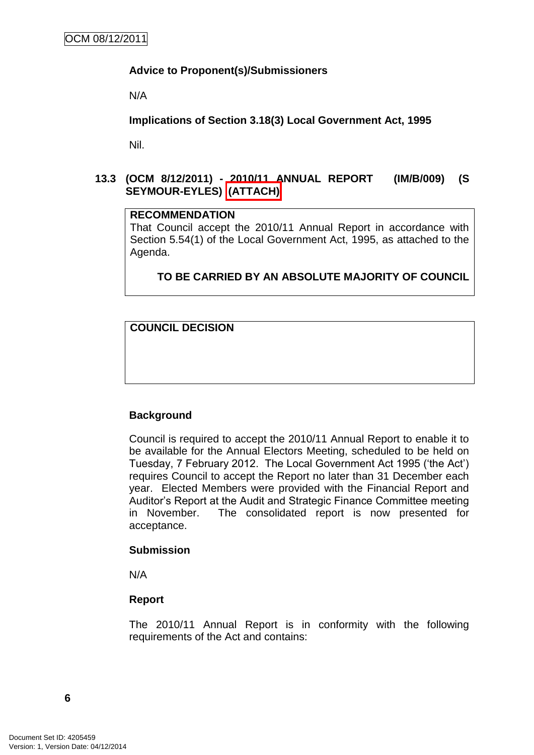**Advice to Proponent(s)/Submissioners**

N/A

**Implications of Section 3.18(3) Local Government Act, 1995**

Nil.

### 13.3 (OCM 8/12/2011) - 2010/11 ANNUAL REPORT (IM/B/009) (S SEYMOUR-EYLES) (ATTACH)

**RECOMMENDATION**

That Council accept the 2010/11 Annual Report in accordance with Section 5.54(1) of the Local Government Act, 1995, as attached to the Agenda.

**TO BE CARRIED BY AN ABSOLUTE MAJORITY OF COUNCIL**

**COUNCIL DECISION**

**Background**

Council is required to accept the 2010/11 Annual Report to enable it to be available for the Annual Electors Meeting, scheduled to be held on Tuesday, 7 February 2012. The Local Government Act 1995 ('the Act') requires Council to accept the Report no later than 31 December each year. Elected Members were provided with the Financial Report and Auditor's Report at the Audit and Strategic Finance Committee meeting in November. The consolidated report is now presented for acceptance.

**Submission**

N/A

**Report**

The 2010/11 Annual Report is in conformity with the following requirements of the Act and contains: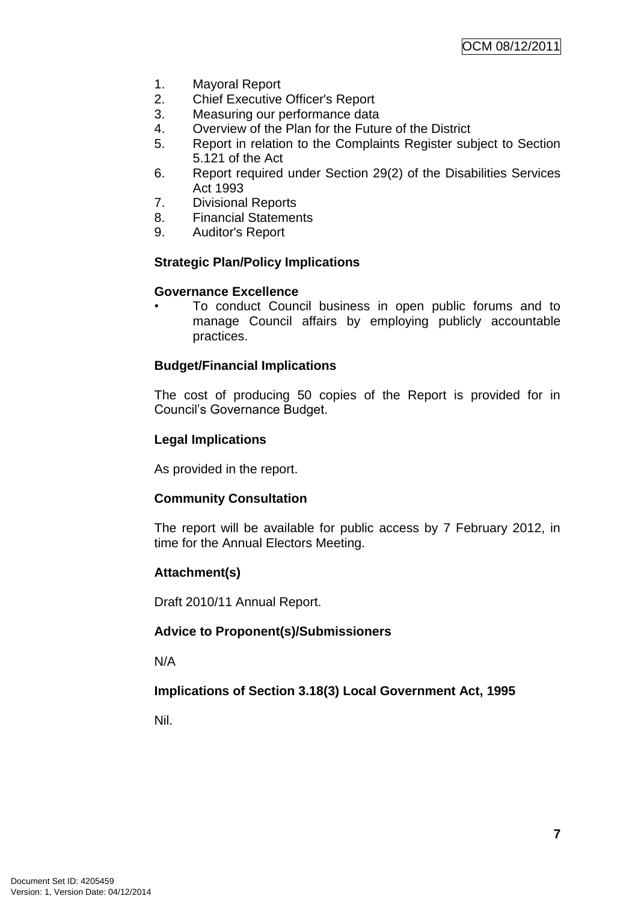1. Mayoral Report
2. Chief Executive Officer's Report
3. Measuring our performance data
4. Overview of the Plan for the Future of the District
5. Report in relation to the Complaints Register subject to Section 5.121 of the Act
6. Report required under Section 29(2) of the Disabilities Services Act 1993
7. Divisional Reports
8. Financial Statements
9. Auditor's Report

**Strategic Plan/Policy Implications**

**Governance Excellence**

- To conduct Council business in open public forums and to manage Council affairs by employing publicly accountable practices.

**Budget/Financial Implications**

The cost of producing 50 copies of the Report is provided for in Council's Governance Budget.

**Legal Implications**

As provided in the report.

**Community Consultation**

The report will be available for public access by 7 February 2012, in time for the Annual Electors Meeting.

**Attachment(s)**

Draft 2010/11 Annual Report.

**Advice to Proponent(s)/Submissioners**

N/A

**Implications of Section 3.18(3) Local Government Act, 1995**

Nil.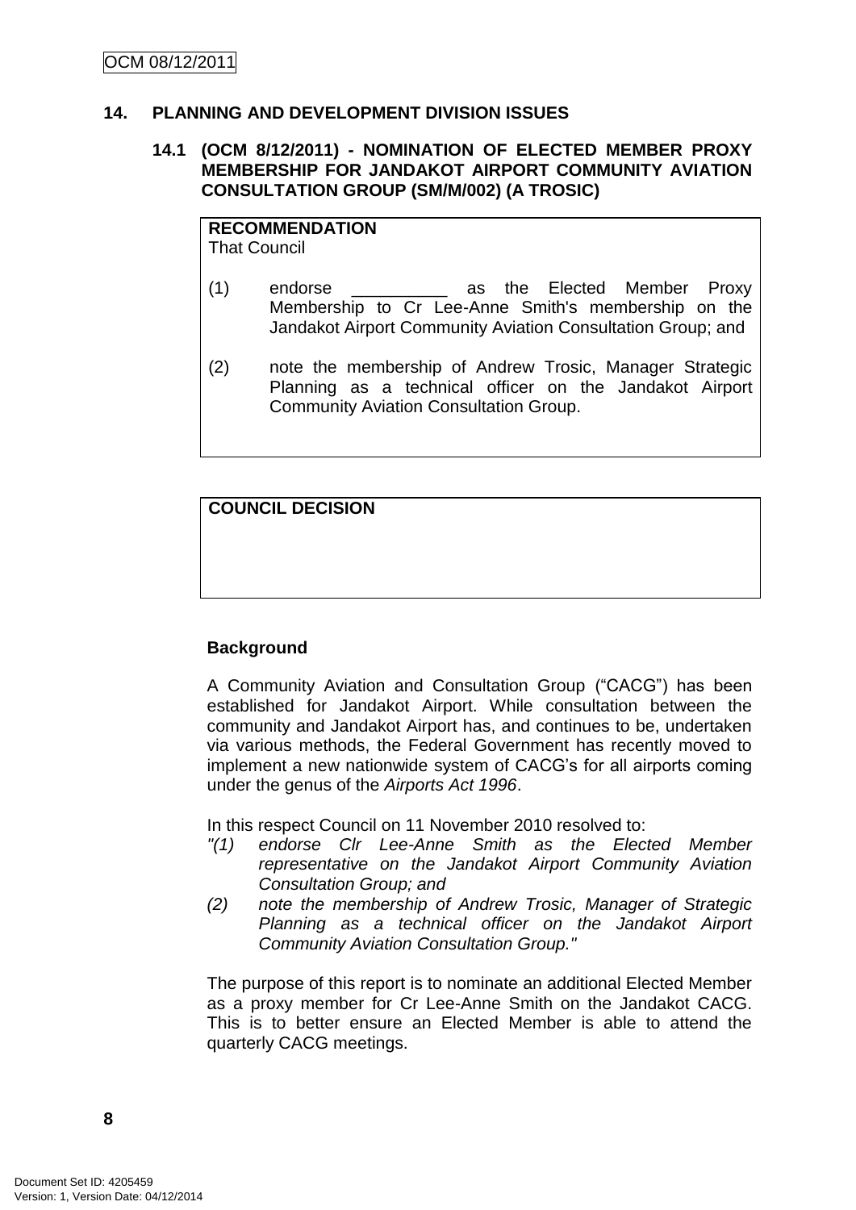## 14. PLANNING AND DEVELOPMENT DIVISION ISSUES

### 14.1 (OCM 8/12/2011) - NOMINATION OF ELECTED MEMBER PROXY MEMBERSHIP FOR JANDAKOT AIRPORT COMMUNITY AVIATION CONSULTATION GROUP (SM/M/002) (A TROSIC)

**RECOMMENDATION**
That Council

(1) endorse __________ as the Elected Member Proxy Membership to Cr Lee-Anne Smith's membership on the Jandakot Airport Community Aviation Consultation Group; and

(2) note the membership of Andrew Trosic, Manager Strategic Planning as a technical officer on the Jandakot Airport Community Aviation Consultation Group.

**COUNCIL DECISION**

**Background**

A Community Aviation and Consultation Group ("CACG") has been established for Jandakot Airport. While consultation between the community and Jandakot Airport has, and continues to be, undertaken via various methods, the Federal Government has recently moved to implement a new nationwide system of CACG's for all airports coming under the genus of the *Airports Act 1996*.

In this respect Council on 11 November 2010 resolved to:

*"(1) endorse Clr Lee-Anne Smith as the Elected Member representative on the Jandakot Airport Community Aviation Consultation Group; and*

*(2) note the membership of Andrew Trosic, Manager of Strategic Planning as a technical officer on the Jandakot Airport Community Aviation Consultation Group."*

The purpose of this report is to nominate an additional Elected Member as a proxy member for Cr Lee-Anne Smith on the Jandakot CACG. This is to better ensure an Elected Member is able to attend the quarterly CACG meetings.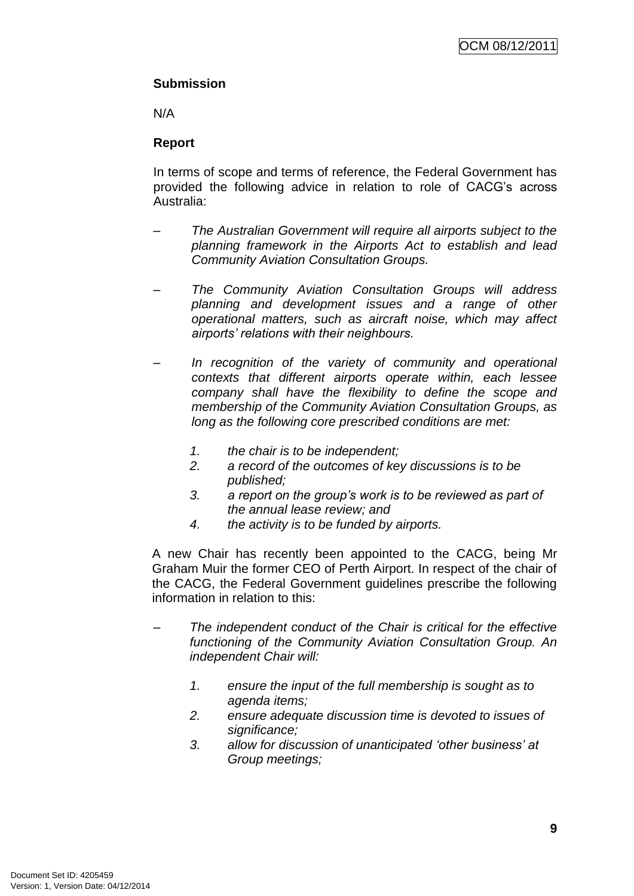**Submission**

N/A

**Report**

In terms of scope and terms of reference, the Federal Government has provided the following advice in relation to role of CACG's across Australia:

– *The Australian Government will require all airports subject to the planning framework in the Airports Act to establish and lead Community Aviation Consultation Groups.*

– *The Community Aviation Consultation Groups will address planning and development issues and a range of other operational matters, such as aircraft noise, which may affect airports' relations with their neighbours.*

– *In recognition of the variety of community and operational contexts that different airports operate within, each lessee company shall have the flexibility to define the scope and membership of the Community Aviation Consultation Groups, as long as the following core prescribed conditions are met:*

  1. *the chair is to be independent;*
  2. *a record of the outcomes of key discussions is to be published;*
  3. *a report on the group's work is to be reviewed as part of the annual lease review; and*
  4. *the activity is to be funded by airports.*

A new Chair has recently been appointed to the CACG, being Mr Graham Muir the former CEO of Perth Airport. In respect of the chair of the CACG, the Federal Government guidelines prescribe the following information in relation to this:

– *The independent conduct of the Chair is critical for the effective functioning of the Community Aviation Consultation Group. An independent Chair will:*

  1. *ensure the input of the full membership is sought as to agenda items;*
  2. *ensure adequate discussion time is devoted to issues of significance;*
  3. *allow for discussion of unanticipated 'other business' at Group meetings;*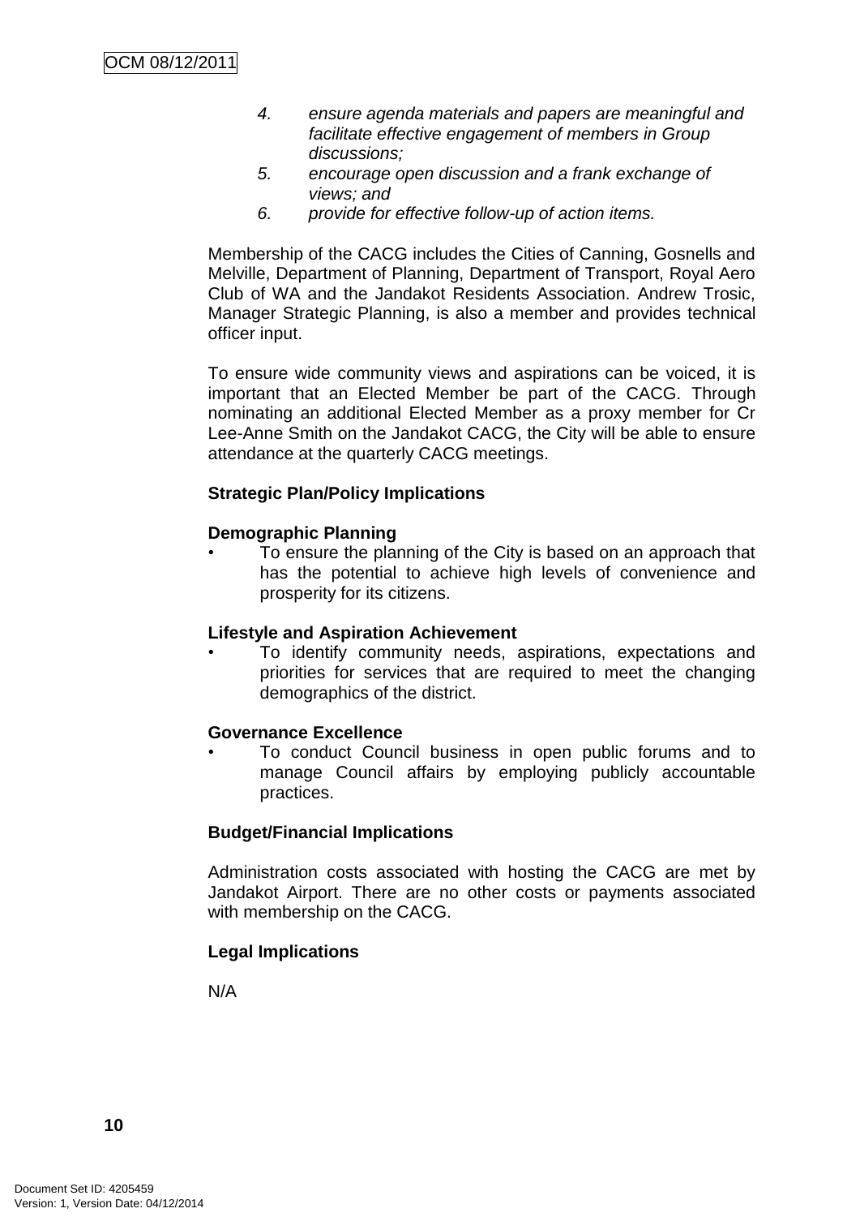4. *ensure agenda materials and papers are meaningful and facilitate effective engagement of members in Group discussions;*
5. *encourage open discussion and a frank exchange of views; and*
6. *provide for effective follow-up of action items.*

Membership of the CACG includes the Cities of Canning, Gosnells and Melville, Department of Planning, Department of Transport, Royal Aero Club of WA and the Jandakot Residents Association. Andrew Trosic, Manager Strategic Planning, is also a member and provides technical officer input.

To ensure wide community views and aspirations can be voiced, it is important that an Elected Member be part of the CACG. Through nominating an additional Elected Member as a proxy member for Cr Lee-Anne Smith on the Jandakot CACG, the City will be able to ensure attendance at the quarterly CACG meetings.

**Strategic Plan/Policy Implications**

**Demographic Planning**

- To ensure the planning of the City is based on an approach that has the potential to achieve high levels of convenience and prosperity for its citizens.

**Lifestyle and Aspiration Achievement**

- To identify community needs, aspirations, expectations and priorities for services that are required to meet the changing demographics of the district.

**Governance Excellence**

- To conduct Council business in open public forums and to manage Council affairs by employing publicly accountable practices.

**Budget/Financial Implications**

Administration costs associated with hosting the CACG are met by Jandakot Airport. There are no other costs or payments associated with membership on the CACG.

**Legal Implications**

N/A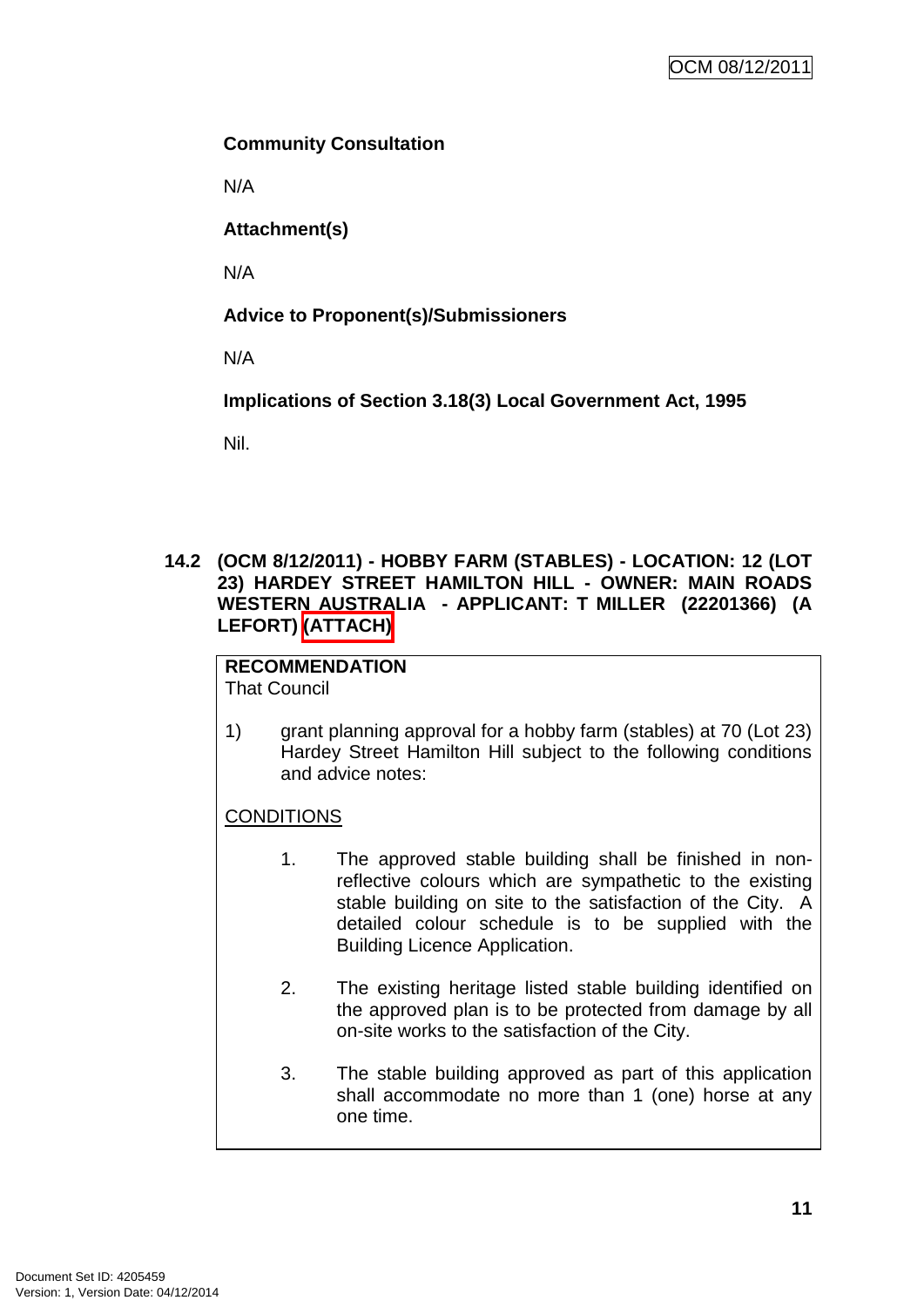**Community Consultation**

N/A

**Attachment(s)**

N/A

**Advice to Proponent(s)/Submissioners**

N/A

**Implications of Section 3.18(3) Local Government Act, 1995**

Nil.

**14.2 (OCM 8/12/2011) - HOBBY FARM (STABLES) - LOCATION: 12 (LOT 23) HARDEY STREET HAMILTON HILL - OWNER: MAIN ROADS WESTERN AUSTRALIA - APPLICANT: T MILLER (22201366) (A LEFORT) (ATTACH)**

**RECOMMENDATION**
That Council

1) grant planning approval for a hobby farm (stables) at 70 (Lot 23) Hardey Street Hamilton Hill subject to the following conditions and advice notes:

CONDITIONS

1. The approved stable building shall be finished in non-reflective colours which are sympathetic to the existing stable building on site to the satisfaction of the City. A detailed colour schedule is to be supplied with the Building Licence Application.

2. The existing heritage listed stable building identified on the approved plan is to be protected from damage by all on-site works to the satisfaction of the City.

3. The stable building approved as part of this application shall accommodate no more than 1 (one) horse at any one time.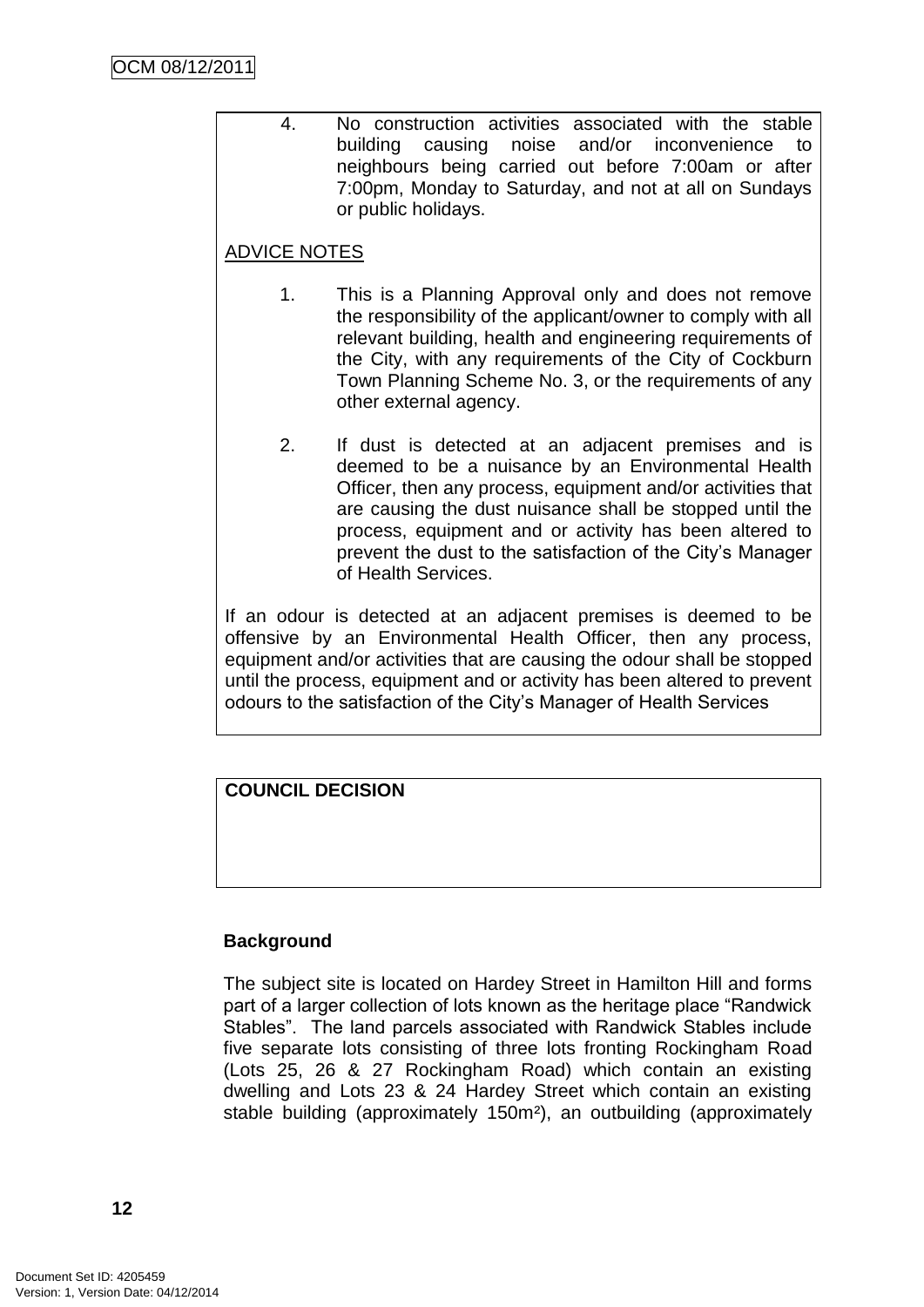4. No construction activities associated with the stable building causing noise and/or inconvenience to neighbours being carried out before 7:00am or after 7:00pm, Monday to Saturday, and not at all on Sundays or public holidays.

ADVICE NOTES

1. This is a Planning Approval only and does not remove the responsibility of the applicant/owner to comply with all relevant building, health and engineering requirements of the City, with any requirements of the City of Cockburn Town Planning Scheme No. 3, or the requirements of any other external agency.

2. If dust is detected at an adjacent premises and is deemed to be a nuisance by an Environmental Health Officer, then any process, equipment and/or activities that are causing the dust nuisance shall be stopped until the process, equipment and or activity has been altered to prevent the dust to the satisfaction of the City's Manager of Health Services.

If an odour is detected at an adjacent premises is deemed to be offensive by an Environmental Health Officer, then any process, equipment and/or activities that are causing the odour shall be stopped until the process, equipment and or activity has been altered to prevent odours to the satisfaction of the City's Manager of Health Services

**COUNCIL DECISION**

**Background**

The subject site is located on Hardey Street in Hamilton Hill and forms part of a larger collection of lots known as the heritage place "Randwick Stables". The land parcels associated with Randwick Stables include five separate lots consisting of three lots fronting Rockingham Road (Lots 25, 26 & 27 Rockingham Road) which contain an existing dwelling and Lots 23 & 24 Hardey Street which contain an existing stable building (approximately 150m²), an outbuilding (approximately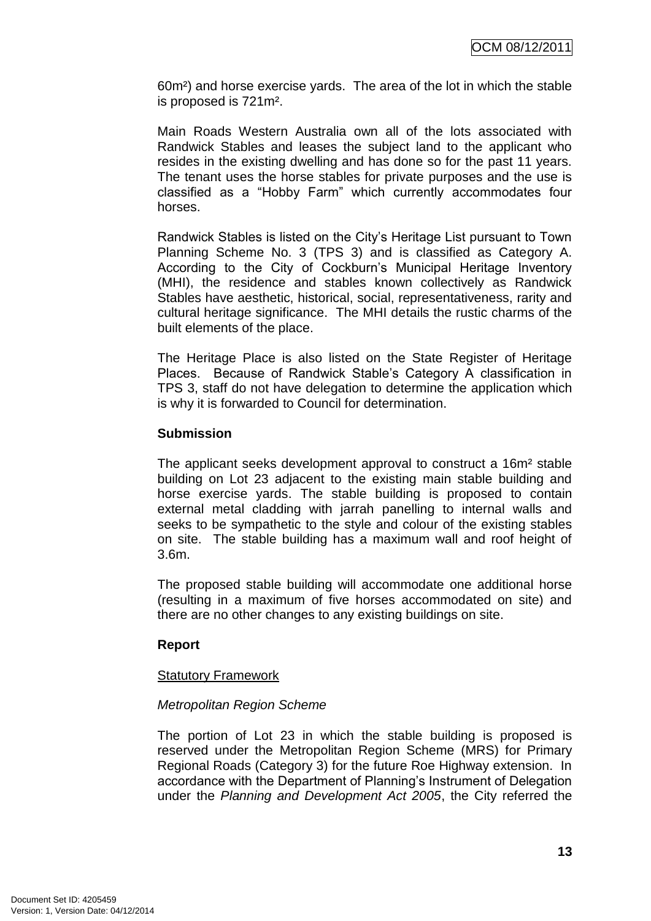60m²) and horse exercise yards. The area of the lot in which the stable is proposed is 721m².

Main Roads Western Australia own all of the lots associated with Randwick Stables and leases the subject land to the applicant who resides in the existing dwelling and has done so for the past 11 years. The tenant uses the horse stables for private purposes and the use is classified as a "Hobby Farm" which currently accommodates four horses.

Randwick Stables is listed on the City's Heritage List pursuant to Town Planning Scheme No. 3 (TPS 3) and is classified as Category A. According to the City of Cockburn's Municipal Heritage Inventory (MHI), the residence and stables known collectively as Randwick Stables have aesthetic, historical, social, representativeness, rarity and cultural heritage significance. The MHI details the rustic charms of the built elements of the place.

The Heritage Place is also listed on the State Register of Heritage Places. Because of Randwick Stable's Category A classification in TPS 3, staff do not have delegation to determine the application which is why it is forwarded to Council for determination.

**Submission**

The applicant seeks development approval to construct a 16m² stable building on Lot 23 adjacent to the existing main stable building and horse exercise yards. The stable building is proposed to contain external metal cladding with jarrah panelling to internal walls and seeks to be sympathetic to the style and colour of the existing stables on site. The stable building has a maximum wall and roof height of 3.6m.

The proposed stable building will accommodate one additional horse (resulting in a maximum of five horses accommodated on site) and there are no other changes to any existing buildings on site.

**Report**

<u>Statutory Framework</u>

*Metropolitan Region Scheme*

The portion of Lot 23 in which the stable building is proposed is reserved under the Metropolitan Region Scheme (MRS) for Primary Regional Roads (Category 3) for the future Roe Highway extension. In accordance with the Department of Planning's Instrument of Delegation under the *Planning and Development Act 2005*, the City referred the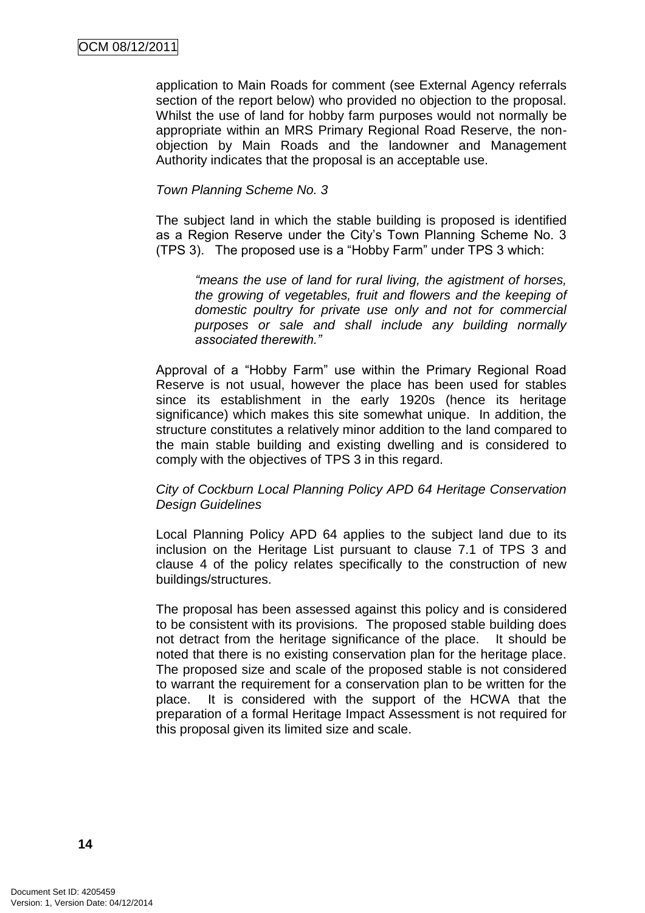application to Main Roads for comment (see External Agency referrals section of the report below) who provided no objection to the proposal. Whilst the use of land for hobby farm purposes would not normally be appropriate within an MRS Primary Regional Road Reserve, the non-objection by Main Roads and the landowner and Management Authority indicates that the proposal is an acceptable use.

*Town Planning Scheme No. 3*

The subject land in which the stable building is proposed is identified as a Region Reserve under the City's Town Planning Scheme No. 3 (TPS 3). The proposed use is a "Hobby Farm" under TPS 3 which:

> *"means the use of land for rural living, the agistment of horses, the growing of vegetables, fruit and flowers and the keeping of domestic poultry for private use only and not for commercial purposes or sale and shall include any building normally associated therewith."*

Approval of a "Hobby Farm" use within the Primary Regional Road Reserve is not usual, however the place has been used for stables since its establishment in the early 1920s (hence its heritage significance) which makes this site somewhat unique. In addition, the structure constitutes a relatively minor addition to the land compared to the main stable building and existing dwelling and is considered to comply with the objectives of TPS 3 in this regard.

*City of Cockburn Local Planning Policy APD 64 Heritage Conservation Design Guidelines*

Local Planning Policy APD 64 applies to the subject land due to its inclusion on the Heritage List pursuant to clause 7.1 of TPS 3 and clause 4 of the policy relates specifically to the construction of new buildings/structures.

The proposal has been assessed against this policy and is considered to be consistent with its provisions. The proposed stable building does not detract from the heritage significance of the place. It should be noted that there is no existing conservation plan for the heritage place. The proposed size and scale of the proposed stable is not considered to warrant the requirement for a conservation plan to be written for the place. It is considered with the support of the HCWA that the preparation of a formal Heritage Impact Assessment is not required for this proposal given its limited size and scale.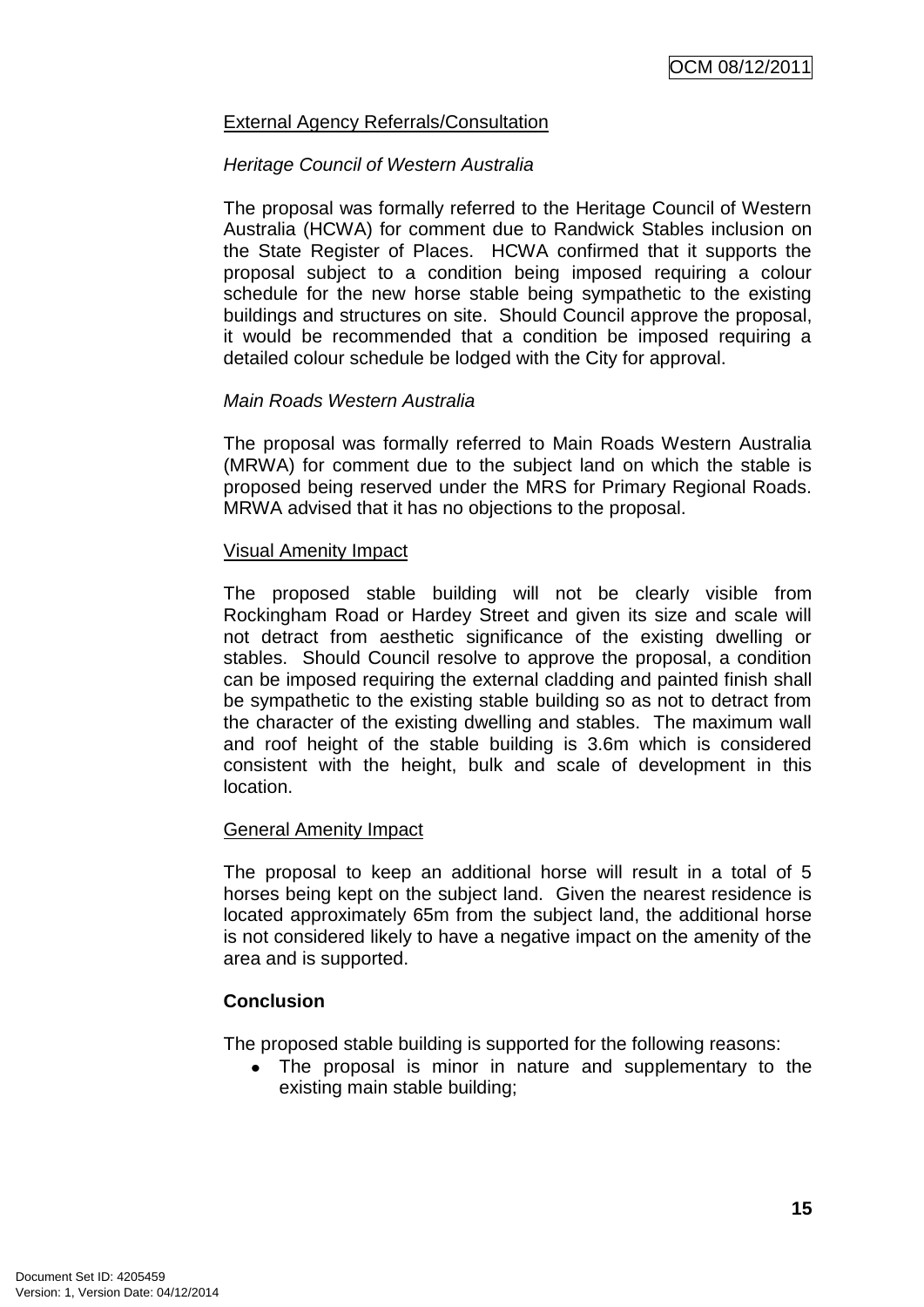External Agency Referrals/Consultation

*Heritage Council of Western Australia*

The proposal was formally referred to the Heritage Council of Western Australia (HCWA) for comment due to Randwick Stables inclusion on the State Register of Places. HCWA confirmed that it supports the proposal subject to a condition being imposed requiring a colour schedule for the new horse stable being sympathetic to the existing buildings and structures on site. Should Council approve the proposal, it would be recommended that a condition be imposed requiring a detailed colour schedule be lodged with the City for approval.

*Main Roads Western Australia*

The proposal was formally referred to Main Roads Western Australia (MRWA) for comment due to the subject land on which the stable is proposed being reserved under the MRS for Primary Regional Roads. MRWA advised that it has no objections to the proposal.

Visual Amenity Impact

The proposed stable building will not be clearly visible from Rockingham Road or Hardey Street and given its size and scale will not detract from aesthetic significance of the existing dwelling or stables. Should Council resolve to approve the proposal, a condition can be imposed requiring the external cladding and painted finish shall be sympathetic to the existing stable building so as not to detract from the character of the existing dwelling and stables. The maximum wall and roof height of the stable building is 3.6m which is considered consistent with the height, bulk and scale of development in this location.

General Amenity Impact

The proposal to keep an additional horse will result in a total of 5 horses being kept on the subject land. Given the nearest residence is located approximately 65m from the subject land, the additional horse is not considered likely to have a negative impact on the amenity of the area and is supported.

**Conclusion**

The proposed stable building is supported for the following reasons:

- The proposal is minor in nature and supplementary to the existing main stable building;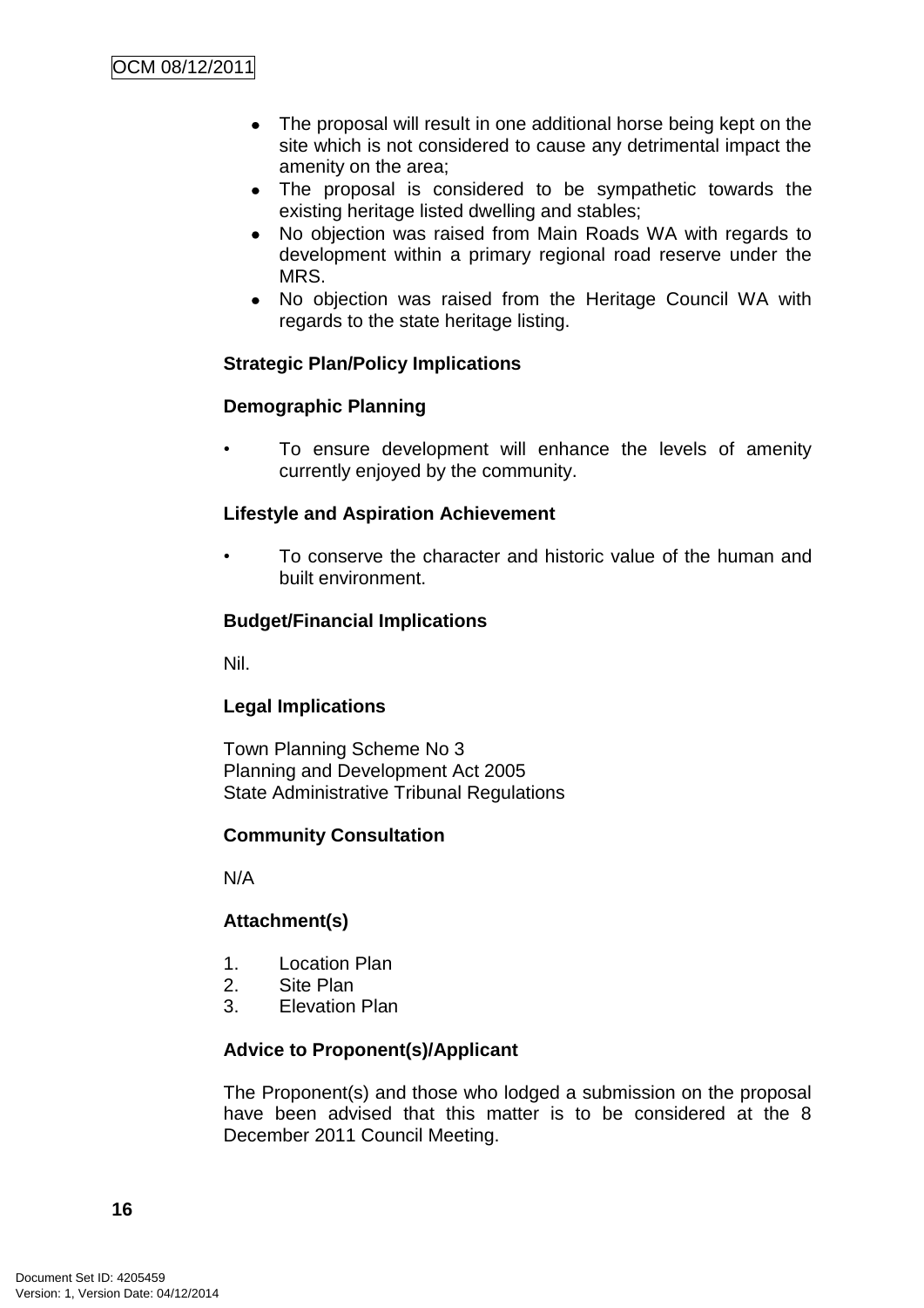- The proposal will result in one additional horse being kept on the site which is not considered to cause any detrimental impact the amenity on the area;
- The proposal is considered to be sympathetic towards the existing heritage listed dwelling and stables;
- No objection was raised from Main Roads WA with regards to development within a primary regional road reserve under the MRS.
- No objection was raised from the Heritage Council WA with regards to the state heritage listing.

**Strategic Plan/Policy Implications**

**Demographic Planning**

- To ensure development will enhance the levels of amenity currently enjoyed by the community.

**Lifestyle and Aspiration Achievement**

- To conserve the character and historic value of the human and built environment.

**Budget/Financial Implications**

Nil.

**Legal Implications**

Town Planning Scheme No 3
Planning and Development Act 2005
State Administrative Tribunal Regulations

**Community Consultation**

N/A

**Attachment(s)**

1. Location Plan
2. Site Plan
3. Elevation Plan

**Advice to Proponent(s)/Applicant**

The Proponent(s) and those who lodged a submission on the proposal have been advised that this matter is to be considered at the 8 December 2011 Council Meeting.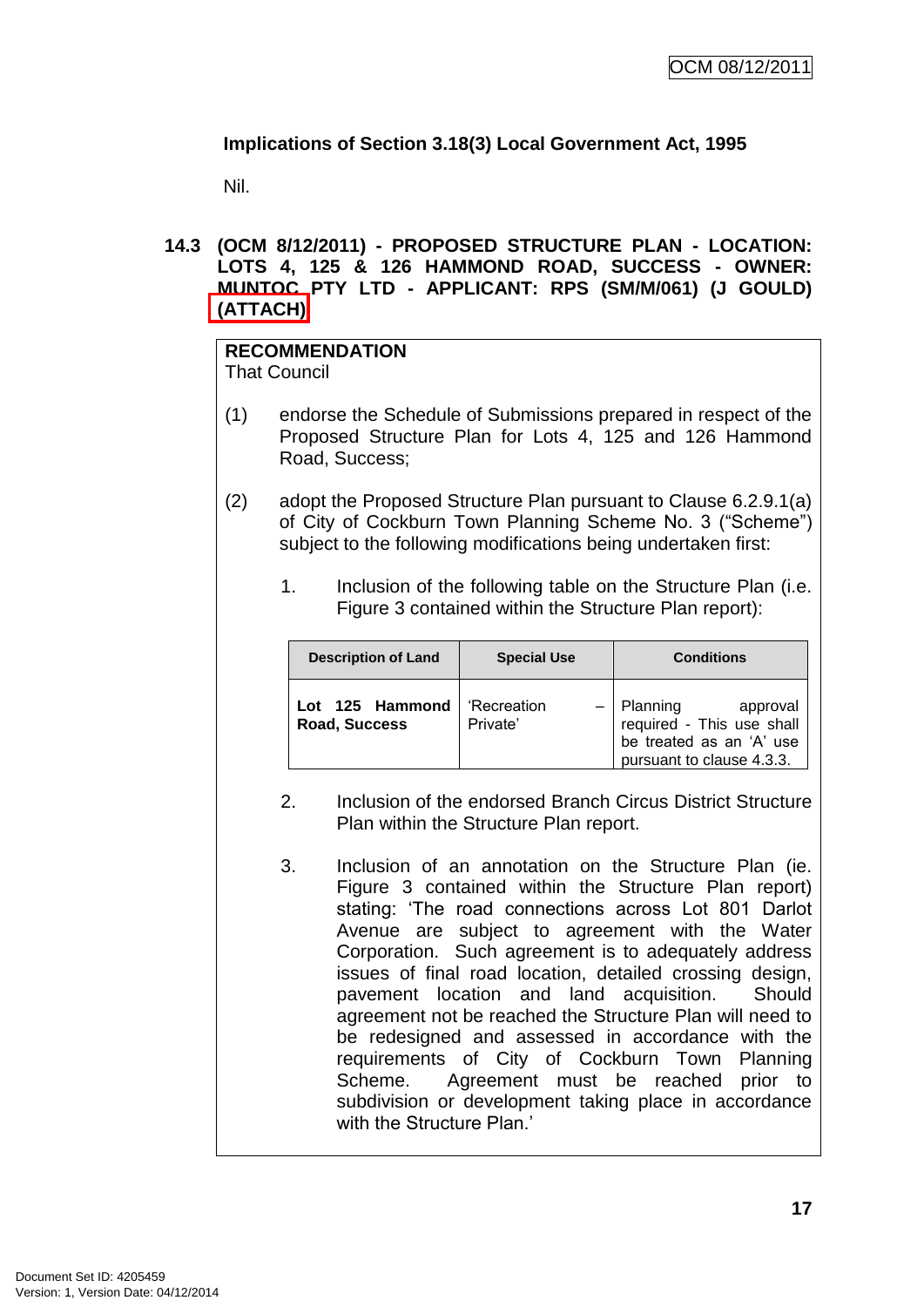**Implications of Section 3.18(3) Local Government Act, 1995**

Nil.

### 14.3 (OCM 8/12/2011) - PROPOSED STRUCTURE PLAN - LOCATION: LOTS 4, 125 & 126 HAMMOND ROAD, SUCCESS - OWNER: MUNTOC PTY LTD - APPLICANT: RPS (SM/M/061) (J GOULD) (ATTACH)

**RECOMMENDATION**
That Council

(1) endorse the Schedule of Submissions prepared in respect of the Proposed Structure Plan for Lots 4, 125 and 126 Hammond Road, Success;

(2) adopt the Proposed Structure Plan pursuant to Clause 6.2.9.1(a) of City of Cockburn Town Planning Scheme No. 3 ("Scheme") subject to the following modifications being undertaken first:

1. Inclusion of the following table on the Structure Plan (i.e. Figure 3 contained within the Structure Plan report):

| Description of Land | Special Use | Conditions |
|---|---|---|
| **Lot 125 Hammond Road, Success** | 'Recreation – Private' | Planning approval required - This use shall be treated as an 'A' use pursuant to clause 4.3.3. |

2. Inclusion of the endorsed Branch Circus District Structure Plan within the Structure Plan report.

3. Inclusion of an annotation on the Structure Plan (ie. Figure 3 contained within the Structure Plan report) stating: 'The road connections across Lot 801 Darlot Avenue are subject to agreement with the Water Corporation. Such agreement is to adequately address issues of final road location, detailed crossing design, pavement location and land acquisition. Should agreement not be reached the Structure Plan will need to be redesigned and assessed in accordance with the requirements of City of Cockburn Town Planning Scheme. Agreement must be reached prior to subdivision or development taking place in accordance with the Structure Plan.'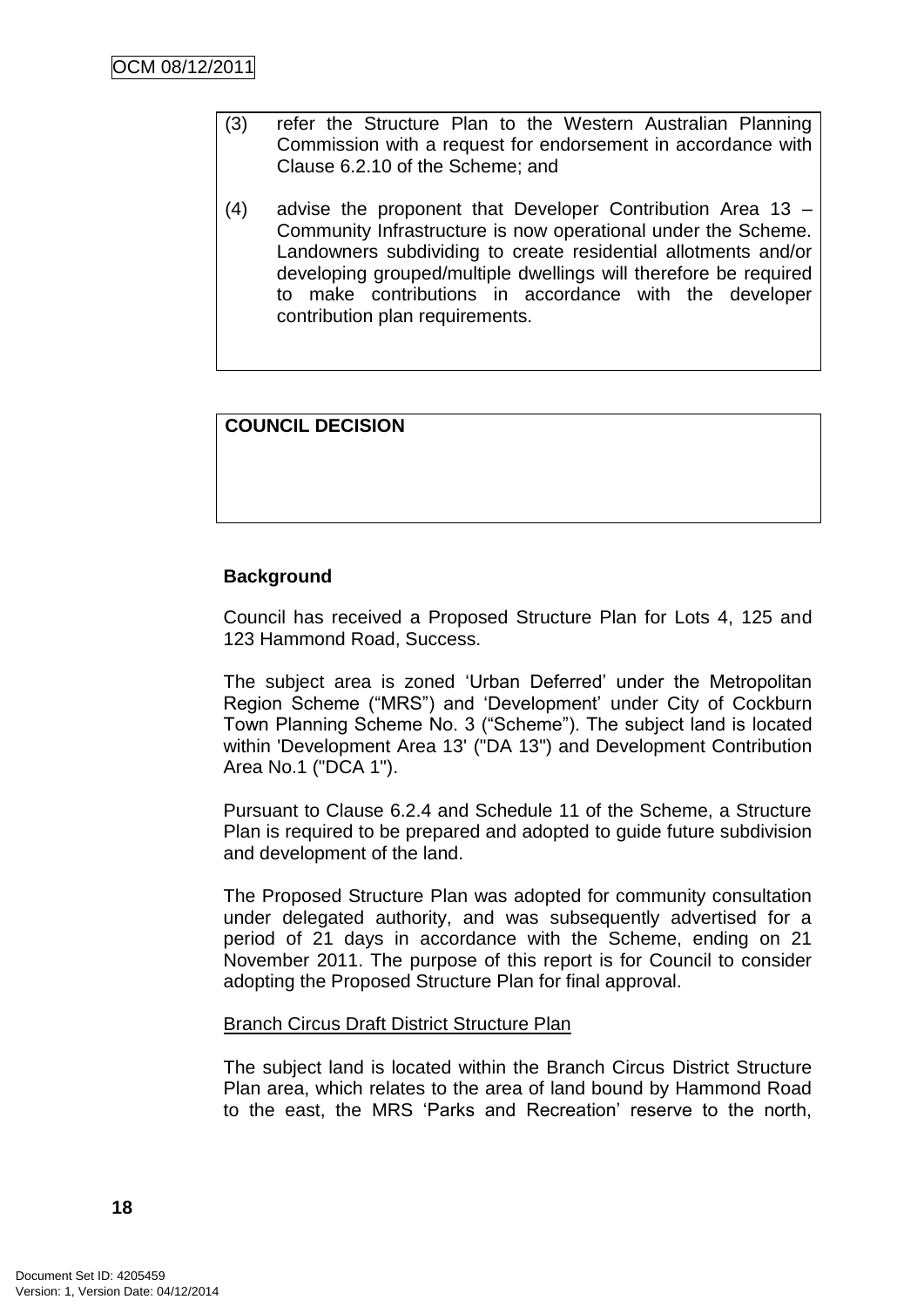(3) refer the Structure Plan to the Western Australian Planning Commission with a request for endorsement in accordance with Clause 6.2.10 of the Scheme; and

(4) advise the proponent that Developer Contribution Area 13 – Community Infrastructure is now operational under the Scheme. Landowners subdividing to create residential allotments and/or developing grouped/multiple dwellings will therefore be required to make contributions in accordance with the developer contribution plan requirements.

**COUNCIL DECISION**

**Background**

Council has received a Proposed Structure Plan for Lots 4, 125 and 123 Hammond Road, Success.

The subject area is zoned 'Urban Deferred' under the Metropolitan Region Scheme ("MRS") and 'Development' under City of Cockburn Town Planning Scheme No. 3 ("Scheme"). The subject land is located within 'Development Area 13' ("DA 13") and Development Contribution Area No.1 ("DCA 1").

Pursuant to Clause 6.2.4 and Schedule 11 of the Scheme, a Structure Plan is required to be prepared and adopted to guide future subdivision and development of the land.

The Proposed Structure Plan was adopted for community consultation under delegated authority, and was subsequently advertised for a period of 21 days in accordance with the Scheme, ending on 21 November 2011. The purpose of this report is for Council to consider adopting the Proposed Structure Plan for final approval.

Branch Circus Draft District Structure Plan

The subject land is located within the Branch Circus District Structure Plan area, which relates to the area of land bound by Hammond Road to the east, the MRS 'Parks and Recreation' reserve to the north,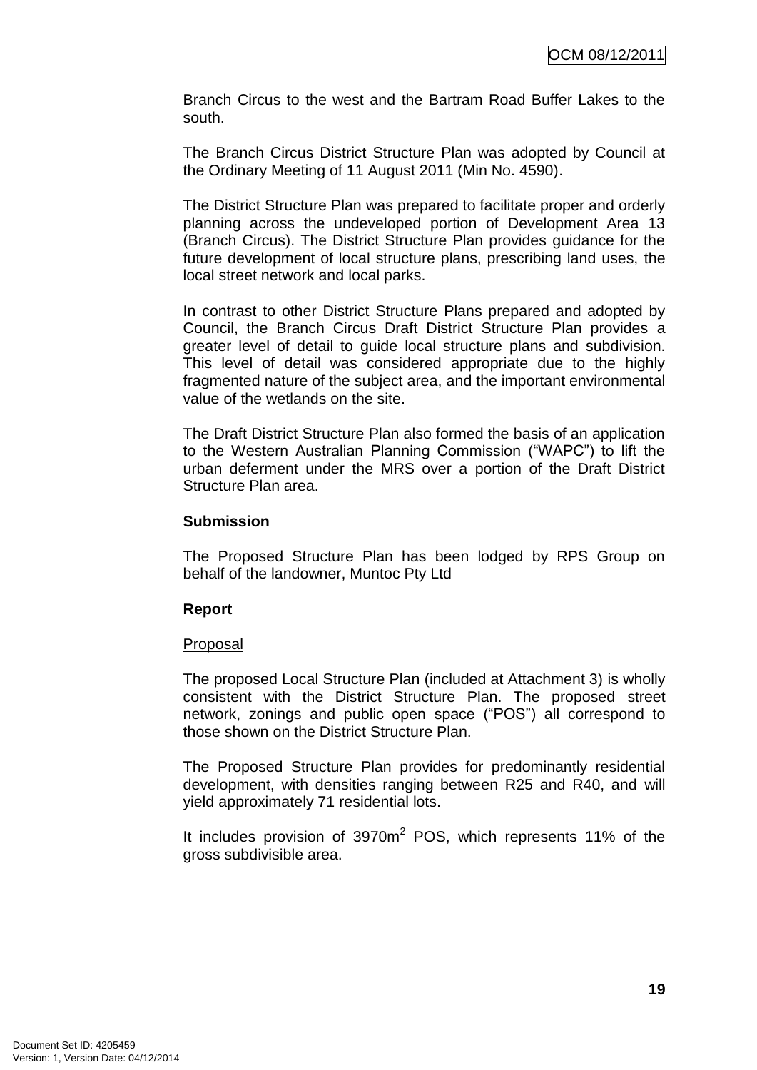Branch Circus to the west and the Bartram Road Buffer Lakes to the south.

The Branch Circus District Structure Plan was adopted by Council at the Ordinary Meeting of 11 August 2011 (Min No. 4590).

The District Structure Plan was prepared to facilitate proper and orderly planning across the undeveloped portion of Development Area 13 (Branch Circus). The District Structure Plan provides guidance for the future development of local structure plans, prescribing land uses, the local street network and local parks.

In contrast to other District Structure Plans prepared and adopted by Council, the Branch Circus Draft District Structure Plan provides a greater level of detail to guide local structure plans and subdivision. This level of detail was considered appropriate due to the highly fragmented nature of the subject area, and the important environmental value of the wetlands on the site.

The Draft District Structure Plan also formed the basis of an application to the Western Australian Planning Commission ("WAPC") to lift the urban deferment under the MRS over a portion of the Draft District Structure Plan area.

**Submission**

The Proposed Structure Plan has been lodged by RPS Group on behalf of the landowner, Muntoc Pty Ltd

**Report**

Proposal

The proposed Local Structure Plan (included at Attachment 3) is wholly consistent with the District Structure Plan. The proposed street network, zonings and public open space ("POS") all correspond to those shown on the District Structure Plan.

The Proposed Structure Plan provides for predominantly residential development, with densities ranging between R25 and R40, and will yield approximately 71 residential lots.

It includes provision of 3970m$^2$ POS, which represents 11% of the gross subdivisible area.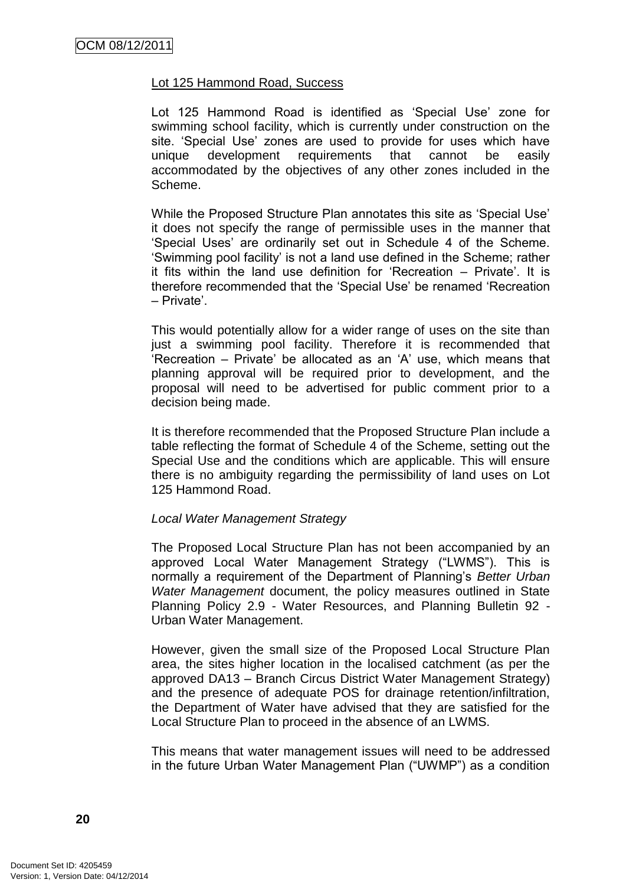Lot 125 Hammond Road, Success

Lot 125 Hammond Road is identified as 'Special Use' zone for swimming school facility, which is currently under construction on the site. 'Special Use' zones are used to provide for uses which have unique development requirements that cannot be easily accommodated by the objectives of any other zones included in the Scheme.

While the Proposed Structure Plan annotates this site as 'Special Use' it does not specify the range of permissible uses in the manner that 'Special Uses' are ordinarily set out in Schedule 4 of the Scheme. 'Swimming pool facility' is not a land use defined in the Scheme; rather it fits within the land use definition for 'Recreation – Private'. It is therefore recommended that the 'Special Use' be renamed 'Recreation – Private'.

This would potentially allow for a wider range of uses on the site than just a swimming pool facility. Therefore it is recommended that 'Recreation – Private' be allocated as an 'A' use, which means that planning approval will be required prior to development, and the proposal will need to be advertised for public comment prior to a decision being made.

It is therefore recommended that the Proposed Structure Plan include a table reflecting the format of Schedule 4 of the Scheme, setting out the Special Use and the conditions which are applicable. This will ensure there is no ambiguity regarding the permissibility of land uses on Lot 125 Hammond Road.

*Local Water Management Strategy*

The Proposed Local Structure Plan has not been accompanied by an approved Local Water Management Strategy ("LWMS"). This is normally a requirement of the Department of Planning's *Better Urban Water Management* document, the policy measures outlined in State Planning Policy 2.9 - Water Resources, and Planning Bulletin 92 - Urban Water Management.

However, given the small size of the Proposed Local Structure Plan area, the sites higher location in the localised catchment (as per the approved DA13 – Branch Circus District Water Management Strategy) and the presence of adequate POS for drainage retention/infiltration, the Department of Water have advised that they are satisfied for the Local Structure Plan to proceed in the absence of an LWMS.

This means that water management issues will need to be addressed in the future Urban Water Management Plan ("UWMP") as a condition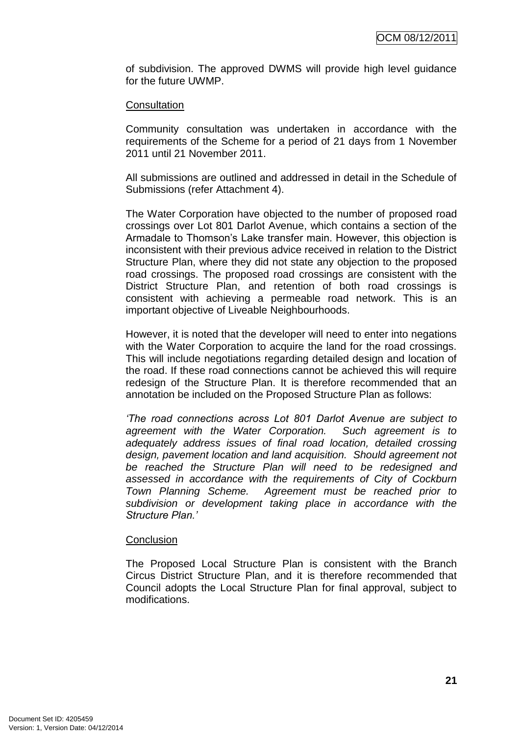of subdivision. The approved DWMS will provide high level guidance for the future UWMP.

Consultation

Community consultation was undertaken in accordance with the requirements of the Scheme for a period of 21 days from 1 November 2011 until 21 November 2011.

All submissions are outlined and addressed in detail in the Schedule of Submissions (refer Attachment 4).

The Water Corporation have objected to the number of proposed road crossings over Lot 801 Darlot Avenue, which contains a section of the Armadale to Thomson's Lake transfer main. However, this objection is inconsistent with their previous advice received in relation to the District Structure Plan, where they did not state any objection to the proposed road crossings. The proposed road crossings are consistent with the District Structure Plan, and retention of both road crossings is consistent with achieving a permeable road network. This is an important objective of Liveable Neighbourhoods.

However, it is noted that the developer will need to enter into negations with the Water Corporation to acquire the land for the road crossings. This will include negotiations regarding detailed design and location of the road. If these road connections cannot be achieved this will require redesign of the Structure Plan. It is therefore recommended that an annotation be included on the Proposed Structure Plan as follows:

*'The road connections across Lot 801 Darlot Avenue are subject to agreement with the Water Corporation. Such agreement is to adequately address issues of final road location, detailed crossing design, pavement location and land acquisition. Should agreement not be reached the Structure Plan will need to be redesigned and assessed in accordance with the requirements of City of Cockburn Town Planning Scheme. Agreement must be reached prior to subdivision or development taking place in accordance with the Structure Plan.'*

Conclusion

The Proposed Local Structure Plan is consistent with the Branch Circus District Structure Plan, and it is therefore recommended that Council adopts the Local Structure Plan for final approval, subject to modifications.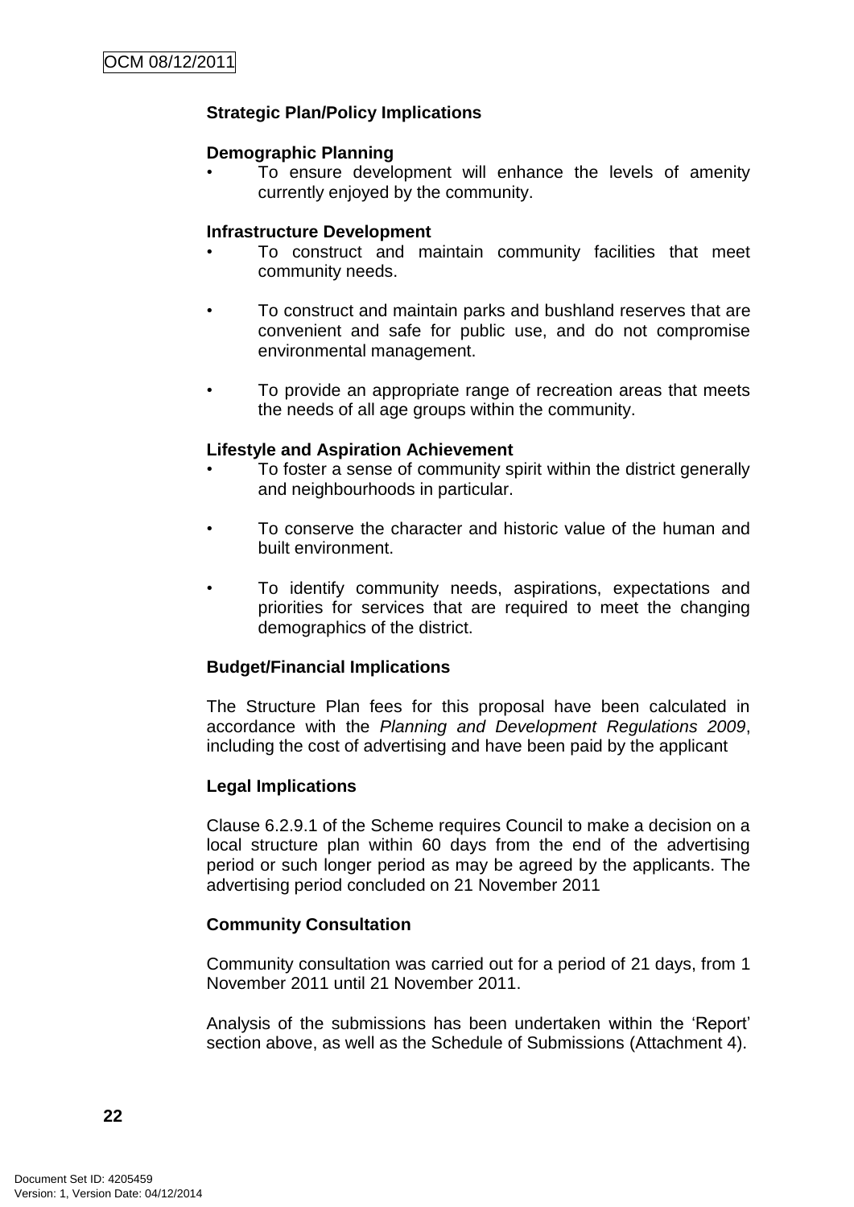**Strategic Plan/Policy Implications**

**Demographic Planning**

- To ensure development will enhance the levels of amenity currently enjoyed by the community.

**Infrastructure Development**

- To construct and maintain community facilities that meet community needs.

- To construct and maintain parks and bushland reserves that are convenient and safe for public use, and do not compromise environmental management.

- To provide an appropriate range of recreation areas that meets the needs of all age groups within the community.

**Lifestyle and Aspiration Achievement**

- To foster a sense of community spirit within the district generally and neighbourhoods in particular.

- To conserve the character and historic value of the human and built environment.

- To identify community needs, aspirations, expectations and priorities for services that are required to meet the changing demographics of the district.

**Budget/Financial Implications**

The Structure Plan fees for this proposal have been calculated in accordance with the *Planning and Development Regulations 2009*, including the cost of advertising and have been paid by the applicant

**Legal Implications**

Clause 6.2.9.1 of the Scheme requires Council to make a decision on a local structure plan within 60 days from the end of the advertising period or such longer period as may be agreed by the applicants. The advertising period concluded on 21 November 2011

**Community Consultation**

Community consultation was carried out for a period of 21 days, from 1 November 2011 until 21 November 2011.

Analysis of the submissions has been undertaken within the 'Report' section above, as well as the Schedule of Submissions (Attachment 4).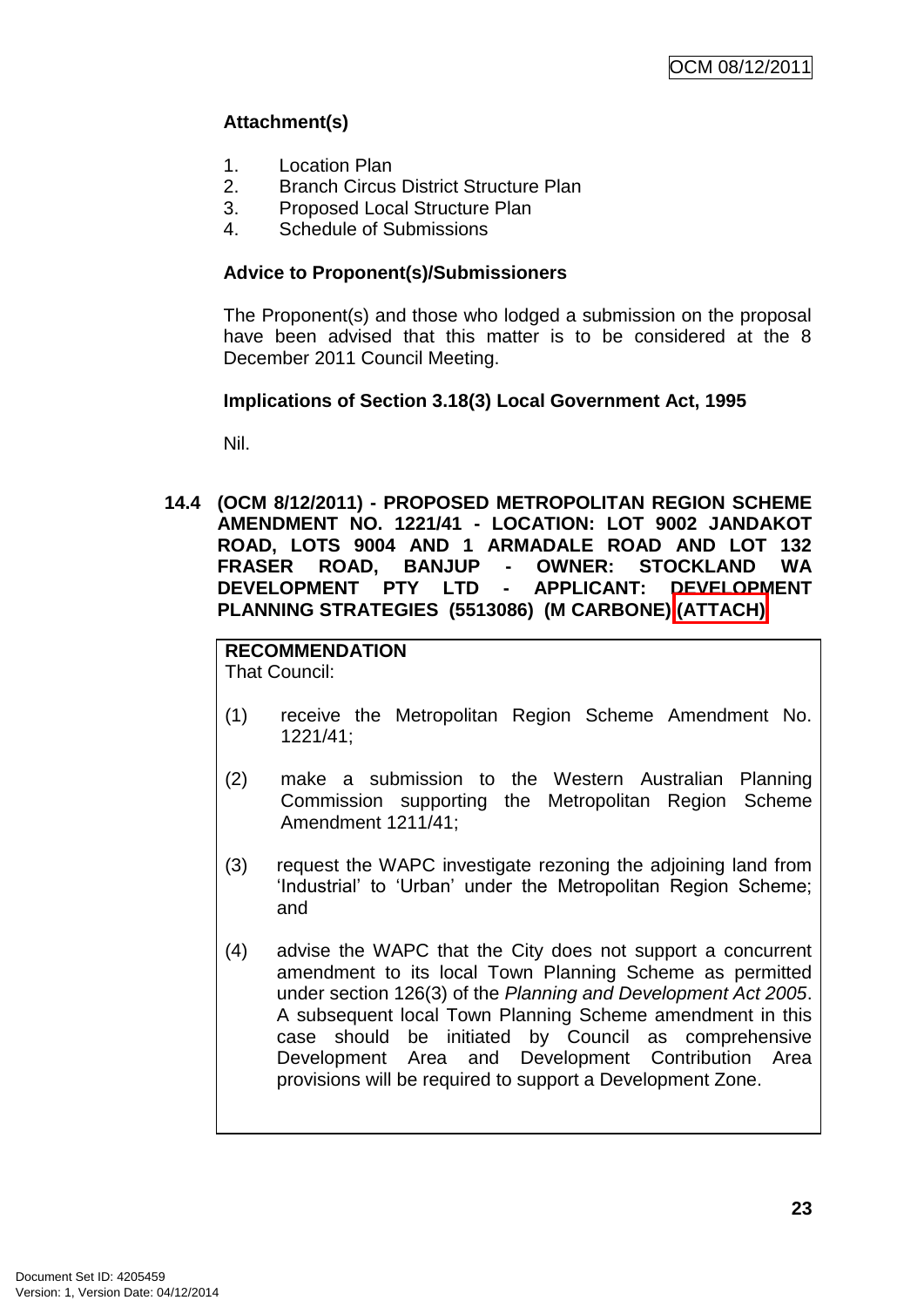**Attachment(s)**

1. Location Plan
2. Branch Circus District Structure Plan
3. Proposed Local Structure Plan
4. Schedule of Submissions

**Advice to Proponent(s)/Submissioners**

The Proponent(s) and those who lodged a submission on the proposal have been advised that this matter is to be considered at the 8 December 2011 Council Meeting.

**Implications of Section 3.18(3) Local Government Act, 1995**

Nil.

**14.4 (OCM 8/12/2011) - PROPOSED METROPOLITAN REGION SCHEME AMENDMENT NO. 1221/41 - LOCATION: LOT 9002 JANDAKOT ROAD, LOTS 9004 AND 1 ARMADALE ROAD AND LOT 132 FRASER ROAD, BANJUP - OWNER: STOCKLAND WA DEVELOPMENT PTY LTD - APPLICANT: DEVELOPMENT PLANNING STRATEGIES (5513086) (M CARBONE) (ATTACH)**

**RECOMMENDATION**
That Council:

(1) receive the Metropolitan Region Scheme Amendment No. 1221/41;

(2) make a submission to the Western Australian Planning Commission supporting the Metropolitan Region Scheme Amendment 1211/41;

(3) request the WAPC investigate rezoning the adjoining land from 'Industrial' to 'Urban' under the Metropolitan Region Scheme; and

(4) advise the WAPC that the City does not support a concurrent amendment to its local Town Planning Scheme as permitted under section 126(3) of the *Planning and Development Act 2005*. A subsequent local Town Planning Scheme amendment in this case should be initiated by Council as comprehensive Development Area and Development Contribution Area provisions will be required to support a Development Zone.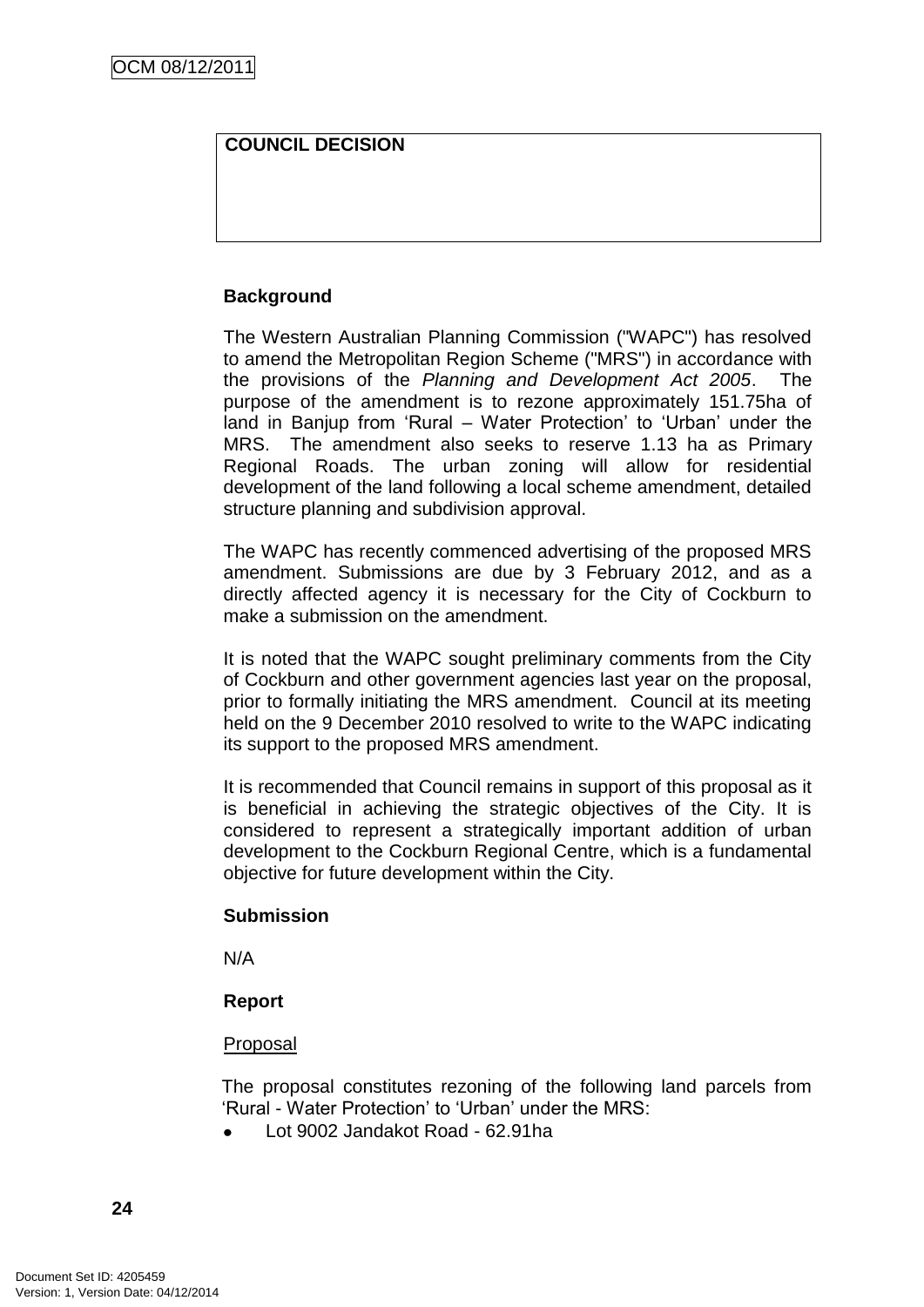| COUNCIL DECISION |
| --- |
| |

**Background**

The Western Australian Planning Commission ("WAPC") has resolved to amend the Metropolitan Region Scheme ("MRS") in accordance with the provisions of the *Planning and Development Act 2005*. The purpose of the amendment is to rezone approximately 151.75ha of land in Banjup from 'Rural – Water Protection' to 'Urban' under the MRS. The amendment also seeks to reserve 1.13 ha as Primary Regional Roads. The urban zoning will allow for residential development of the land following a local scheme amendment, detailed structure planning and subdivision approval.

The WAPC has recently commenced advertising of the proposed MRS amendment. Submissions are due by 3 February 2012, and as a directly affected agency it is necessary for the City of Cockburn to make a submission on the amendment.

It is noted that the WAPC sought preliminary comments from the City of Cockburn and other government agencies last year on the proposal, prior to formally initiating the MRS amendment. Council at its meeting held on the 9 December 2010 resolved to write to the WAPC indicating its support to the proposed MRS amendment.

It is recommended that Council remains in support of this proposal as it is beneficial in achieving the strategic objectives of the City. It is considered to represent a strategically important addition of urban development to the Cockburn Regional Centre, which is a fundamental objective for future development within the City.

**Submission**

N/A

**Report**

Proposal

The proposal constitutes rezoning of the following land parcels from 'Rural - Water Protection' to 'Urban' under the MRS:

- Lot 9002 Jandakot Road - 62.91ha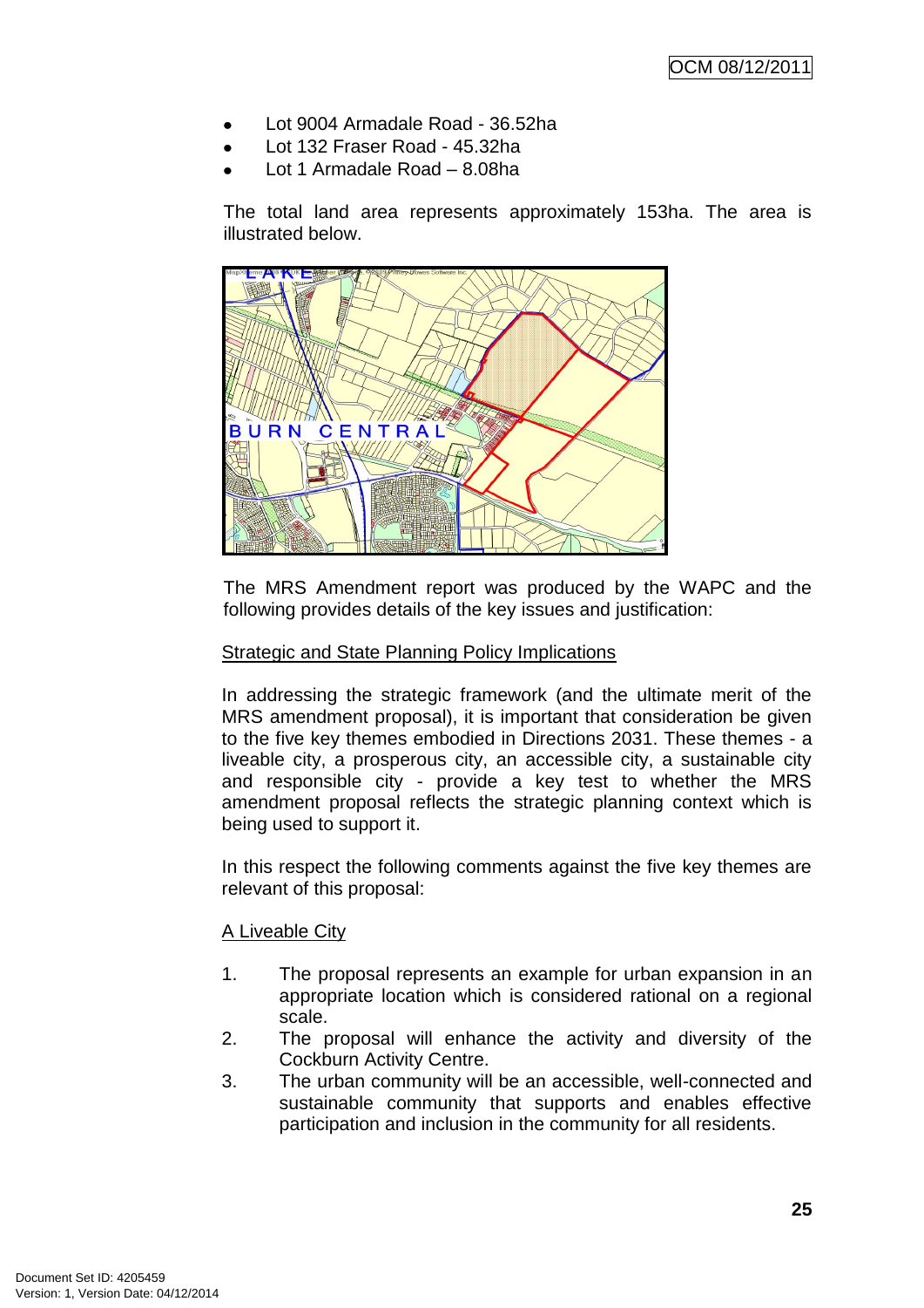- Lot 9004 Armadale Road - 36.52ha
- Lot 132 Fraser Road - 45.32ha
- Lot 1 Armadale Road – 8.08ha

The total land area represents approximately 153ha. The area is illustrated below.

The MRS Amendment report was produced by the WAPC and the following provides details of the key issues and justification:

Strategic and State Planning Policy Implications

In addressing the strategic framework (and the ultimate merit of the MRS amendment proposal), it is important that consideration be given to the five key themes embodied in Directions 2031. These themes - a liveable city, a prosperous city, an accessible city, a sustainable city and responsible city - provide a key test to whether the MRS amendment proposal reflects the strategic planning context which is being used to support it.

In this respect the following comments against the five key themes are relevant of this proposal:

A Liveable City

1. The proposal represents an example for urban expansion in an appropriate location which is considered rational on a regional scale.
2. The proposal will enhance the activity and diversity of the Cockburn Activity Centre.
3. The urban community will be an accessible, well-connected and sustainable community that supports and enables effective participation and inclusion in the community for all residents.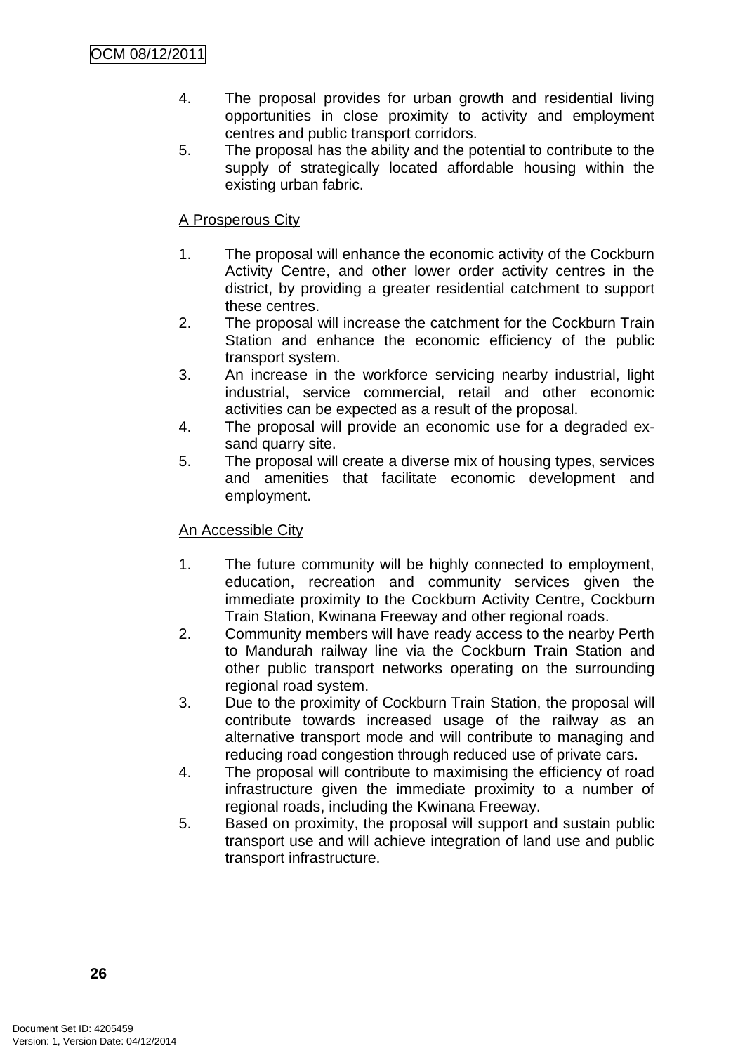4. The proposal provides for urban growth and residential living opportunities in close proximity to activity and employment centres and public transport corridors.
5. The proposal has the ability and the potential to contribute to the supply of strategically located affordable housing within the existing urban fabric.

<u>A Prosperous City</u>

1. The proposal will enhance the economic activity of the Cockburn Activity Centre, and other lower order activity centres in the district, by providing a greater residential catchment to support these centres.
2. The proposal will increase the catchment for the Cockburn Train Station and enhance the economic efficiency of the public transport system.
3. An increase in the workforce servicing nearby industrial, light industrial, service commercial, retail and other economic activities can be expected as a result of the proposal.
4. The proposal will provide an economic use for a degraded ex-sand quarry site.
5. The proposal will create a diverse mix of housing types, services and amenities that facilitate economic development and employment.

<u>An Accessible City</u>

1. The future community will be highly connected to employment, education, recreation and community services given the immediate proximity to the Cockburn Activity Centre, Cockburn Train Station, Kwinana Freeway and other regional roads.
2. Community members will have ready access to the nearby Perth to Mandurah railway line via the Cockburn Train Station and other public transport networks operating on the surrounding regional road system.
3. Due to the proximity of Cockburn Train Station, the proposal will contribute towards increased usage of the railway as an alternative transport mode and will contribute to managing and reducing road congestion through reduced use of private cars.
4. The proposal will contribute to maximising the efficiency of road infrastructure given the immediate proximity to a number of regional roads, including the Kwinana Freeway.
5. Based on proximity, the proposal will support and sustain public transport use and will achieve integration of land use and public transport infrastructure.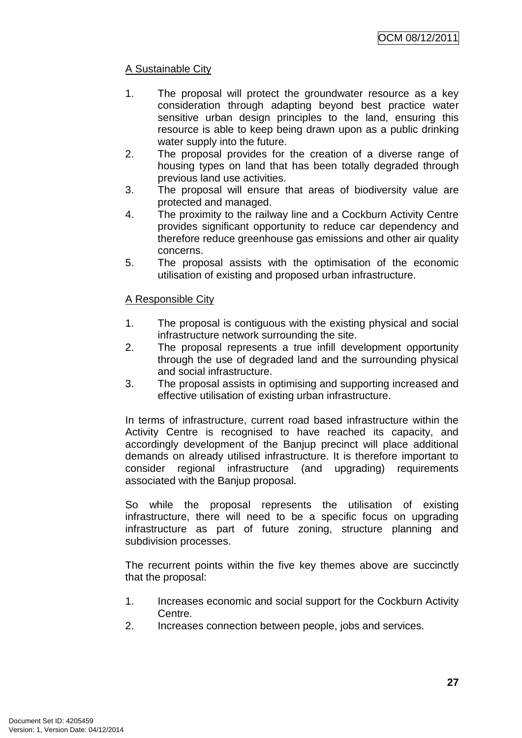<u>A Sustainable City</u>

1. The proposal will protect the groundwater resource as a key consideration through adapting beyond best practice water sensitive urban design principles to the land, ensuring this resource is able to keep being drawn upon as a public drinking water supply into the future.
2. The proposal provides for the creation of a diverse range of housing types on land that has been totally degraded through previous land use activities.
3. The proposal will ensure that areas of biodiversity value are protected and managed.
4. The proximity to the railway line and a Cockburn Activity Centre provides significant opportunity to reduce car dependency and therefore reduce greenhouse gas emissions and other air quality concerns.
5. The proposal assists with the optimisation of the economic utilisation of existing and proposed urban infrastructure.

<u>A Responsible City</u>

1. The proposal is contiguous with the existing physical and social infrastructure network surrounding the site.
2. The proposal represents a true infill development opportunity through the use of degraded land and the surrounding physical and social infrastructure.
3. The proposal assists in optimising and supporting increased and effective utilisation of existing urban infrastructure.

In terms of infrastructure, current road based infrastructure within the Activity Centre is recognised to have reached its capacity, and accordingly development of the Banjup precinct will place additional demands on already utilised infrastructure. It is therefore important to consider regional infrastructure (and upgrading) requirements associated with the Banjup proposal.

So while the proposal represents the utilisation of existing infrastructure, there will need to be a specific focus on upgrading infrastructure as part of future zoning, structure planning and subdivision processes.

The recurrent points within the five key themes above are succinctly that the proposal:

1. Increases economic and social support for the Cockburn Activity Centre.
2. Increases connection between people, jobs and services.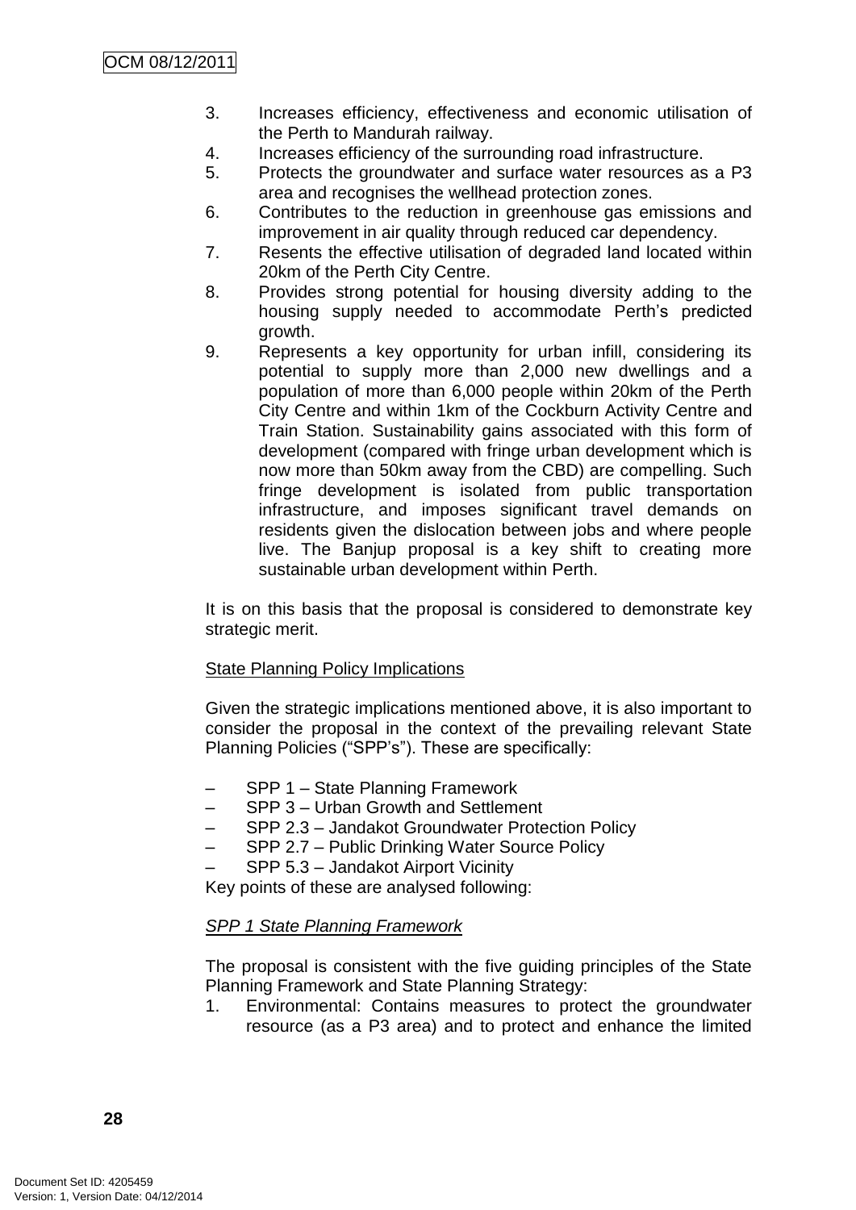3. Increases efficiency, effectiveness and economic utilisation of the Perth to Mandurah railway.
4. Increases efficiency of the surrounding road infrastructure.
5. Protects the groundwater and surface water resources as a P3 area and recognises the wellhead protection zones.
6. Contributes to the reduction in greenhouse gas emissions and improvement in air quality through reduced car dependency.
7. Resents the effective utilisation of degraded land located within 20km of the Perth City Centre.
8. Provides strong potential for housing diversity adding to the housing supply needed to accommodate Perth's predicted growth.
9. Represents a key opportunity for urban infill, considering its potential to supply more than 2,000 new dwellings and a population of more than 6,000 people within 20km of the Perth City Centre and within 1km of the Cockburn Activity Centre and Train Station. Sustainability gains associated with this form of development (compared with fringe urban development which is now more than 50km away from the CBD) are compelling. Such fringe development is isolated from public transportation infrastructure, and imposes significant travel demands on residents given the dislocation between jobs and where people live. The Banjup proposal is a key shift to creating more sustainable urban development within Perth.

It is on this basis that the proposal is considered to demonstrate key strategic merit.

<u>State Planning Policy Implications</u>

Given the strategic implications mentioned above, it is also important to consider the proposal in the context of the prevailing relevant State Planning Policies ("SPP's"). These are specifically:

- SPP 1 – State Planning Framework
- SPP 3 – Urban Growth and Settlement
- SPP 2.3 – Jandakot Groundwater Protection Policy
- SPP 2.7 – Public Drinking Water Source Policy
- SPP 5.3 – Jandakot Airport Vicinity

Key points of these are analysed following:

*<u>SPP 1 State Planning Framework</u>*

The proposal is consistent with the five guiding principles of the State Planning Framework and State Planning Strategy:

1. Environmental: Contains measures to protect the groundwater resource (as a P3 area) and to protect and enhance the limited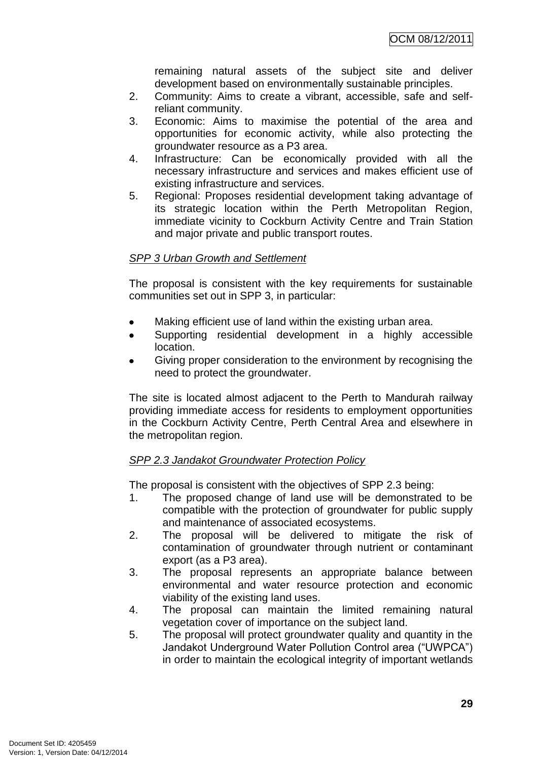remaining natural assets of the subject site and deliver development based on environmentally sustainable principles.

2. Community: Aims to create a vibrant, accessible, safe and self-reliant community.
3. Economic: Aims to maximise the potential of the area and opportunities for economic activity, while also protecting the groundwater resource as a P3 area.
4. Infrastructure: Can be economically provided with all the necessary infrastructure and services and makes efficient use of existing infrastructure and services.
5. Regional: Proposes residential development taking advantage of its strategic location within the Perth Metropolitan Region, immediate vicinity to Cockburn Activity Centre and Train Station and major private and public transport routes.

*SPP 3 Urban Growth and Settlement*

The proposal is consistent with the key requirements for sustainable communities set out in SPP 3, in particular:

- Making efficient use of land within the existing urban area.
- Supporting residential development in a highly accessible location.
- Giving proper consideration to the environment by recognising the need to protect the groundwater.

The site is located almost adjacent to the Perth to Mandurah railway providing immediate access for residents to employment opportunities in the Cockburn Activity Centre, Perth Central Area and elsewhere in the metropolitan region.

*SPP 2.3 Jandakot Groundwater Protection Policy*

The proposal is consistent with the objectives of SPP 2.3 being:

1. The proposed change of land use will be demonstrated to be compatible with the protection of groundwater for public supply and maintenance of associated ecosystems.
2. The proposal will be delivered to mitigate the risk of contamination of groundwater through nutrient or contaminant export (as a P3 area).
3. The proposal represents an appropriate balance between environmental and water resource protection and economic viability of the existing land uses.
4. The proposal can maintain the limited remaining natural vegetation cover of importance on the subject land.
5. The proposal will protect groundwater quality and quantity in the Jandakot Underground Water Pollution Control area ("UWPCA") in order to maintain the ecological integrity of important wetlands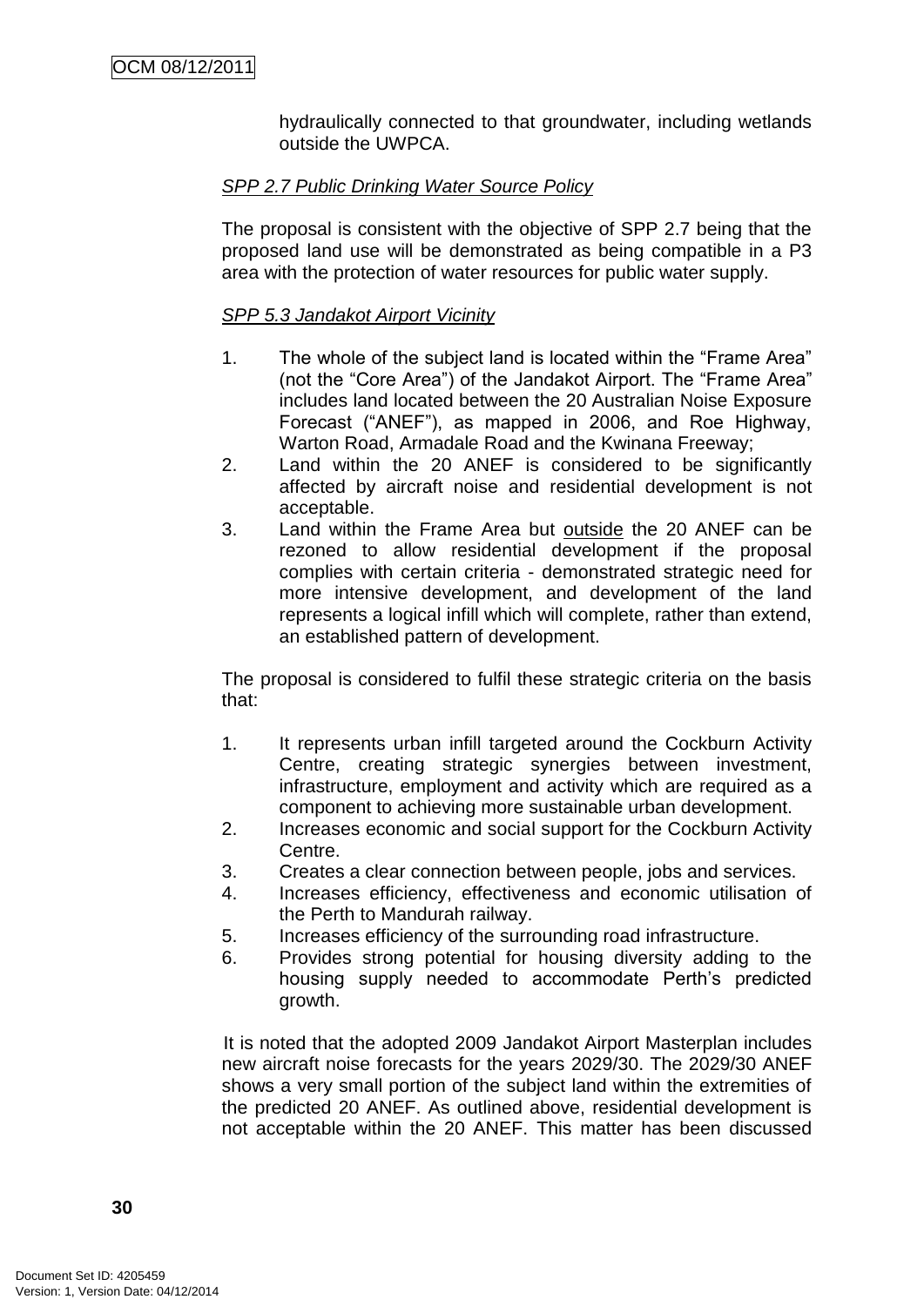hydraulically connected to that groundwater, including wetlands outside the UWPCA.

_SPP 2.7 Public Drinking Water Source Policy_

The proposal is consistent with the objective of SPP 2.7 being that the proposed land use will be demonstrated as being compatible in a P3 area with the protection of water resources for public water supply.

_SPP 5.3 Jandakot Airport Vicinity_

1. The whole of the subject land is located within the "Frame Area" (not the "Core Area") of the Jandakot Airport. The "Frame Area" includes land located between the 20 Australian Noise Exposure Forecast ("ANEF"), as mapped in 2006, and Roe Highway, Warton Road, Armadale Road and the Kwinana Freeway;
2. Land within the 20 ANEF is considered to be significantly affected by aircraft noise and residential development is not acceptable.
3. Land within the Frame Area but outside the 20 ANEF can be rezoned to allow residential development if the proposal complies with certain criteria - demonstrated strategic need for more intensive development, and development of the land represents a logical infill which will complete, rather than extend, an established pattern of development.

The proposal is considered to fulfil these strategic criteria on the basis that:

1. It represents urban infill targeted around the Cockburn Activity Centre, creating strategic synergies between investment, infrastructure, employment and activity which are required as a component to achieving more sustainable urban development.
2. Increases economic and social support for the Cockburn Activity Centre.
3. Creates a clear connection between people, jobs and services.
4. Increases efficiency, effectiveness and economic utilisation of the Perth to Mandurah railway.
5. Increases efficiency of the surrounding road infrastructure.
6. Provides strong potential for housing diversity adding to the housing supply needed to accommodate Perth's predicted growth.

It is noted that the adopted 2009 Jandakot Airport Masterplan includes new aircraft noise forecasts for the years 2029/30. The 2029/30 ANEF shows a very small portion of the subject land within the extremities of the predicted 20 ANEF. As outlined above, residential development is not acceptable within the 20 ANEF. This matter has been discussed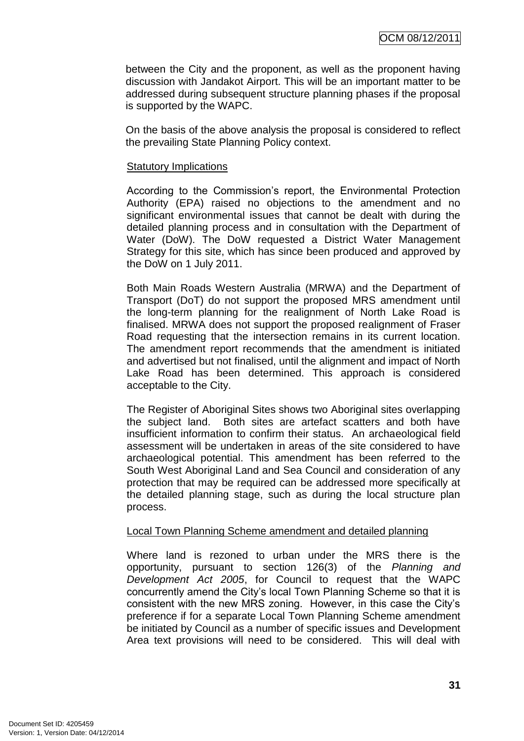between the City and the proponent, as well as the proponent having discussion with Jandakot Airport. This will be an important matter to be addressed during subsequent structure planning phases if the proposal is supported by the WAPC.

On the basis of the above analysis the proposal is considered to reflect the prevailing State Planning Policy context.

Statutory Implications

According to the Commission's report, the Environmental Protection Authority (EPA) raised no objections to the amendment and no significant environmental issues that cannot be dealt with during the detailed planning process and in consultation with the Department of Water (DoW). The DoW requested a District Water Management Strategy for this site, which has since been produced and approved by the DoW on 1 July 2011.

Both Main Roads Western Australia (MRWA) and the Department of Transport (DoT) do not support the proposed MRS amendment until the long-term planning for the realignment of North Lake Road is finalised. MRWA does not support the proposed realignment of Fraser Road requesting that the intersection remains in its current location. The amendment report recommends that the amendment is initiated and advertised but not finalised, until the alignment and impact of North Lake Road has been determined. This approach is considered acceptable to the City.

The Register of Aboriginal Sites shows two Aboriginal sites overlapping the subject land. Both sites are artefact scatters and both have insufficient information to confirm their status. An archaeological field assessment will be undertaken in areas of the site considered to have archaeological potential. This amendment has been referred to the South West Aboriginal Land and Sea Council and consideration of any protection that may be required can be addressed more specifically at the detailed planning stage, such as during the local structure plan process.

Local Town Planning Scheme amendment and detailed planning

Where land is rezoned to urban under the MRS there is the opportunity, pursuant to section 126(3) of the *Planning and Development Act 2005*, for Council to request that the WAPC concurrently amend the City's local Town Planning Scheme so that it is consistent with the new MRS zoning. However, in this case the City's preference if for a separate Local Town Planning Scheme amendment be initiated by Council as a number of specific issues and Development Area text provisions will need to be considered. This will deal with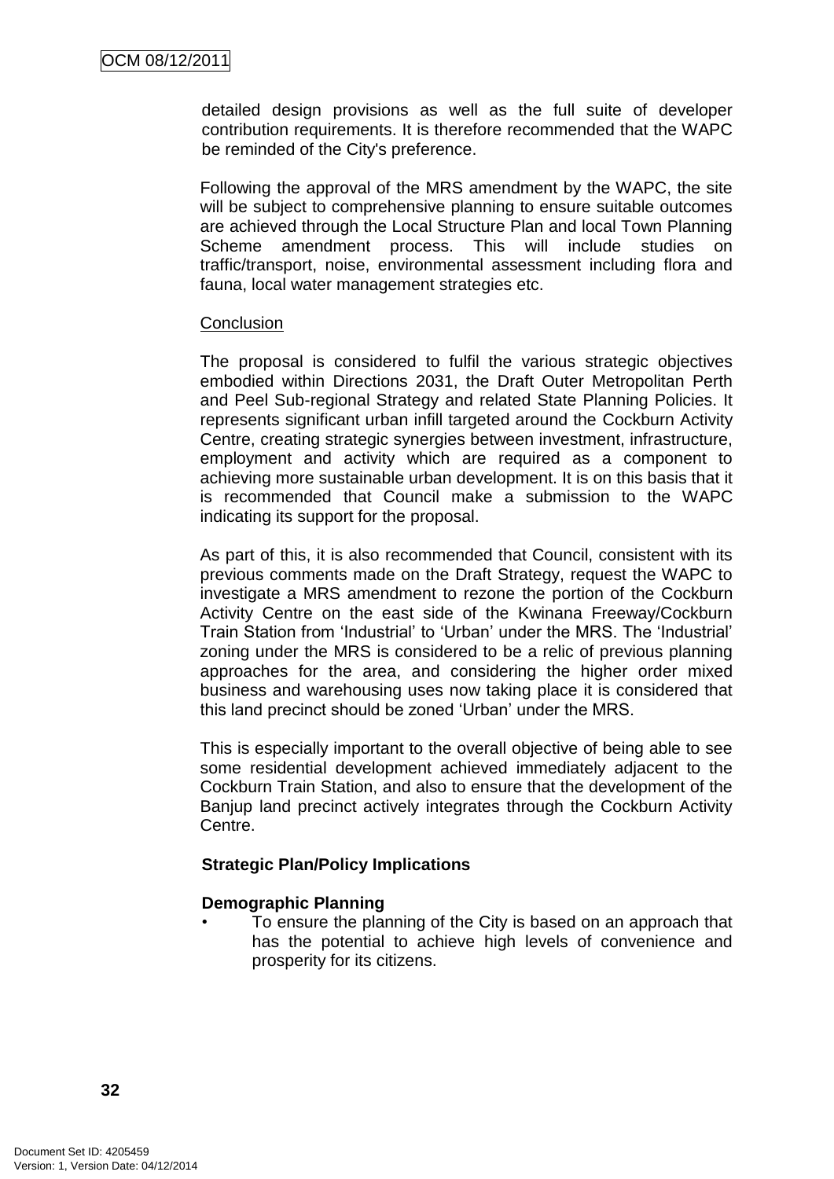detailed design provisions as well as the full suite of developer contribution requirements. It is therefore recommended that the WAPC be reminded of the City's preference.

Following the approval of the MRS amendment by the WAPC, the site will be subject to comprehensive planning to ensure suitable outcomes are achieved through the Local Structure Plan and local Town Planning Scheme amendment process. This will include studies on traffic/transport, noise, environmental assessment including flora and fauna, local water management strategies etc.

Conclusion

The proposal is considered to fulfil the various strategic objectives embodied within Directions 2031, the Draft Outer Metropolitan Perth and Peel Sub-regional Strategy and related State Planning Policies. It represents significant urban infill targeted around the Cockburn Activity Centre, creating strategic synergies between investment, infrastructure, employment and activity which are required as a component to achieving more sustainable urban development. It is on this basis that it is recommended that Council make a submission to the WAPC indicating its support for the proposal.

As part of this, it is also recommended that Council, consistent with its previous comments made on the Draft Strategy, request the WAPC to investigate a MRS amendment to rezone the portion of the Cockburn Activity Centre on the east side of the Kwinana Freeway/Cockburn Train Station from 'Industrial' to 'Urban' under the MRS. The 'Industrial' zoning under the MRS is considered to be a relic of previous planning approaches for the area, and considering the higher order mixed business and warehousing uses now taking place it is considered that this land precinct should be zoned 'Urban' under the MRS.

This is especially important to the overall objective of being able to see some residential development achieved immediately adjacent to the Cockburn Train Station, and also to ensure that the development of the Banjup land precinct actively integrates through the Cockburn Activity Centre.

**Strategic Plan/Policy Implications**

**Demographic Planning**

- To ensure the planning of the City is based on an approach that has the potential to achieve high levels of convenience and prosperity for its citizens.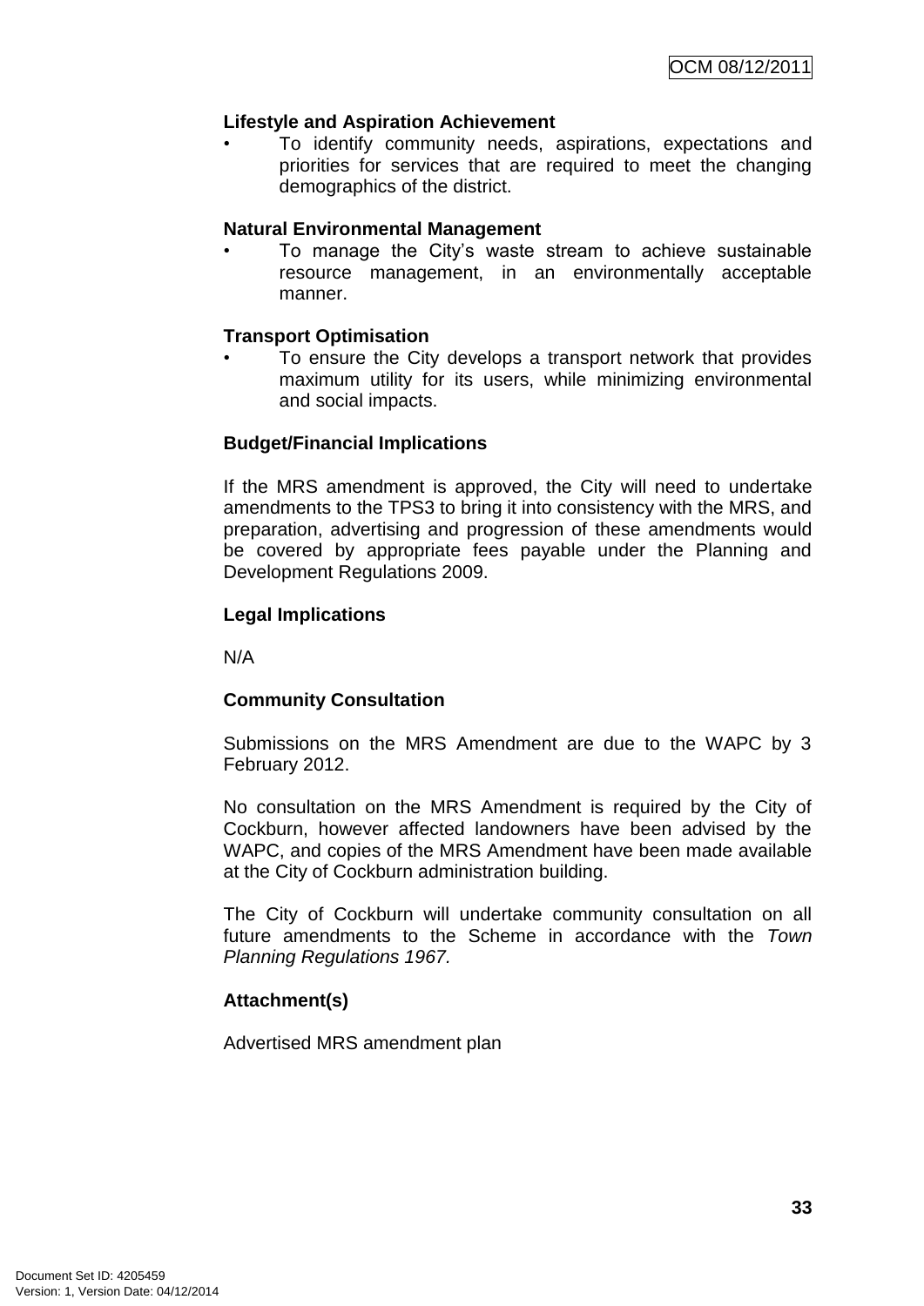**Lifestyle and Aspiration Achievement**

- To identify community needs, aspirations, expectations and priorities for services that are required to meet the changing demographics of the district.

**Natural Environmental Management**

- To manage the City's waste stream to achieve sustainable resource management, in an environmentally acceptable manner.

**Transport Optimisation**

- To ensure the City develops a transport network that provides maximum utility for its users, while minimizing environmental and social impacts.

**Budget/Financial Implications**

If the MRS amendment is approved, the City will need to undertake amendments to the TPS3 to bring it into consistency with the MRS, and preparation, advertising and progression of these amendments would be covered by appropriate fees payable under the Planning and Development Regulations 2009.

**Legal Implications**

N/A

**Community Consultation**

Submissions on the MRS Amendment are due to the WAPC by 3 February 2012.

No consultation on the MRS Amendment is required by the City of Cockburn, however affected landowners have been advised by the WAPC, and copies of the MRS Amendment have been made available at the City of Cockburn administration building.

The City of Cockburn will undertake community consultation on all future amendments to the Scheme in accordance with the *Town Planning Regulations 1967.*

**Attachment(s)**

Advertised MRS amendment plan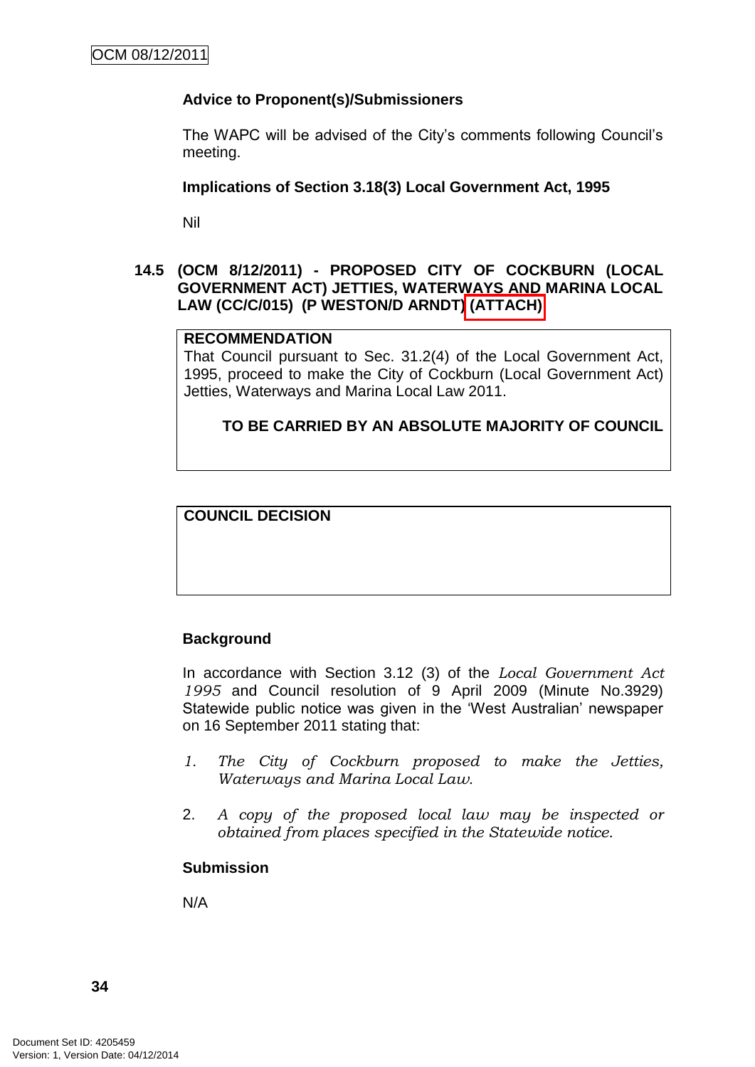**Advice to Proponent(s)/Submissioners**

The WAPC will be advised of the City's comments following Council's meeting.

**Implications of Section 3.18(3) Local Government Act, 1995**

Nil

### 14.5 (OCM 8/12/2011) - PROPOSED CITY OF COCKBURN (LOCAL GOVERNMENT ACT) JETTIES, WATERWAYS AND MARINA LOCAL LAW (CC/C/015) (P WESTON/D ARNDT) (ATTACH)

| RECOMMENDATION |
| --- |
| That Council pursuant to Sec. 31.2(4) of the Local Government Act, 1995, proceed to make the City of Cockburn (Local Government Act) Jetties, Waterways and Marina Local Law 2011.<br><br>**TO BE CARRIED BY AN ABSOLUTE MAJORITY OF COUNCIL** |

| COUNCIL DECISION |
| --- |
| |

**Background**

In accordance with Section 3.12 (3) of the *Local Government Act 1995* and Council resolution of 9 April 2009 (Minute No.3929) Statewide public notice was given in the 'West Australian' newspaper on 16 September 2011 stating that:

1. *The City of Cockburn proposed to make the Jetties, Waterways and Marina Local Law.*

2. *A copy of the proposed local law may be inspected or obtained from places specified in the Statewide notice.*

**Submission**

N/A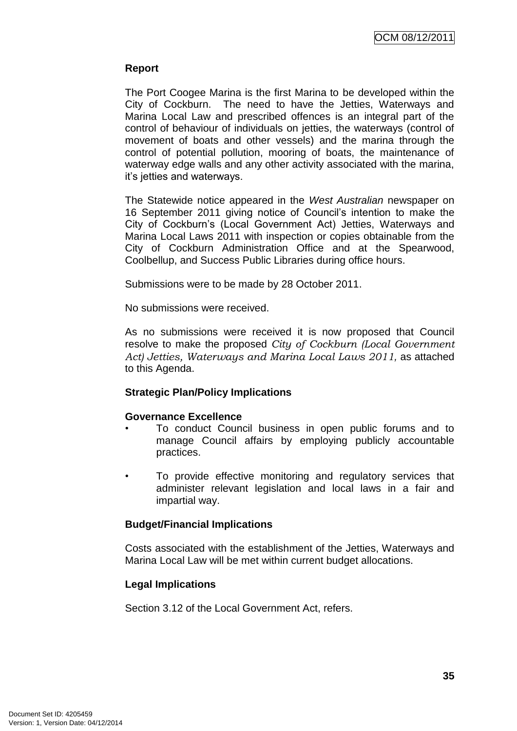**Report**

The Port Coogee Marina is the first Marina to be developed within the City of Cockburn. The need to have the Jetties, Waterways and Marina Local Law and prescribed offences is an integral part of the control of behaviour of individuals on jetties, the waterways (control of movement of boats and other vessels) and the marina through the control of potential pollution, mooring of boats, the maintenance of waterway edge walls and any other activity associated with the marina, it's jetties and waterways.

The Statewide notice appeared in the *West Australian* newspaper on 16 September 2011 giving notice of Council's intention to make the City of Cockburn's (Local Government Act) Jetties, Waterways and Marina Local Laws 2011 with inspection or copies obtainable from the City of Cockburn Administration Office and at the Spearwood, Coolbellup, and Success Public Libraries during office hours.

Submissions were to be made by 28 October 2011.

No submissions were received.

As no submissions were received it is now proposed that Council resolve to make the proposed *City of Cockburn (Local Government Act) Jetties, Waterways and Marina Local Laws 2011,* as attached to this Agenda.

**Strategic Plan/Policy Implications**

**Governance Excellence**

- To conduct Council business in open public forums and to manage Council affairs by employing publicly accountable practices.
- To provide effective monitoring and regulatory services that administer relevant legislation and local laws in a fair and impartial way.

**Budget/Financial Implications**

Costs associated with the establishment of the Jetties, Waterways and Marina Local Law will be met within current budget allocations.

**Legal Implications**

Section 3.12 of the Local Government Act, refers.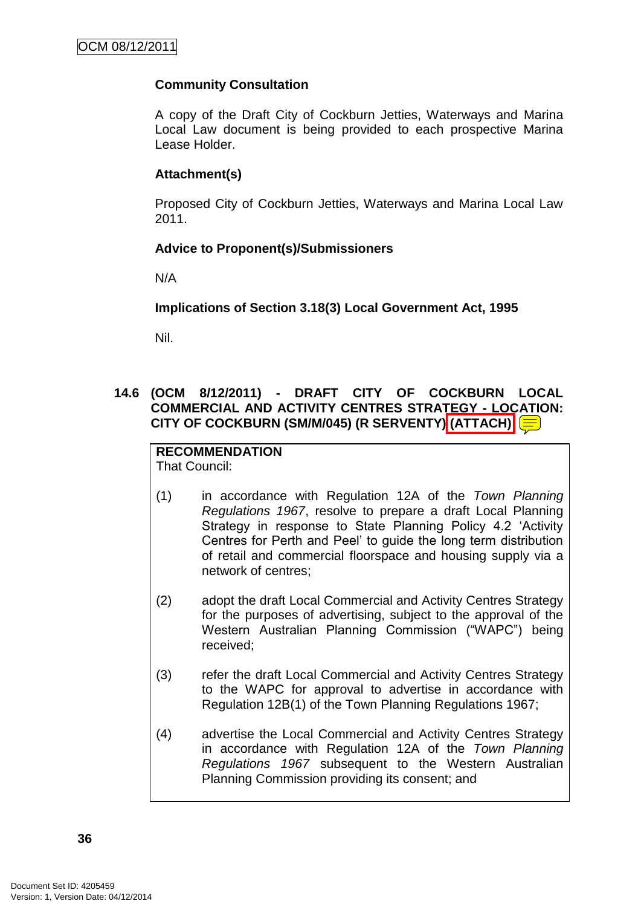**Community Consultation**

A copy of the Draft City of Cockburn Jetties, Waterways and Marina Local Law document is being provided to each prospective Marina Lease Holder.

**Attachment(s)**

Proposed City of Cockburn Jetties, Waterways and Marina Local Law 2011.

**Advice to Proponent(s)/Submissioners**

N/A

**Implications of Section 3.18(3) Local Government Act, 1995**

Nil.

### 14.6 (OCM 8/12/2011) - DRAFT CITY OF COCKBURN LOCAL COMMERCIAL AND ACTIVITY CENTRES STRATEGY - LOCATION: CITY OF COCKBURN (SM/M/045) (R SERVENTY) (ATTACH)

**RECOMMENDATION**
That Council:

(1) in accordance with Regulation 12A of the *Town Planning Regulations 1967*, resolve to prepare a draft Local Planning Strategy in response to State Planning Policy 4.2 'Activity Centres for Perth and Peel' to guide the long term distribution of retail and commercial floorspace and housing supply via a network of centres;

(2) adopt the draft Local Commercial and Activity Centres Strategy for the purposes of advertising, subject to the approval of the Western Australian Planning Commission ("WAPC") being received;

(3) refer the draft Local Commercial and Activity Centres Strategy to the WAPC for approval to advertise in accordance with Regulation 12B(1) of the Town Planning Regulations 1967;

(4) advertise the Local Commercial and Activity Centres Strategy in accordance with Regulation 12A of the *Town Planning Regulations 1967* subsequent to the Western Australian Planning Commission providing its consent; and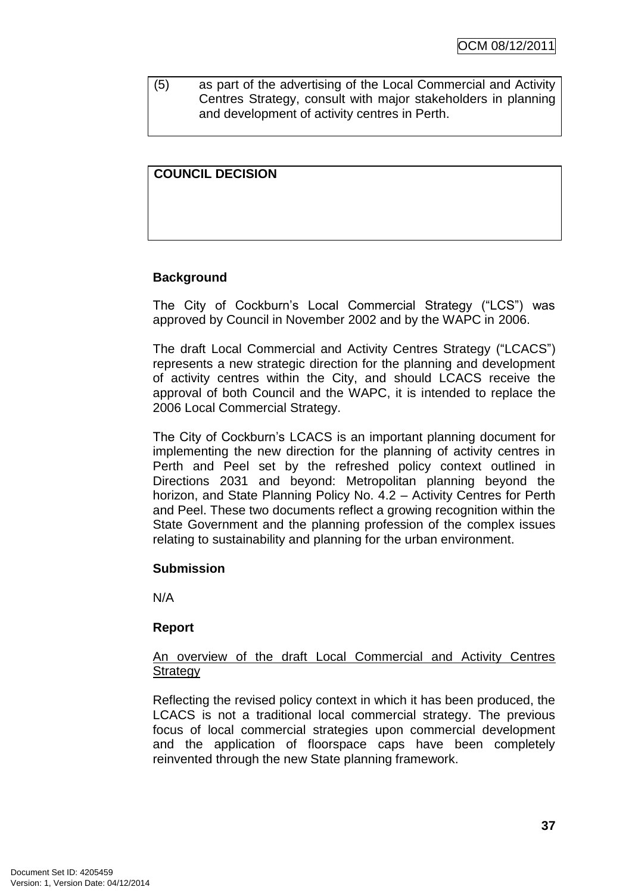(5) as part of the advertising of the Local Commercial and Activity Centres Strategy, consult with major stakeholders in planning and development of activity centres in Perth.

| COUNCIL DECISION |
| --- |
| |

**Background**

The City of Cockburn's Local Commercial Strategy ("LCS") was approved by Council in November 2002 and by the WAPC in 2006.

The draft Local Commercial and Activity Centres Strategy ("LCACS") represents a new strategic direction for the planning and development of activity centres within the City, and should LCACS receive the approval of both Council and the WAPC, it is intended to replace the 2006 Local Commercial Strategy.

The City of Cockburn's LCACS is an important planning document for implementing the new direction for the planning of activity centres in Perth and Peel set by the refreshed policy context outlined in Directions 2031 and beyond: Metropolitan planning beyond the horizon, and State Planning Policy No. 4.2 – Activity Centres for Perth and Peel. These two documents reflect a growing recognition within the State Government and the planning profession of the complex issues relating to sustainability and planning for the urban environment.

**Submission**

N/A

**Report**

<u>An overview of the draft Local Commercial and Activity Centres Strategy</u>

Reflecting the revised policy context in which it has been produced, the LCACS is not a traditional local commercial strategy. The previous focus of local commercial strategies upon commercial development and the application of floorspace caps have been completely reinvented through the new State planning framework.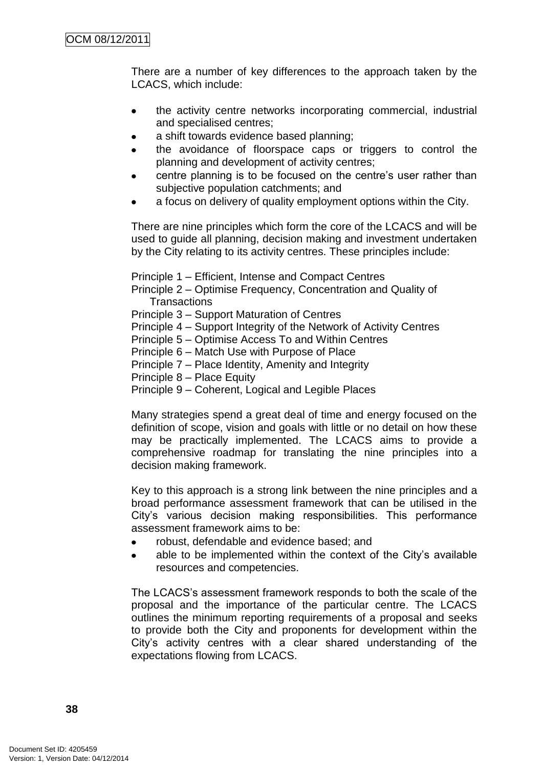There are a number of key differences to the approach taken by the LCACS, which include:

- the activity centre networks incorporating commercial, industrial and specialised centres;
- a shift towards evidence based planning;
- the avoidance of floorspace caps or triggers to control the planning and development of activity centres;
- centre planning is to be focused on the centre's user rather than subjective population catchments; and
- a focus on delivery of quality employment options within the City.

There are nine principles which form the core of the LCACS and will be used to guide all planning, decision making and investment undertaken by the City relating to its activity centres. These principles include:

Principle 1 – Efficient, Intense and Compact Centres
Principle 2 – Optimise Frequency, Concentration and Quality of Transactions
Principle 3 – Support Maturation of Centres
Principle 4 – Support Integrity of the Network of Activity Centres
Principle 5 – Optimise Access To and Within Centres
Principle 6 – Match Use with Purpose of Place
Principle 7 – Place Identity, Amenity and Integrity
Principle 8 – Place Equity
Principle 9 – Coherent, Logical and Legible Places

Many strategies spend a great deal of time and energy focused on the definition of scope, vision and goals with little or no detail on how these may be practically implemented. The LCACS aims to provide a comprehensive roadmap for translating the nine principles into a decision making framework.

Key to this approach is a strong link between the nine principles and a broad performance assessment framework that can be utilised in the City's various decision making responsibilities. This performance assessment framework aims to be:

- robust, defendable and evidence based; and
- able to be implemented within the context of the City's available resources and competencies.

The LCACS's assessment framework responds to both the scale of the proposal and the importance of the particular centre. The LCACS outlines the minimum reporting requirements of a proposal and seeks to provide both the City and proponents for development within the City's activity centres with a clear shared understanding of the expectations flowing from LCACS.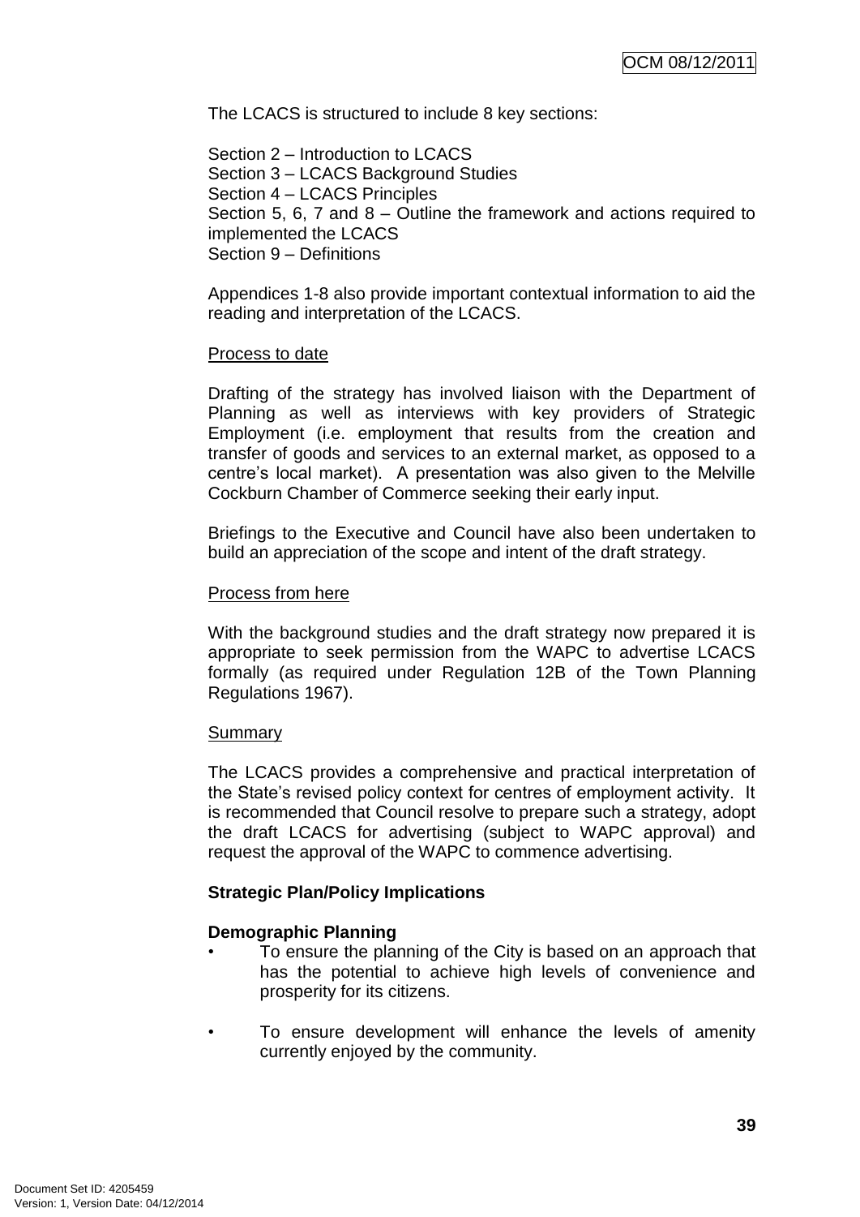The LCACS is structured to include 8 key sections:

Section 2 – Introduction to LCACS
Section 3 – LCACS Background Studies
Section 4 – LCACS Principles
Section 5, 6, 7 and 8 – Outline the framework and actions required to implemented the LCACS
Section 9 – Definitions

Appendices 1-8 also provide important contextual information to aid the reading and interpretation of the LCACS.

Process to date

Drafting of the strategy has involved liaison with the Department of Planning as well as interviews with key providers of Strategic Employment (i.e. employment that results from the creation and transfer of goods and services to an external market, as opposed to a centre's local market). A presentation was also given to the Melville Cockburn Chamber of Commerce seeking their early input.

Briefings to the Executive and Council have also been undertaken to build an appreciation of the scope and intent of the draft strategy.

Process from here

With the background studies and the draft strategy now prepared it is appropriate to seek permission from the WAPC to advertise LCACS formally (as required under Regulation 12B of the Town Planning Regulations 1967).

Summary

The LCACS provides a comprehensive and practical interpretation of the State's revised policy context for centres of employment activity. It is recommended that Council resolve to prepare such a strategy, adopt the draft LCACS for advertising (subject to WAPC approval) and request the approval of the WAPC to commence advertising.

**Strategic Plan/Policy Implications**

**Demographic Planning**

- To ensure the planning of the City is based on an approach that has the potential to achieve high levels of convenience and prosperity for its citizens.
- To ensure development will enhance the levels of amenity currently enjoyed by the community.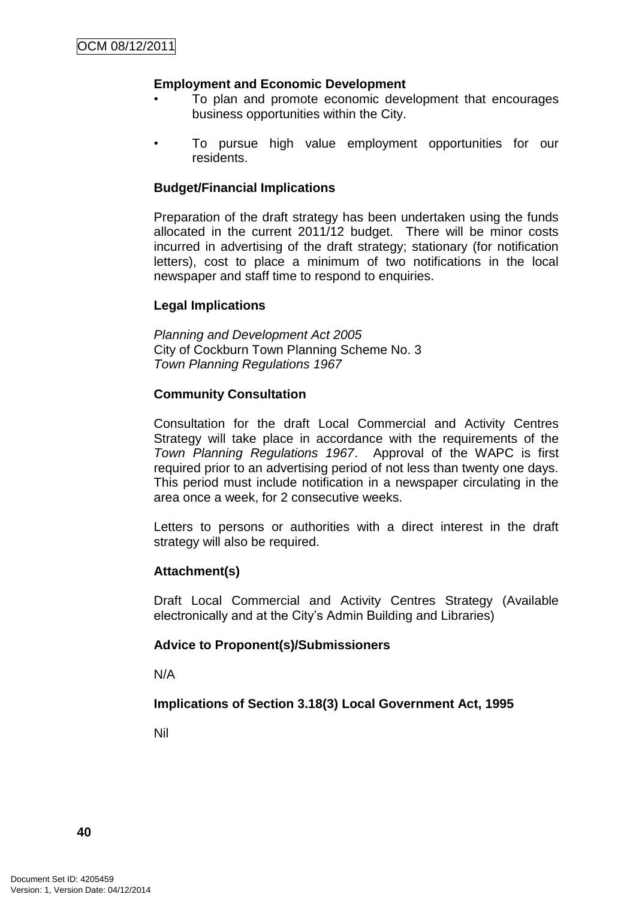**Employment and Economic Development**

- To plan and promote economic development that encourages business opportunities within the City.
- To pursue high value employment opportunities for our residents.

**Budget/Financial Implications**

Preparation of the draft strategy has been undertaken using the funds allocated in the current 2011/12 budget. There will be minor costs incurred in advertising of the draft strategy; stationary (for notification letters), cost to place a minimum of two notifications in the local newspaper and staff time to respond to enquiries.

**Legal Implications**

*Planning and Development Act 2005*
City of Cockburn Town Planning Scheme No. 3
*Town Planning Regulations 1967*

**Community Consultation**

Consultation for the draft Local Commercial and Activity Centres Strategy will take place in accordance with the requirements of the *Town Planning Regulations 1967*. Approval of the WAPC is first required prior to an advertising period of not less than twenty one days. This period must include notification in a newspaper circulating in the area once a week, for 2 consecutive weeks.

Letters to persons or authorities with a direct interest in the draft strategy will also be required.

**Attachment(s)**

Draft Local Commercial and Activity Centres Strategy (Available electronically and at the City's Admin Building and Libraries)

**Advice to Proponent(s)/Submissioners**

N/A

**Implications of Section 3.18(3) Local Government Act, 1995**

Nil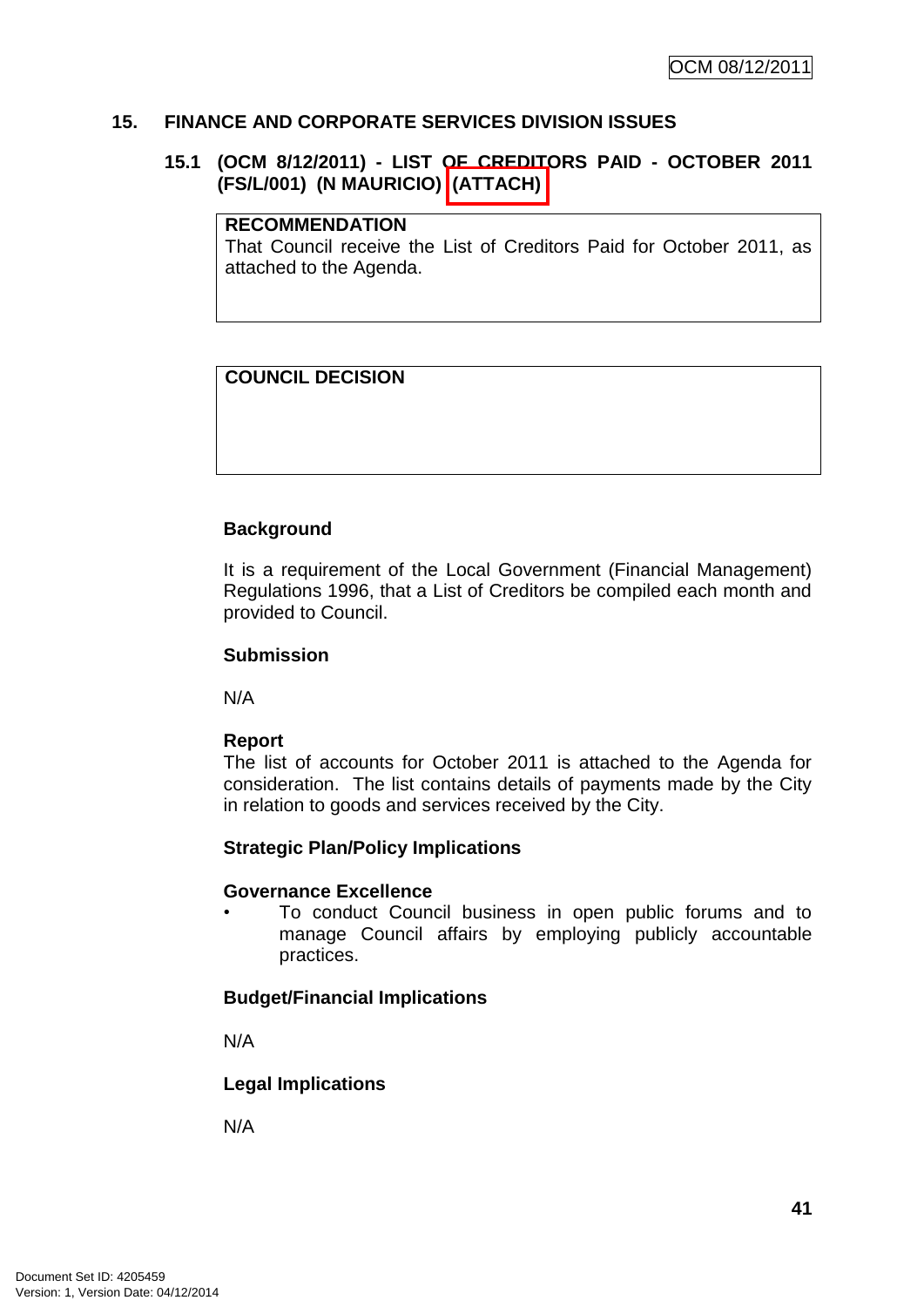## 15. FINANCE AND CORPORATE SERVICES DIVISION ISSUES

### 15.1 (OCM 8/12/2011) - LIST OF CREDITORS PAID - OCTOBER 2011 (FS/L/001) (N MAURICIO) (ATTACH)

| RECOMMENDATION |
|---|
| That Council receive the List of Creditors Paid for October 2011, as attached to the Agenda. |

| COUNCIL DECISION |
|---|
| |

**Background**

It is a requirement of the Local Government (Financial Management) Regulations 1996, that a List of Creditors be compiled each month and provided to Council.

**Submission**

N/A

**Report**

The list of accounts for October 2011 is attached to the Agenda for consideration. The list contains details of payments made by the City in relation to goods and services received by the City.

**Strategic Plan/Policy Implications**

**Governance Excellence**

- To conduct Council business in open public forums and to manage Council affairs by employing publicly accountable practices.

**Budget/Financial Implications**

N/A

**Legal Implications**

N/A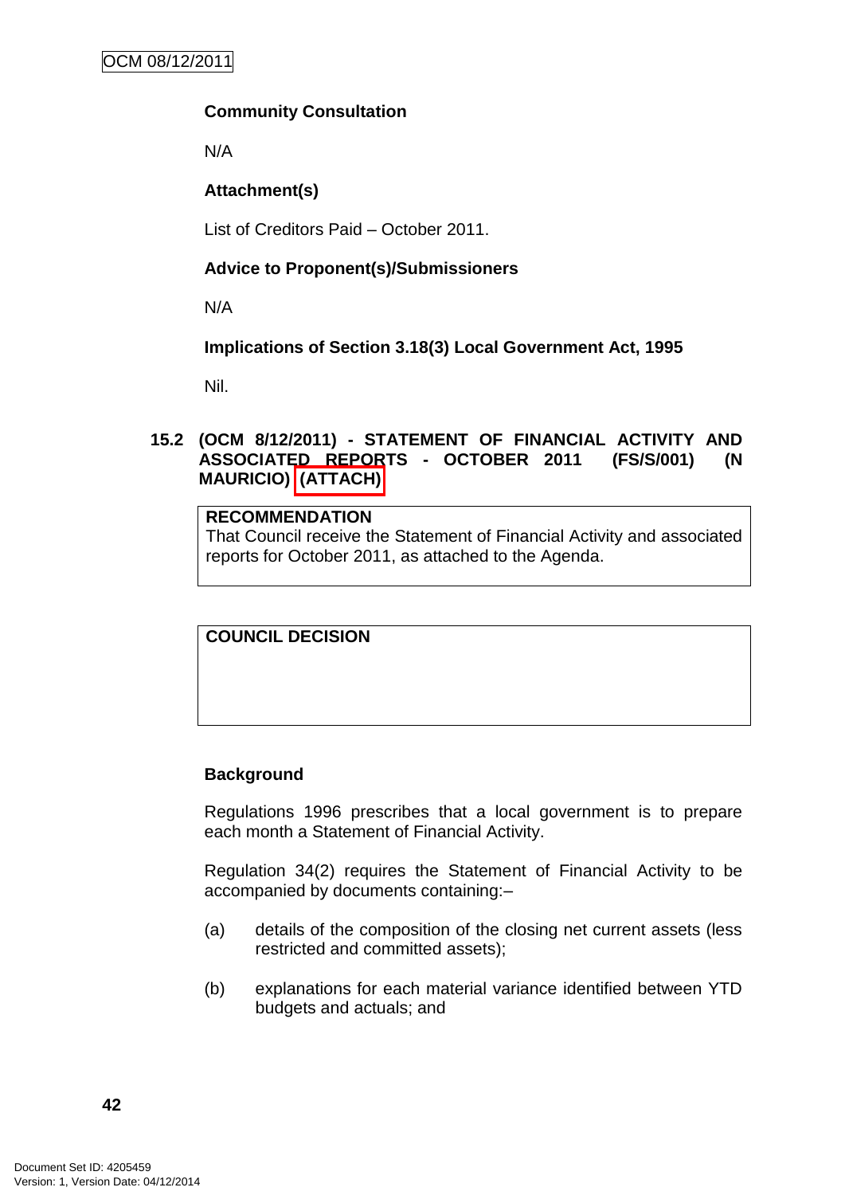**Community Consultation**

N/A

**Attachment(s)**

List of Creditors Paid – October 2011.

**Advice to Proponent(s)/Submissioners**

N/A

**Implications of Section 3.18(3) Local Government Act, 1995**

Nil.

### 15.2 (OCM 8/12/2011) - STATEMENT OF FINANCIAL ACTIVITY AND ASSOCIATED REPORTS - OCTOBER 2011 (FS/S/001) (N MAURICIO) (ATTACH)

| RECOMMENDATION |
| --- |
| That Council receive the Statement of Financial Activity and associated reports for October 2011, as attached to the Agenda. |

| COUNCIL DECISION |
| --- |
| |

**Background**

Regulations 1996 prescribes that a local government is to prepare each month a Statement of Financial Activity.

Regulation 34(2) requires the Statement of Financial Activity to be accompanied by documents containing:–

(a) details of the composition of the closing net current assets (less restricted and committed assets);

(b) explanations for each material variance identified between YTD budgets and actuals; and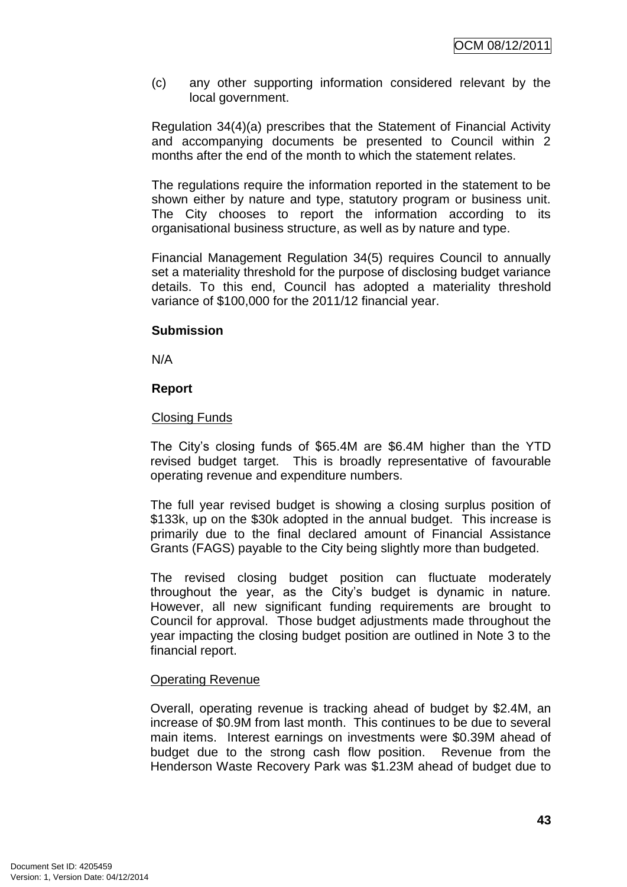(c) any other supporting information considered relevant by the local government.

Regulation 34(4)(a) prescribes that the Statement of Financial Activity and accompanying documents be presented to Council within 2 months after the end of the month to which the statement relates.

The regulations require the information reported in the statement to be shown either by nature and type, statutory program or business unit. The City chooses to report the information according to its organisational business structure, as well as by nature and type.

Financial Management Regulation 34(5) requires Council to annually set a materiality threshold for the purpose of disclosing budget variance details. To this end, Council has adopted a materiality threshold variance of $100,000 for the 2011/12 financial year.

**Submission**

N/A

**Report**

Closing Funds

The City's closing funds of $65.4M are $6.4M higher than the YTD revised budget target. This is broadly representative of favourable operating revenue and expenditure numbers.

The full year revised budget is showing a closing surplus position of $133k, up on the $30k adopted in the annual budget. This increase is primarily due to the final declared amount of Financial Assistance Grants (FAGS) payable to the City being slightly more than budgeted.

The revised closing budget position can fluctuate moderately throughout the year, as the City's budget is dynamic in nature. However, all new significant funding requirements are brought to Council for approval. Those budget adjustments made throughout the year impacting the closing budget position are outlined in Note 3 to the financial report.

Operating Revenue

Overall, operating revenue is tracking ahead of budget by $2.4M, an increase of $0.9M from last month. This continues to be due to several main items. Interest earnings on investments were $0.39M ahead of budget due to the strong cash flow position. Revenue from the Henderson Waste Recovery Park was $1.23M ahead of budget due to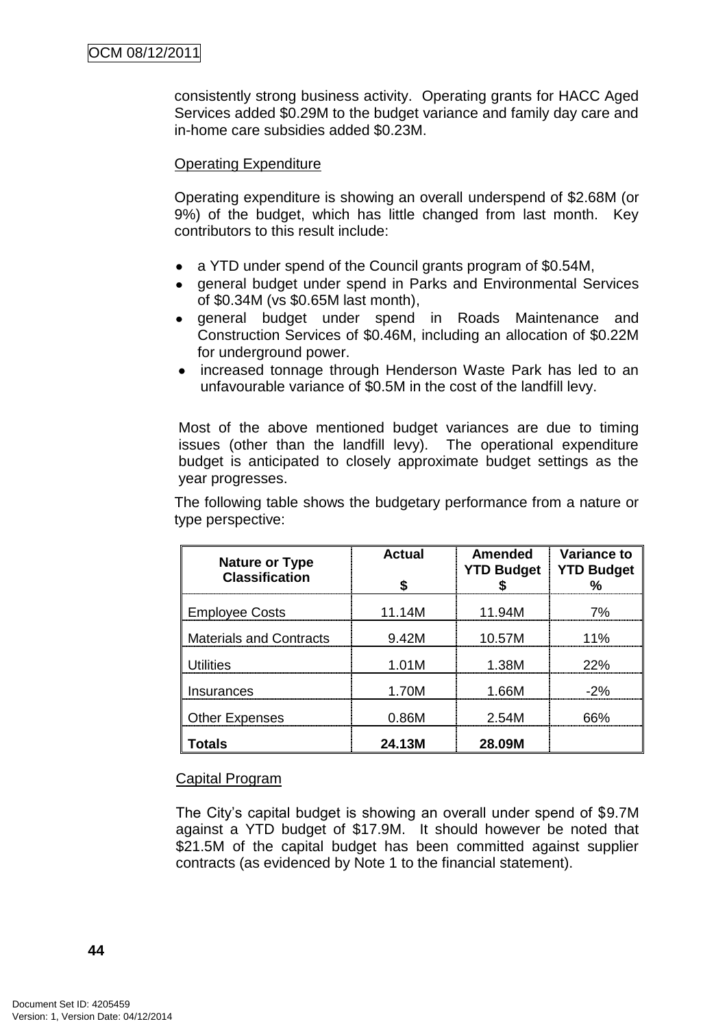consistently strong business activity. Operating grants for HACC Aged Services added $0.29M to the budget variance and family day care and in-home care subsidies added $0.23M.

Operating Expenditure

Operating expenditure is showing an overall underspend of $2.68M (or 9%) of the budget, which has little changed from last month. Key contributors to this result include:

- a YTD under spend of the Council grants program of $0.54M,
- general budget under spend in Parks and Environmental Services of $0.34M (vs $0.65M last month),
- general budget under spend in Roads Maintenance and Construction Services of $0.46M, including an allocation of $0.22M for underground power.
- increased tonnage through Henderson Waste Park has led to an unfavourable variance of $0.5M in the cost of the landfill levy.

Most of the above mentioned budget variances are due to timing issues (other than the landfill levy). The operational expenditure budget is anticipated to closely approximate budget settings as the year progresses.

The following table shows the budgetary performance from a nature or type perspective:

| Nature or Type Classification | Actual $ | Amended YTD Budget $ | Variance to YTD Budget % |
|---|---|---|---|
| Employee Costs | 11.14M | 11.94M | 7% |
| Materials and Contracts | 9.42M | 10.57M | 11% |
| Utilities | 1.01M | 1.38M | 22% |
| Insurances | 1.70M | 1.66M | -2% |
| Other Expenses | 0.86M | 2.54M | 66% |
| **Totals** | **24.13M** | **28.09M** | |

Capital Program

The City's capital budget is showing an overall under spend of $9.7M against a YTD budget of $17.9M. It should however be noted that $21.5M of the capital budget has been committed against supplier contracts (as evidenced by Note 1 to the financial statement).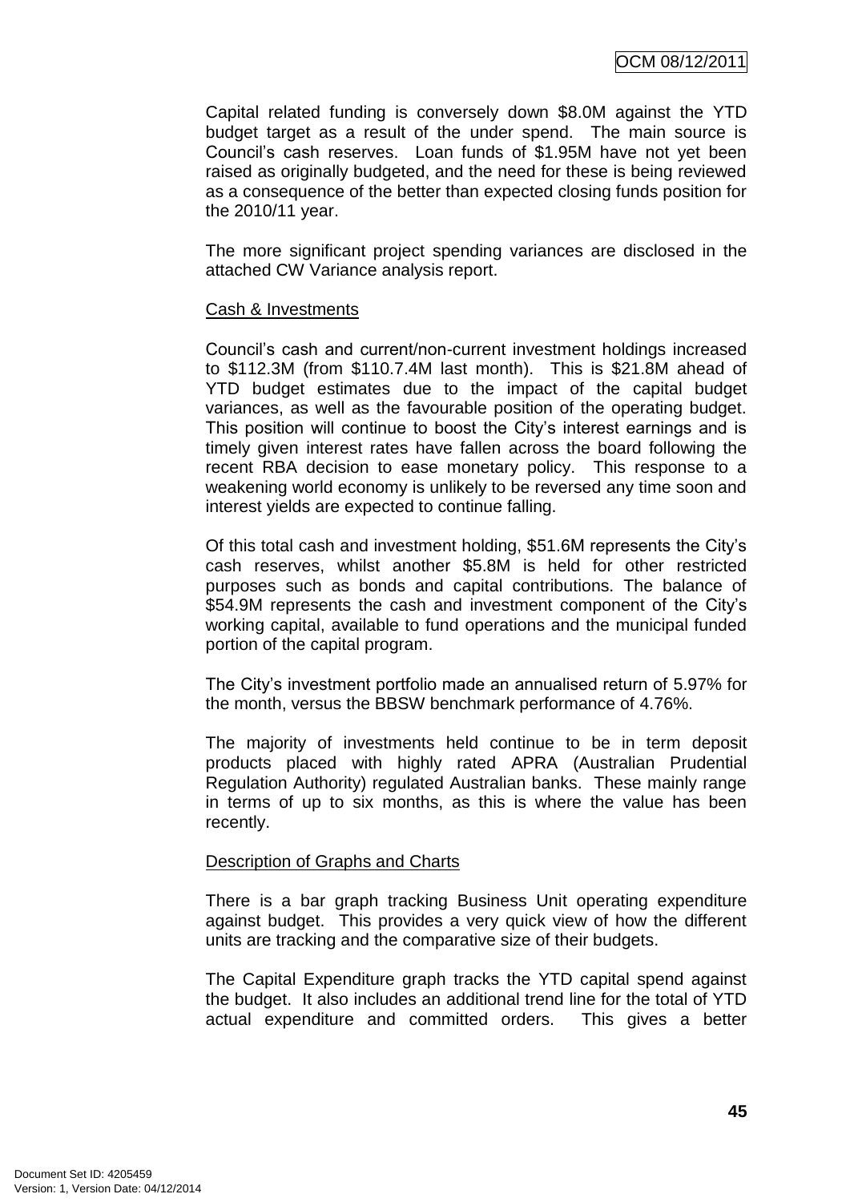Capital related funding is conversely down $8.0M against the YTD budget target as a result of the under spend. The main source is Council's cash reserves. Loan funds of $1.95M have not yet been raised as originally budgeted, and the need for these is being reviewed as a consequence of the better than expected closing funds position for the 2010/11 year.

The more significant project spending variances are disclosed in the attached CW Variance analysis report.

Cash & Investments

Council's cash and current/non-current investment holdings increased to $112.3M (from $110.7.4M last month). This is $21.8M ahead of YTD budget estimates due to the impact of the capital budget variances, as well as the favourable position of the operating budget. This position will continue to boost the City's interest earnings and is timely given interest rates have fallen across the board following the recent RBA decision to ease monetary policy. This response to a weakening world economy is unlikely to be reversed any time soon and interest yields are expected to continue falling.

Of this total cash and investment holding, $51.6M represents the City's cash reserves, whilst another $5.8M is held for other restricted purposes such as bonds and capital contributions. The balance of $54.9M represents the cash and investment component of the City's working capital, available to fund operations and the municipal funded portion of the capital program.

The City's investment portfolio made an annualised return of 5.97% for the month, versus the BBSW benchmark performance of 4.76%.

The majority of investments held continue to be in term deposit products placed with highly rated APRA (Australian Prudential Regulation Authority) regulated Australian banks. These mainly range in terms of up to six months, as this is where the value has been recently.

Description of Graphs and Charts

There is a bar graph tracking Business Unit operating expenditure against budget. This provides a very quick view of how the different units are tracking and the comparative size of their budgets.

The Capital Expenditure graph tracks the YTD capital spend against the budget. It also includes an additional trend line for the total of YTD actual expenditure and committed orders. This gives a better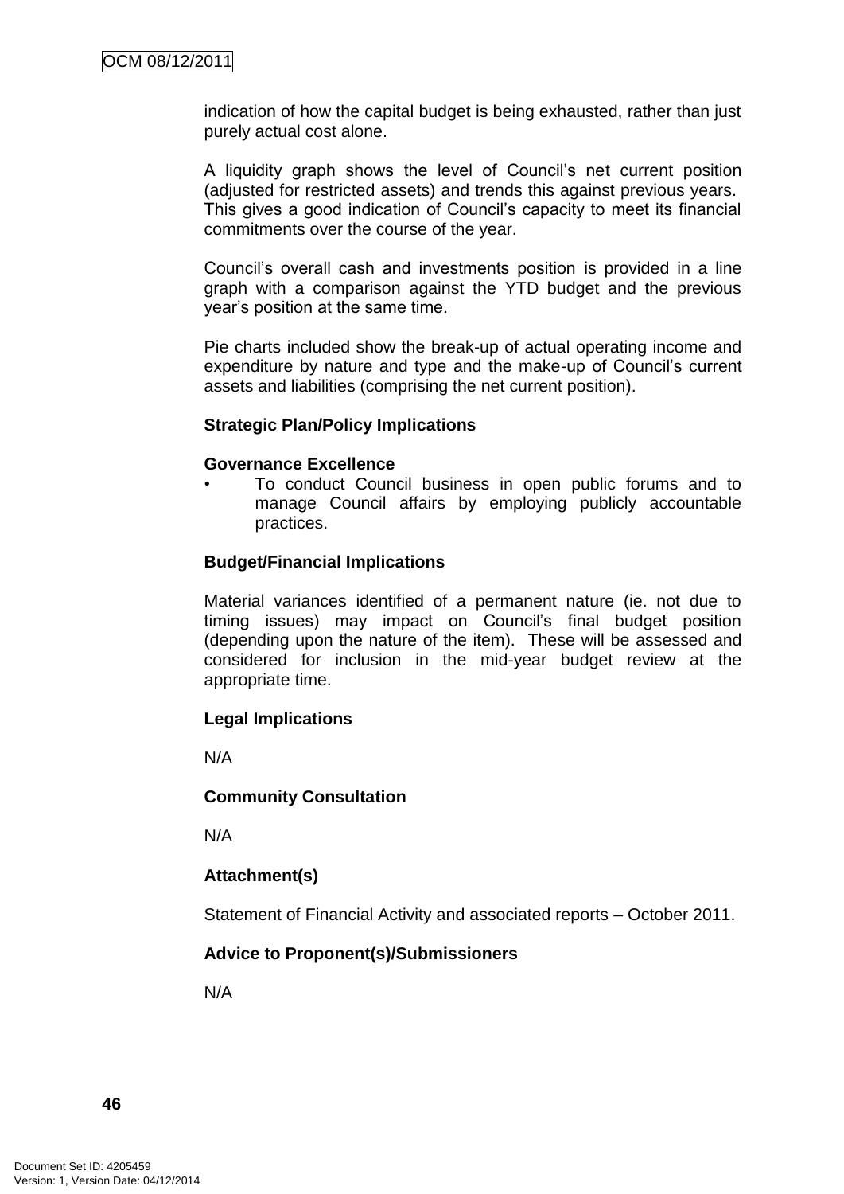indication of how the capital budget is being exhausted, rather than just purely actual cost alone.

A liquidity graph shows the level of Council's net current position (adjusted for restricted assets) and trends this against previous years. This gives a good indication of Council's capacity to meet its financial commitments over the course of the year.

Council's overall cash and investments position is provided in a line graph with a comparison against the YTD budget and the previous year's position at the same time.

Pie charts included show the break-up of actual operating income and expenditure by nature and type and the make-up of Council's current assets and liabilities (comprising the net current position).

**Strategic Plan/Policy Implications**

**Governance Excellence**

- To conduct Council business in open public forums and to manage Council affairs by employing publicly accountable practices.

**Budget/Financial Implications**

Material variances identified of a permanent nature (ie. not due to timing issues) may impact on Council's final budget position (depending upon the nature of the item). These will be assessed and considered for inclusion in the mid-year budget review at the appropriate time.

**Legal Implications**

N/A

**Community Consultation**

N/A

**Attachment(s)**

Statement of Financial Activity and associated reports – October 2011.

**Advice to Proponent(s)/Submissioners**

N/A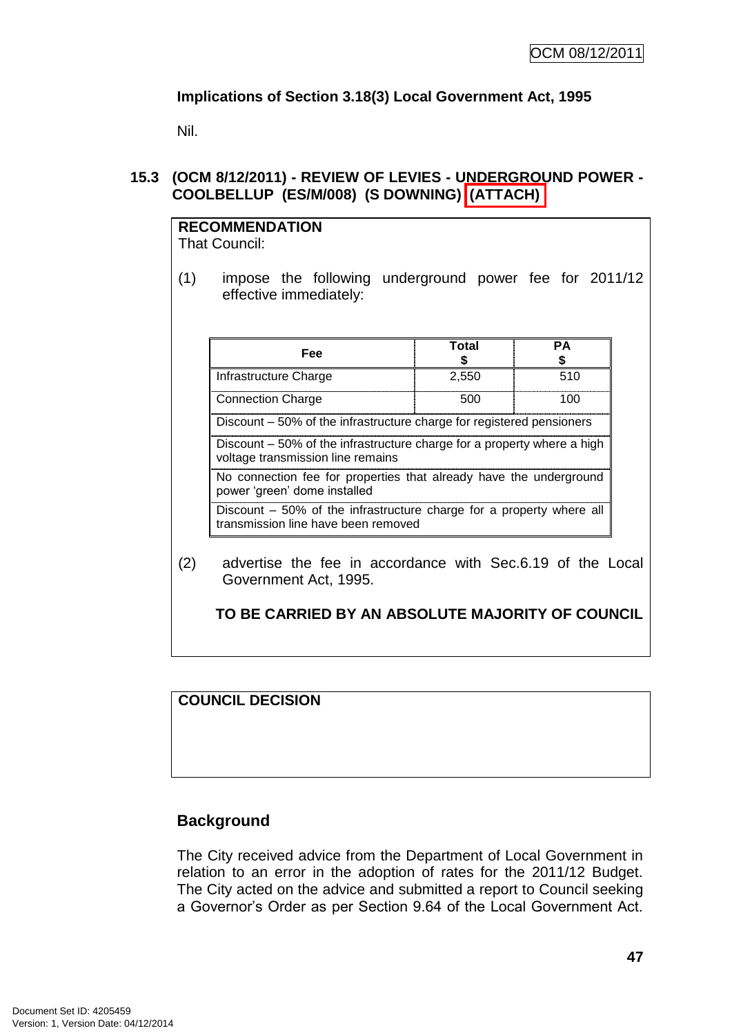**Implications of Section 3.18(3) Local Government Act, 1995**

Nil.

### 15.3 (OCM 8/12/2011) - REVIEW OF LEVIES - UNDERGROUND POWER - COOLBELLUP (ES/M/008) (S DOWNING) (ATTACH)

**RECOMMENDATION**

That Council:

(1) impose the following underground power fee for 2011/12 effective immediately:

| Fee | Total $ | PA $ |
|---|---|---|
| Infrastructure Charge | 2,550 | 510 |
| Connection Charge | 500 | 100 |
| Discount – 50% of the infrastructure charge for registered pensioners | | |
| Discount – 50% of the infrastructure charge for a property where a high voltage transmission line remains | | |
| No connection fee for properties that already have the underground power 'green' dome installed | | |
| Discount – 50% of the infrastructure charge for a property where all transmission line have been removed | | |

(2) advertise the fee in accordance with Sec.6.19 of the Local Government Act, 1995.

**TO BE CARRIED BY AN ABSOLUTE MAJORITY OF COUNCIL**

**COUNCIL DECISION**

## Background

The City received advice from the Department of Local Government in relation to an error in the adoption of rates for the 2011/12 Budget. The City acted on the advice and submitted a report to Council seeking a Governor's Order as per Section 9.64 of the Local Government Act.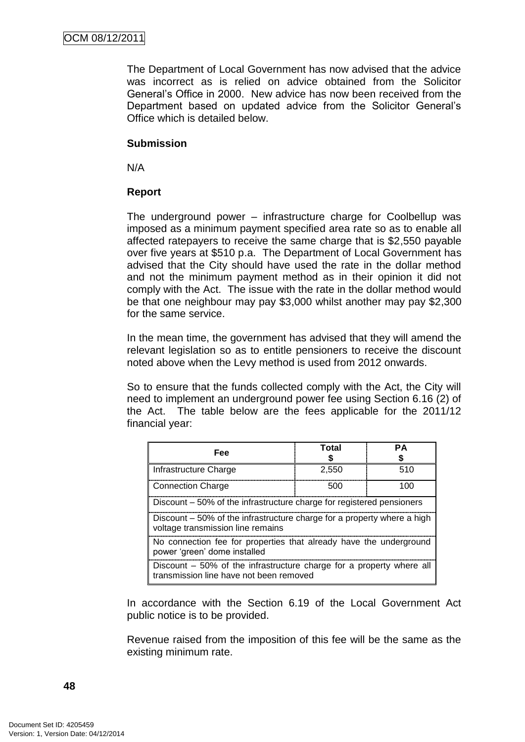The Department of Local Government has now advised that the advice was incorrect as is relied on advice obtained from the Solicitor General's Office in 2000. New advice has now been received from the Department based on updated advice from the Solicitor General's Office which is detailed below.

**Submission**

N/A

**Report**

The underground power – infrastructure charge for Coolbellup was imposed as a minimum payment specified area rate so as to enable all affected ratepayers to receive the same charge that is $2,550 payable over five years at $510 p.a. The Department of Local Government has advised that the City should have used the rate in the dollar method and not the minimum payment method as in their opinion it did not comply with the Act. The issue with the rate in the dollar method would be that one neighbour may pay $3,000 whilst another may pay $2,300 for the same service.

In the mean time, the government has advised that they will amend the relevant legislation so as to entitle pensioners to receive the discount noted above when the Levy method is used from 2012 onwards.

So to ensure that the funds collected comply with the Act, the City will need to implement an underground power fee using Section 6.16 (2) of the Act. The table below are the fees applicable for the 2011/12 financial year:

| Fee | Total $ | PA $ |
|---|---|---|
| Infrastructure Charge | 2,550 | 510 |
| Connection Charge | 500 | 100 |
| Discount – 50% of the infrastructure charge for registered pensioners | | |
| Discount – 50% of the infrastructure charge for a property where a high voltage transmission line remains | | |
| No connection fee for properties that already have the underground power 'green' dome installed | | |
| Discount – 50% of the infrastructure charge for a property where all transmission line have not been removed | | |

In accordance with the Section 6.19 of the Local Government Act public notice is to be provided.

Revenue raised from the imposition of this fee will be the same as the existing minimum rate.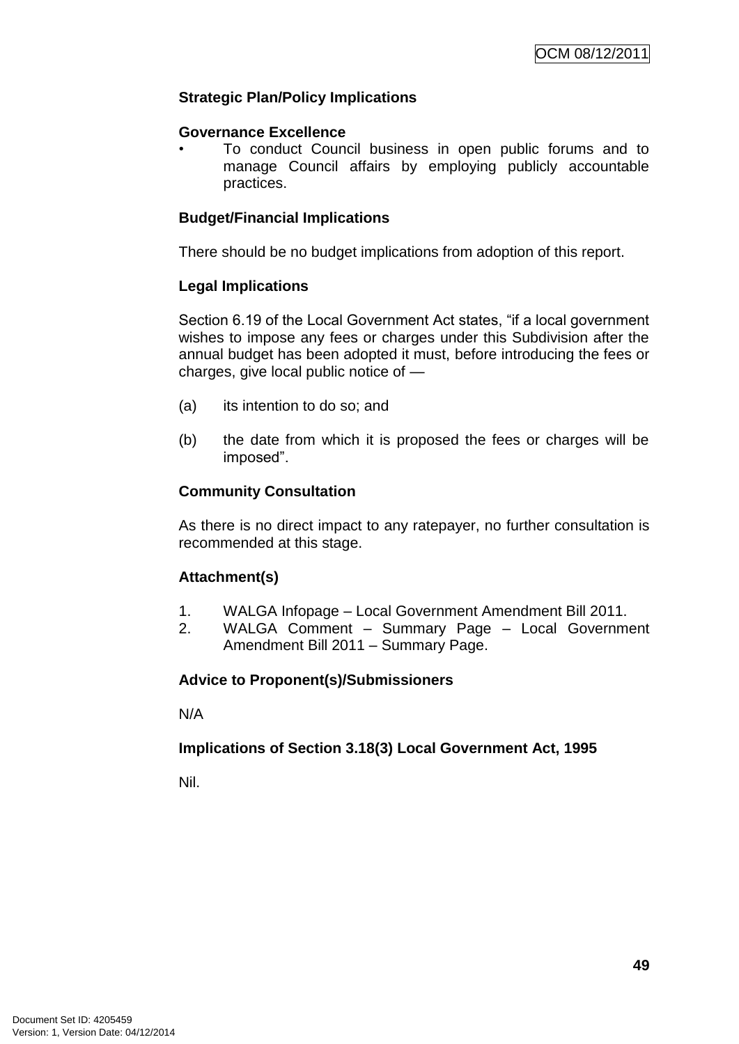**Strategic Plan/Policy Implications**

**Governance Excellence**

- To conduct Council business in open public forums and to manage Council affairs by employing publicly accountable practices.

**Budget/Financial Implications**

There should be no budget implications from adoption of this report.

**Legal Implications**

Section 6.19 of the Local Government Act states, "if a local government wishes to impose any fees or charges under this Subdivision after the annual budget has been adopted it must, before introducing the fees or charges, give local public notice of —

(a) its intention to do so; and

(b) the date from which it is proposed the fees or charges will be imposed".

**Community Consultation**

As there is no direct impact to any ratepayer, no further consultation is recommended at this stage.

**Attachment(s)**

1. WALGA Infopage – Local Government Amendment Bill 2011.
2. WALGA Comment – Summary Page – Local Government Amendment Bill 2011 – Summary Page.

**Advice to Proponent(s)/Submissioners**

N/A

**Implications of Section 3.18(3) Local Government Act, 1995**

Nil.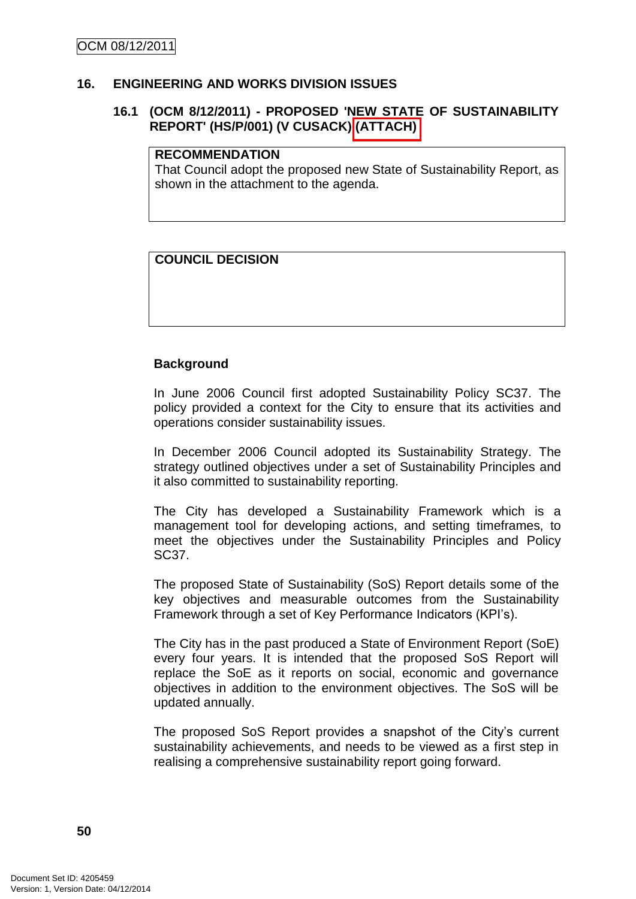## 16. ENGINEERING AND WORKS DIVISION ISSUES

### 16.1 (OCM 8/12/2011) - PROPOSED 'NEW STATE OF SUSTAINABILITY REPORT' (HS/P/001) (V CUSACK) (ATTACH)

**RECOMMENDATION**
That Council adopt the proposed new State of Sustainability Report, as shown in the attachment to the agenda.

**COUNCIL DECISION**

**Background**

In June 2006 Council first adopted Sustainability Policy SC37. The policy provided a context for the City to ensure that its activities and operations consider sustainability issues.

In December 2006 Council adopted its Sustainability Strategy. The strategy outlined objectives under a set of Sustainability Principles and it also committed to sustainability reporting.

The City has developed a Sustainability Framework which is a management tool for developing actions, and setting timeframes, to meet the objectives under the Sustainability Principles and Policy SC37.

The proposed State of Sustainability (SoS) Report details some of the key objectives and measurable outcomes from the Sustainability Framework through a set of Key Performance Indicators (KPI's).

The City has in the past produced a State of Environment Report (SoE) every four years. It is intended that the proposed SoS Report will replace the SoE as it reports on social, economic and governance objectives in addition to the environment objectives. The SoS will be updated annually.

The proposed SoS Report provides a snapshot of the City's current sustainability achievements, and needs to be viewed as a first step in realising a comprehensive sustainability report going forward.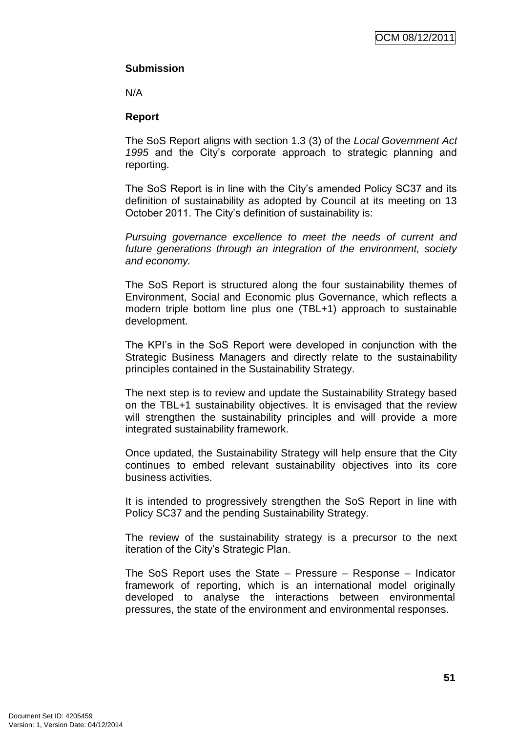**Submission**

N/A

**Report**

The SoS Report aligns with section 1.3 (3) of the *Local Government Act 1995* and the City's corporate approach to strategic planning and reporting.

The SoS Report is in line with the City's amended Policy SC37 and its definition of sustainability as adopted by Council at its meeting on 13 October 2011. The City's definition of sustainability is:

*Pursuing governance excellence to meet the needs of current and future generations through an integration of the environment, society and economy.*

The SoS Report is structured along the four sustainability themes of Environment, Social and Economic plus Governance, which reflects a modern triple bottom line plus one (TBL+1) approach to sustainable development.

The KPI's in the SoS Report were developed in conjunction with the Strategic Business Managers and directly relate to the sustainability principles contained in the Sustainability Strategy.

The next step is to review and update the Sustainability Strategy based on the TBL+1 sustainability objectives. It is envisaged that the review will strengthen the sustainability principles and will provide a more integrated sustainability framework.

Once updated, the Sustainability Strategy will help ensure that the City continues to embed relevant sustainability objectives into its core business activities.

It is intended to progressively strengthen the SoS Report in line with Policy SC37 and the pending Sustainability Strategy.

The review of the sustainability strategy is a precursor to the next iteration of the City's Strategic Plan.

The SoS Report uses the State – Pressure – Response – Indicator framework of reporting, which is an international model originally developed to analyse the interactions between environmental pressures, the state of the environment and environmental responses.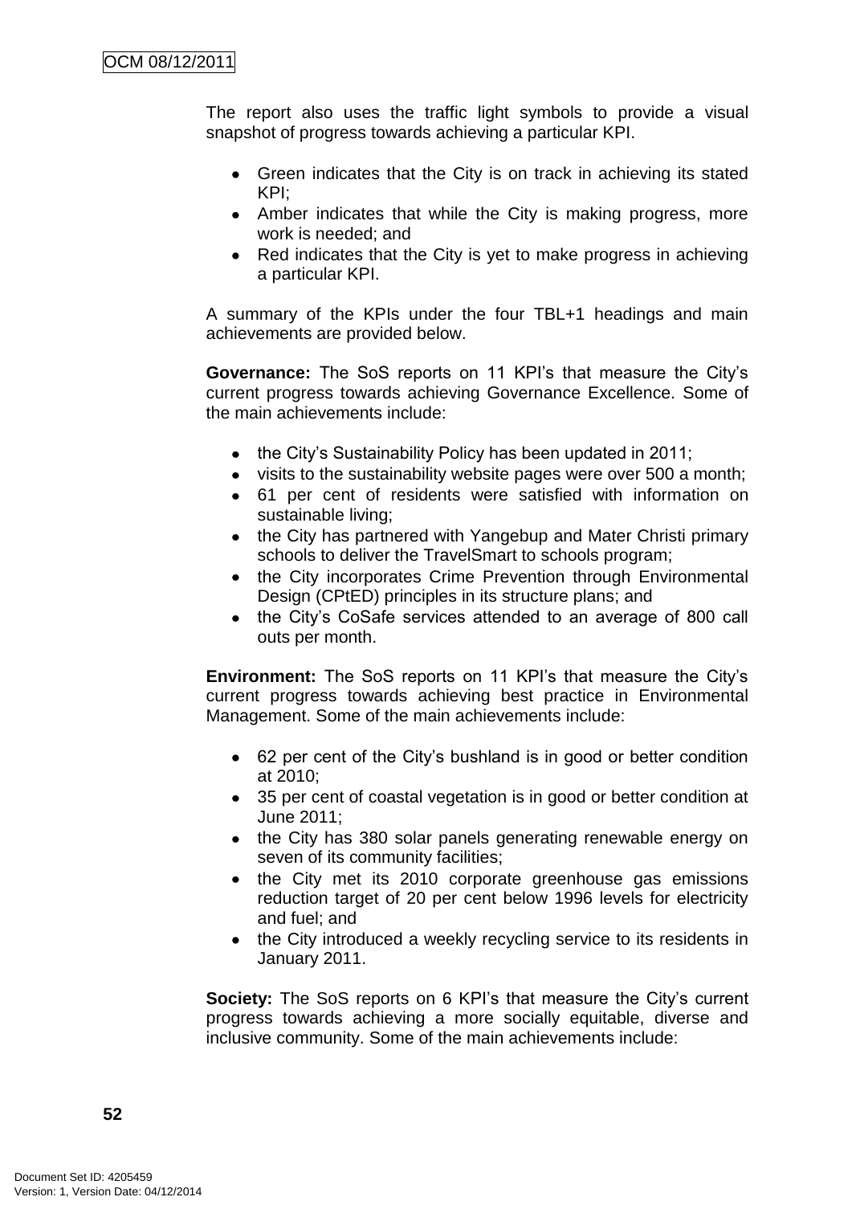The report also uses the traffic light symbols to provide a visual snapshot of progress towards achieving a particular KPI.

- Green indicates that the City is on track in achieving its stated KPI;
- Amber indicates that while the City is making progress, more work is needed; and
- Red indicates that the City is yet to make progress in achieving a particular KPI.

A summary of the KPIs under the four TBL+1 headings and main achievements are provided below.

**Governance:** The SoS reports on 11 KPI's that measure the City's current progress towards achieving Governance Excellence. Some of the main achievements include:

- the City's Sustainability Policy has been updated in 2011;
- visits to the sustainability website pages were over 500 a month;
- 61 per cent of residents were satisfied with information on sustainable living;
- the City has partnered with Yangebup and Mater Christi primary schools to deliver the TravelSmart to schools program;
- the City incorporates Crime Prevention through Environmental Design (CPtED) principles in its structure plans; and
- the City's CoSafe services attended to an average of 800 call outs per month.

**Environment:** The SoS reports on 11 KPI's that measure the City's current progress towards achieving best practice in Environmental Management. Some of the main achievements include:

- 62 per cent of the City's bushland is in good or better condition at 2010;
- 35 per cent of coastal vegetation is in good or better condition at June 2011;
- the City has 380 solar panels generating renewable energy on seven of its community facilities;
- the City met its 2010 corporate greenhouse gas emissions reduction target of 20 per cent below 1996 levels for electricity and fuel; and
- the City introduced a weekly recycling service to its residents in January 2011.

**Society:** The SoS reports on 6 KPI's that measure the City's current progress towards achieving a more socially equitable, diverse and inclusive community. Some of the main achievements include: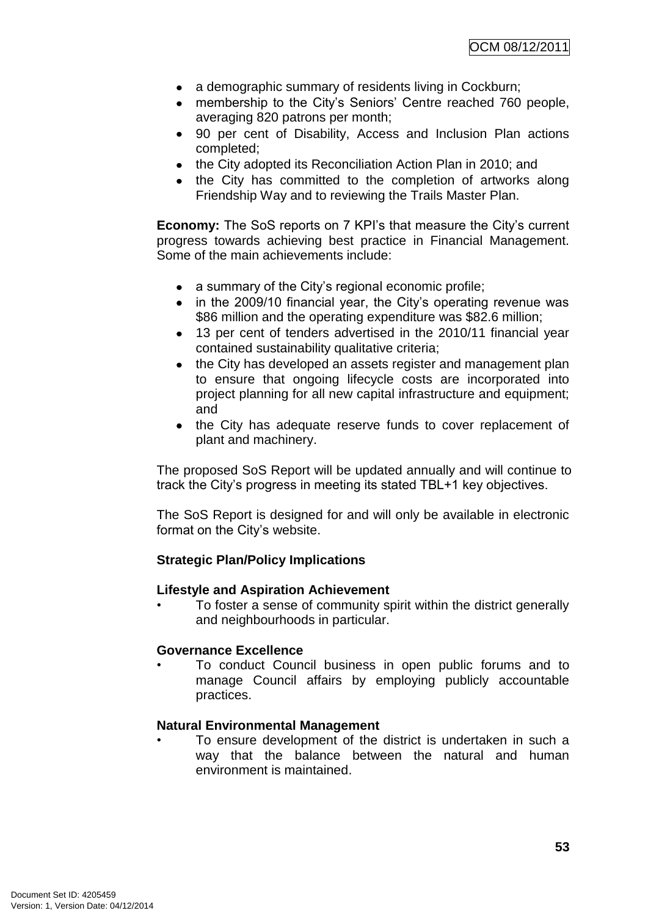- a demographic summary of residents living in Cockburn;
- membership to the City's Seniors' Centre reached 760 people, averaging 820 patrons per month;
- 90 per cent of Disability, Access and Inclusion Plan actions completed;
- the City adopted its Reconciliation Action Plan in 2010; and
- the City has committed to the completion of artworks along Friendship Way and to reviewing the Trails Master Plan.

**Economy:** The SoS reports on 7 KPI's that measure the City's current progress towards achieving best practice in Financial Management. Some of the main achievements include:

- a summary of the City's regional economic profile;
- in the 2009/10 financial year, the City's operating revenue was $86 million and the operating expenditure was $82.6 million;
- 13 per cent of tenders advertised in the 2010/11 financial year contained sustainability qualitative criteria;
- the City has developed an assets register and management plan to ensure that ongoing lifecycle costs are incorporated into project planning for all new capital infrastructure and equipment; and
- the City has adequate reserve funds to cover replacement of plant and machinery.

The proposed SoS Report will be updated annually and will continue to track the City's progress in meeting its stated TBL+1 key objectives.

The SoS Report is designed for and will only be available in electronic format on the City's website.

**Strategic Plan/Policy Implications**

**Lifestyle and Aspiration Achievement**

- To foster a sense of community spirit within the district generally and neighbourhoods in particular.

**Governance Excellence**

- To conduct Council business in open public forums and to manage Council affairs by employing publicly accountable practices.

**Natural Environmental Management**

- To ensure development of the district is undertaken in such a way that the balance between the natural and human environment is maintained.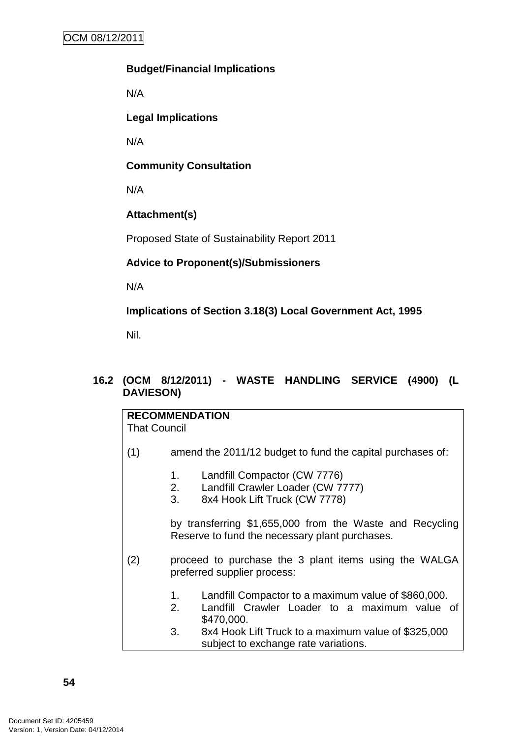**Budget/Financial Implications**

N/A

**Legal Implications**

N/A

**Community Consultation**

N/A

**Attachment(s)**

Proposed State of Sustainability Report 2011

**Advice to Proponent(s)/Submissioners**

N/A

**Implications of Section 3.18(3) Local Government Act, 1995**

Nil.

### 16.2 (OCM 8/12/2011) - WASTE HANDLING SERVICE (4900) (L DAVIESON)

**RECOMMENDATION**
That Council

(1) amend the 2011/12 budget to fund the capital purchases of:

1. Landfill Compactor (CW 7776)
2. Landfill Crawler Loader (CW 7777)
3. 8x4 Hook Lift Truck (CW 7778)

by transferring $1,655,000 from the Waste and Recycling Reserve to fund the necessary plant purchases.

(2) proceed to purchase the 3 plant items using the WALGA preferred supplier process:

1. Landfill Compactor to a maximum value of $860,000.
2. Landfill Crawler Loader to a maximum value of $470,000.
3. 8x4 Hook Lift Truck to a maximum value of $325,000 subject to exchange rate variations.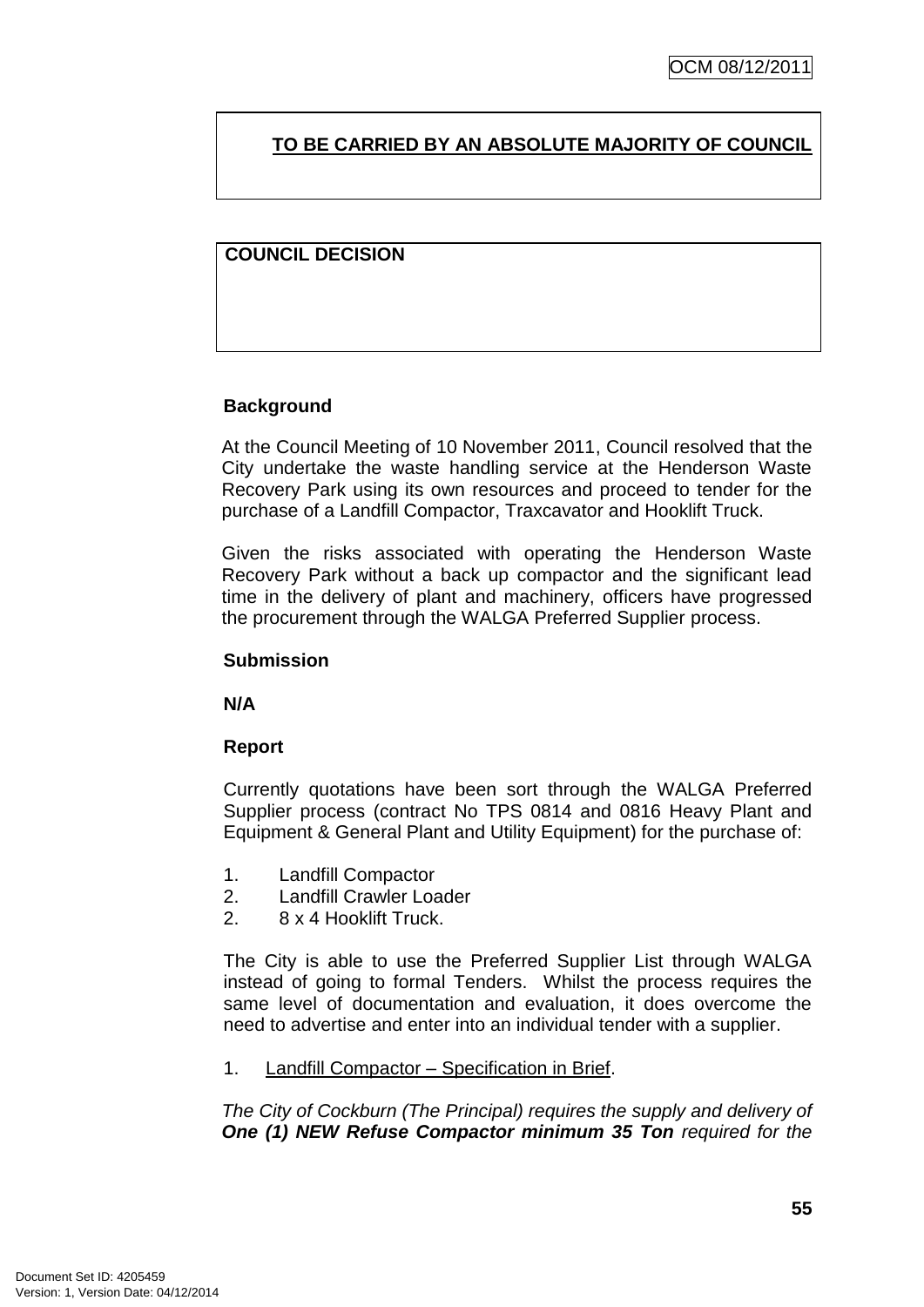**TO BE CARRIED BY AN ABSOLUTE MAJORITY OF COUNCIL**

**COUNCIL DECISION**

**Background**

At the Council Meeting of 10 November 2011, Council resolved that the City undertake the waste handling service at the Henderson Waste Recovery Park using its own resources and proceed to tender for the purchase of a Landfill Compactor, Traxcavator and Hooklift Truck.

Given the risks associated with operating the Henderson Waste Recovery Park without a back up compactor and the significant lead time in the delivery of plant and machinery, officers have progressed the procurement through the WALGA Preferred Supplier process.

**Submission**

**N/A**

**Report**

Currently quotations have been sort through the WALGA Preferred Supplier process (contract No TPS 0814 and 0816 Heavy Plant and Equipment & General Plant and Utility Equipment) for the purchase of:

1. Landfill Compactor
2. Landfill Crawler Loader
2. 8 x 4 Hooklift Truck.

The City is able to use the Preferred Supplier List through WALGA instead of going to formal Tenders. Whilst the process requires the same level of documentation and evaluation, it does overcome the need to advertise and enter into an individual tender with a supplier.

1. Landfill Compactor – Specification in Brief.

*The City of Cockburn (The Principal) requires the supply and delivery of **One (1) NEW Refuse Compactor minimum 35 Ton** required for the*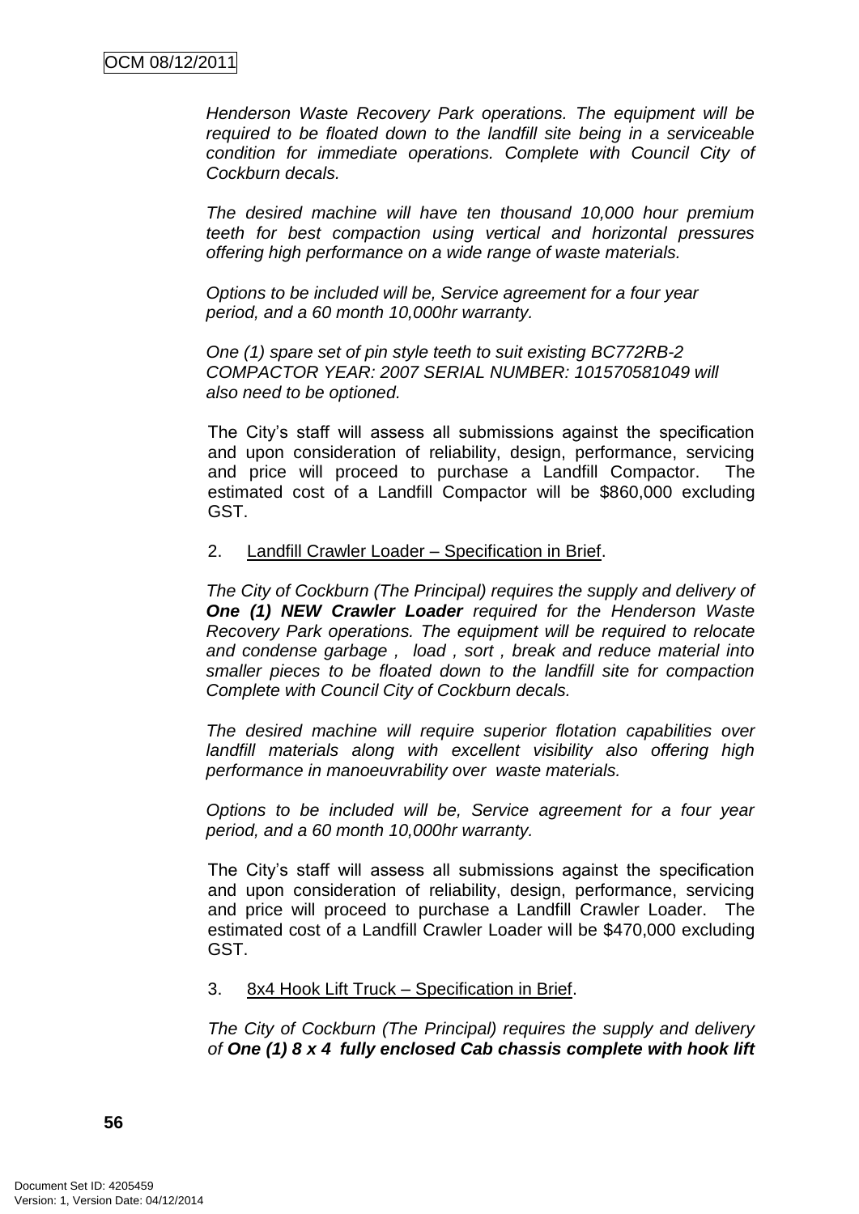*Henderson Waste Recovery Park operations. The equipment will be required to be floated down to the landfill site being in a serviceable condition for immediate operations. Complete with Council City of Cockburn decals.*

*The desired machine will have ten thousand 10,000 hour premium teeth for best compaction using vertical and horizontal pressures offering high performance on a wide range of waste materials.*

*Options to be included will be, Service agreement for a four year period, and a 60 month 10,000hr warranty.*

*One (1) spare set of pin style teeth to suit existing BC772RB-2 COMPACTOR YEAR: 2007 SERIAL NUMBER: 101570581049 will also need to be optioned.*

The City's staff will assess all submissions against the specification and upon consideration of reliability, design, performance, servicing and price will proceed to purchase a Landfill Compactor. The estimated cost of a Landfill Compactor will be $860,000 excluding GST.

2. Landfill Crawler Loader – Specification in Brief.

*The City of Cockburn (The Principal) requires the supply and delivery of **One (1) NEW Crawler Loader** required for the Henderson Waste Recovery Park operations. The equipment will be required to relocate and condense garbage , load , sort , break and reduce material into smaller pieces to be floated down to the landfill site for compaction Complete with Council City of Cockburn decals.*

*The desired machine will require superior flotation capabilities over landfill materials along with excellent visibility also offering high performance in manoeuvrability over waste materials.*

*Options to be included will be, Service agreement for a four year period, and a 60 month 10,000hr warranty.*

The City's staff will assess all submissions against the specification and upon consideration of reliability, design, performance, servicing and price will proceed to purchase a Landfill Crawler Loader. The estimated cost of a Landfill Crawler Loader will be $470,000 excluding GST.

3. 8x4 Hook Lift Truck – Specification in Brief.

*The City of Cockburn (The Principal) requires the supply and delivery of **One (1) 8 x 4 fully enclosed Cab chassis complete with hook lift***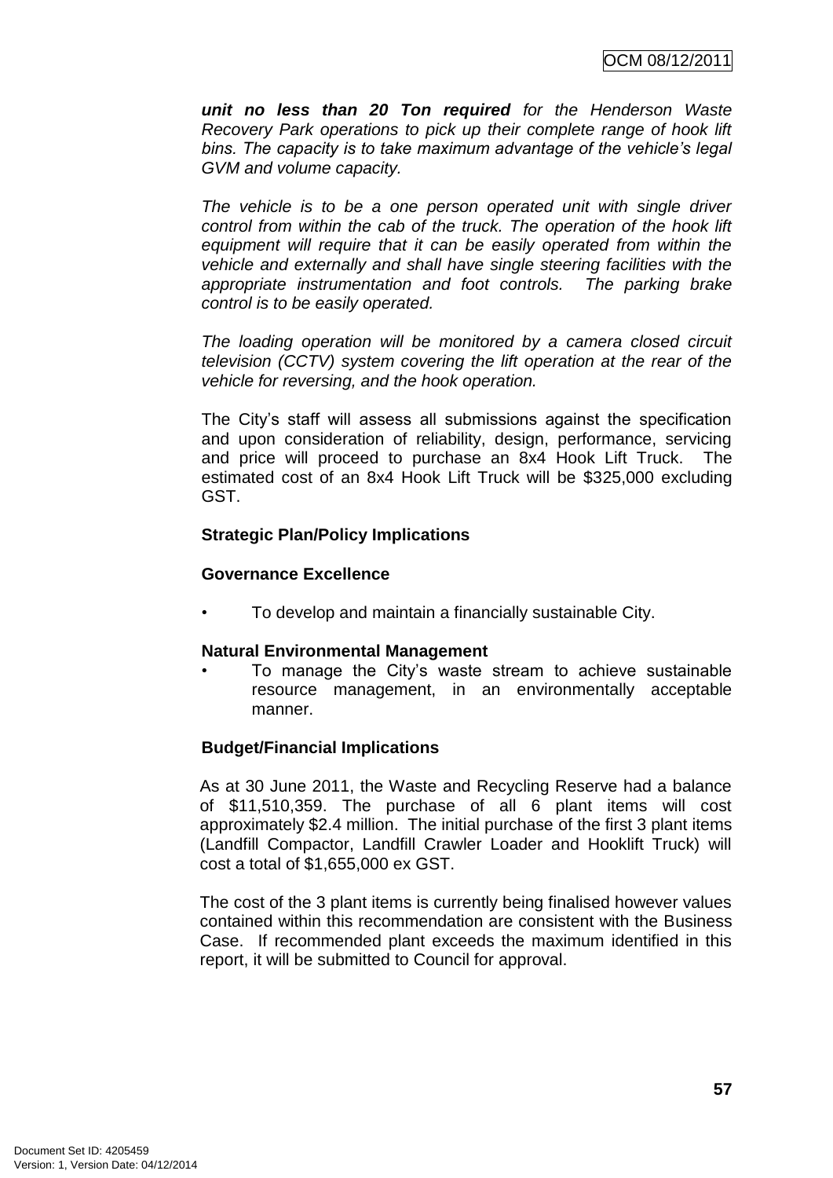***unit no less than 20 Ton required*** *for the Henderson Waste Recovery Park operations to pick up their complete range of hook lift bins. The capacity is to take maximum advantage of the vehicle's legal GVM and volume capacity.*

*The vehicle is to be a one person operated unit with single driver control from within the cab of the truck. The operation of the hook lift equipment will require that it can be easily operated from within the vehicle and externally and shall have single steering facilities with the appropriate instrumentation and foot controls. The parking brake control is to be easily operated.*

*The loading operation will be monitored by a camera closed circuit television (CCTV) system covering the lift operation at the rear of the vehicle for reversing, and the hook operation.*

The City's staff will assess all submissions against the specification and upon consideration of reliability, design, performance, servicing and price will proceed to purchase an 8x4 Hook Lift Truck. The estimated cost of an 8x4 Hook Lift Truck will be $325,000 excluding GST.

**Strategic Plan/Policy Implications**

**Governance Excellence**

- To develop and maintain a financially sustainable City.

**Natural Environmental Management**

- To manage the City's waste stream to achieve sustainable resource management, in an environmentally acceptable manner.

**Budget/Financial Implications**

As at 30 June 2011, the Waste and Recycling Reserve had a balance of $11,510,359. The purchase of all 6 plant items will cost approximately $2.4 million. The initial purchase of the first 3 plant items (Landfill Compactor, Landfill Crawler Loader and Hooklift Truck) will cost a total of $1,655,000 ex GST.

The cost of the 3 plant items is currently being finalised however values contained within this recommendation are consistent with the Business Case. If recommended plant exceeds the maximum identified in this report, it will be submitted to Council for approval.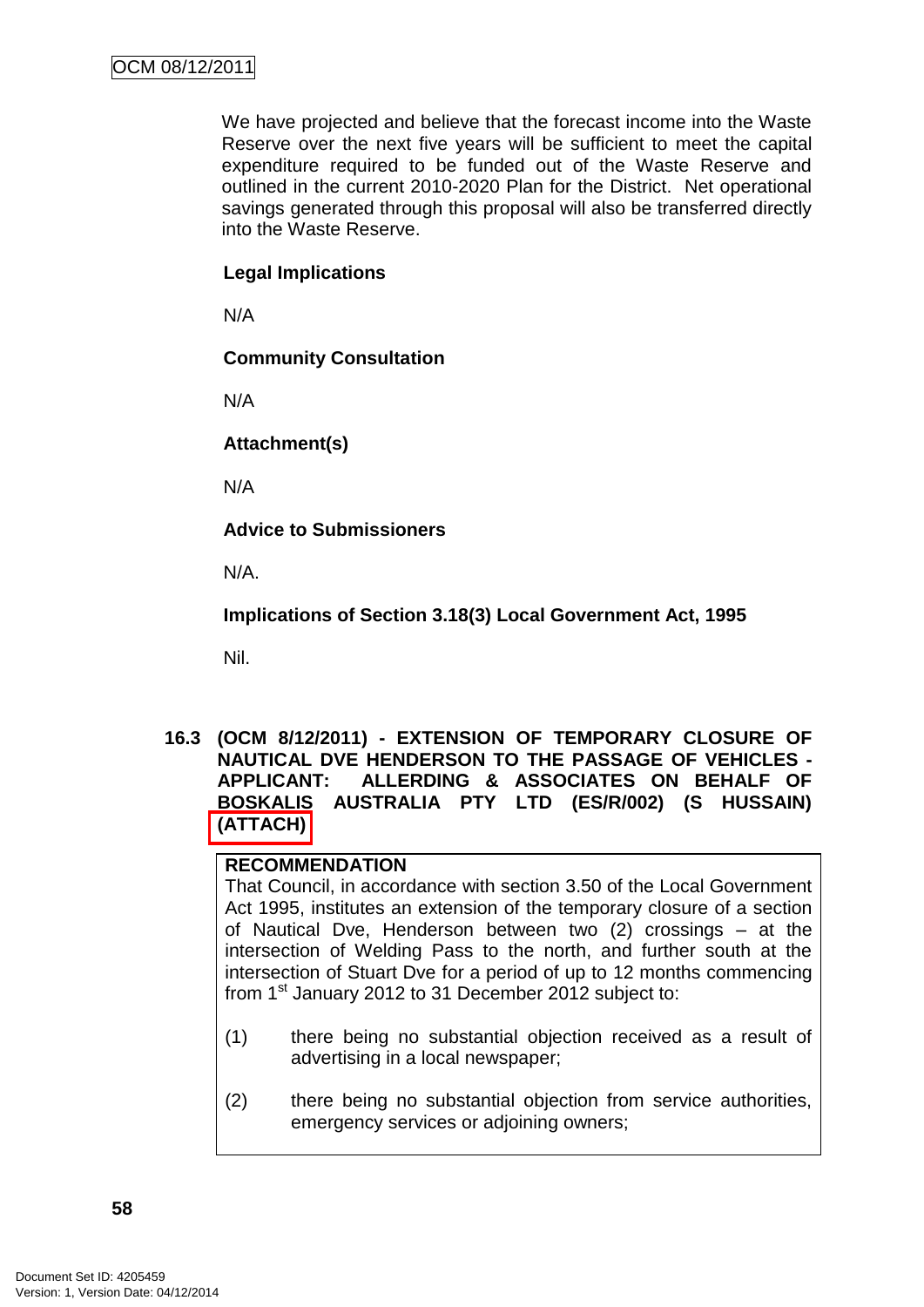We have projected and believe that the forecast income into the Waste Reserve over the next five years will be sufficient to meet the capital expenditure required to be funded out of the Waste Reserve and outlined in the current 2010-2020 Plan for the District. Net operational savings generated through this proposal will also be transferred directly into the Waste Reserve.

**Legal Implications**

N/A

**Community Consultation**

N/A

**Attachment(s)**

N/A

**Advice to Submissioners**

N/A.

**Implications of Section 3.18(3) Local Government Act, 1995**

Nil.

## 16.3 (OCM 8/12/2011) - EXTENSION OF TEMPORARY CLOSURE OF NAUTICAL DVE HENDERSON TO THE PASSAGE OF VEHICLES - APPLICANT: ALLERDING & ASSOCIATES ON BEHALF OF BOSKALIS AUSTRALIA PTY LTD (ES/R/002) (S HUSSAIN) (ATTACH)

**RECOMMENDATION**

That Council, in accordance with section 3.50 of the Local Government Act 1995, institutes an extension of the temporary closure of a section of Nautical Dve, Henderson between two (2) crossings – at the intersection of Welding Pass to the north, and further south at the intersection of Stuart Dve for a period of up to 12 months commencing from 1st January 2012 to 31 December 2012 subject to:

(1) there being no substantial objection received as a result of advertising in a local newspaper;

(2) there being no substantial objection from service authorities, emergency services or adjoining owners;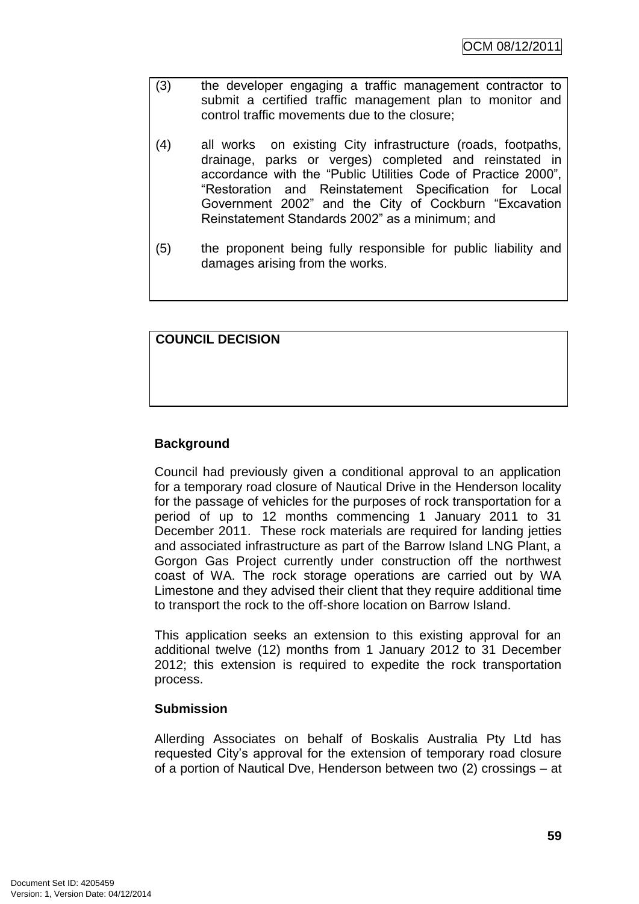(3) the developer engaging a traffic management contractor to submit a certified traffic management plan to monitor and control traffic movements due to the closure;

(4) all works on existing City infrastructure (roads, footpaths, drainage, parks or verges) completed and reinstated in accordance with the "Public Utilities Code of Practice 2000", "Restoration and Reinstatement Specification for Local Government 2002" and the City of Cockburn "Excavation Reinstatement Standards 2002" as a minimum; and

(5) the proponent being fully responsible for public liability and damages arising from the works.

**COUNCIL DECISION**

**Background**

Council had previously given a conditional approval to an application for a temporary road closure of Nautical Drive in the Henderson locality for the passage of vehicles for the purposes of rock transportation for a period of up to 12 months commencing 1 January 2011 to 31 December 2011. These rock materials are required for landing jetties and associated infrastructure as part of the Barrow Island LNG Plant, a Gorgon Gas Project currently under construction off the northwest coast of WA. The rock storage operations are carried out by WA Limestone and they advised their client that they require additional time to transport the rock to the off-shore location on Barrow Island.

This application seeks an extension to this existing approval for an additional twelve (12) months from 1 January 2012 to 31 December 2012; this extension is required to expedite the rock transportation process.

**Submission**

Allerding Associates on behalf of Boskalis Australia Pty Ltd has requested City's approval for the extension of temporary road closure of a portion of Nautical Dve, Henderson between two (2) crossings – at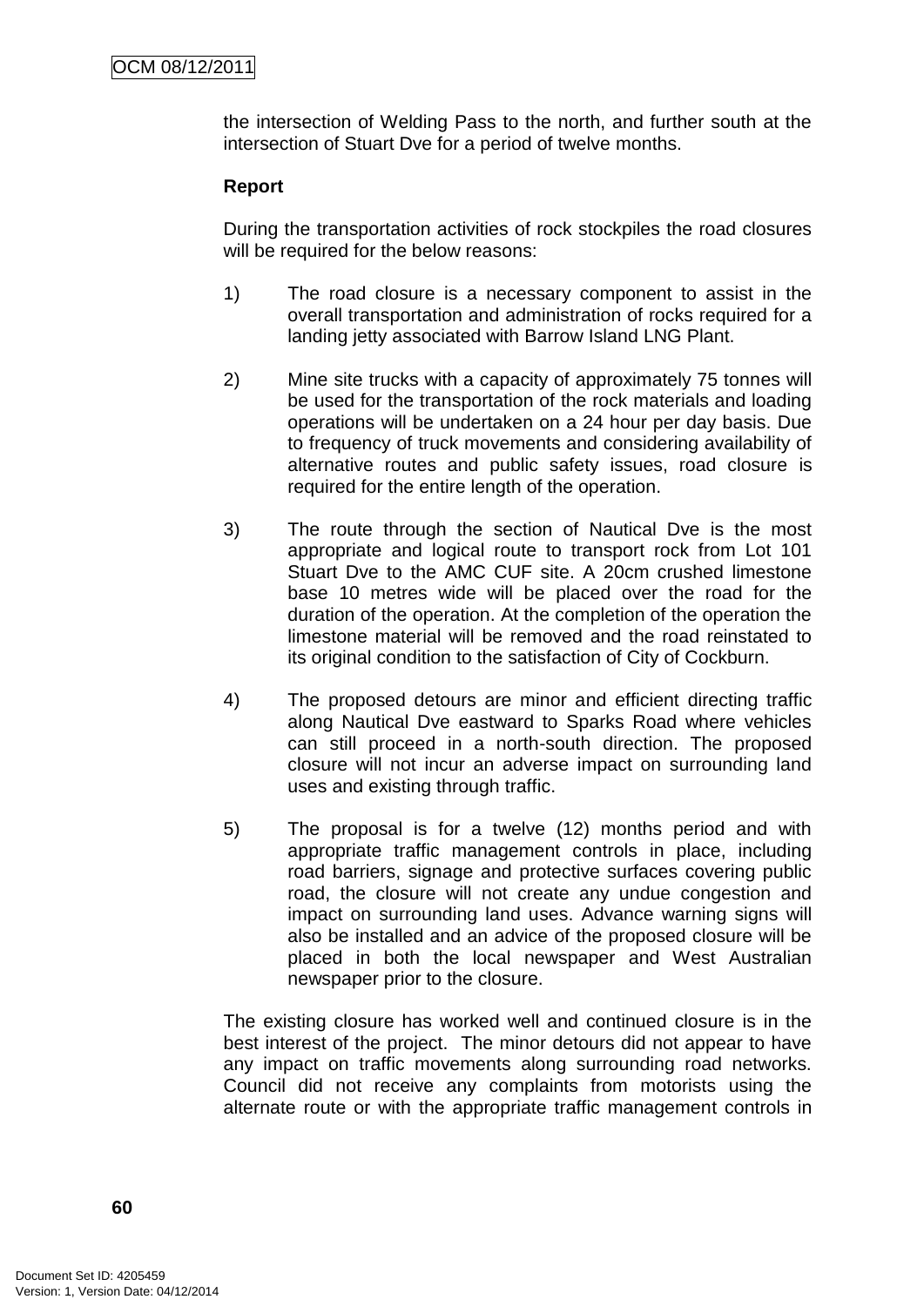the intersection of Welding Pass to the north, and further south at the intersection of Stuart Dve for a period of twelve months.

**Report**

During the transportation activities of rock stockpiles the road closures will be required for the below reasons:

1) The road closure is a necessary component to assist in the overall transportation and administration of rocks required for a landing jetty associated with Barrow Island LNG Plant.

2) Mine site trucks with a capacity of approximately 75 tonnes will be used for the transportation of the rock materials and loading operations will be undertaken on a 24 hour per day basis. Due to frequency of truck movements and considering availability of alternative routes and public safety issues, road closure is required for the entire length of the operation.

3) The route through the section of Nautical Dve is the most appropriate and logical route to transport rock from Lot 101 Stuart Dve to the AMC CUF site. A 20cm crushed limestone base 10 metres wide will be placed over the road for the duration of the operation. At the completion of the operation the limestone material will be removed and the road reinstated to its original condition to the satisfaction of City of Cockburn.

4) The proposed detours are minor and efficient directing traffic along Nautical Dve eastward to Sparks Road where vehicles can still proceed in a north-south direction. The proposed closure will not incur an adverse impact on surrounding land uses and existing through traffic.

5) The proposal is for a twelve (12) months period and with appropriate traffic management controls in place, including road barriers, signage and protective surfaces covering public road, the closure will not create any undue congestion and impact on surrounding land uses. Advance warning signs will also be installed and an advice of the proposed closure will be placed in both the local newspaper and West Australian newspaper prior to the closure.

The existing closure has worked well and continued closure is in the best interest of the project. The minor detours did not appear to have any impact on traffic movements along surrounding road networks. Council did not receive any complaints from motorists using the alternate route or with the appropriate traffic management controls in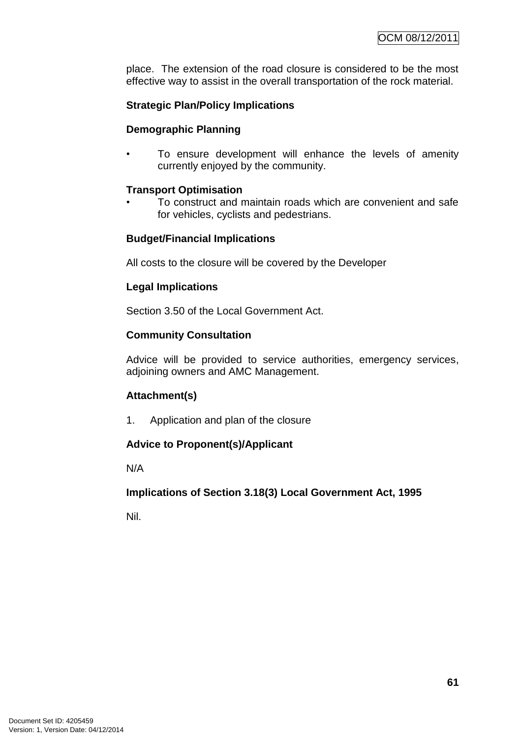place. The extension of the road closure is considered to be the most effective way to assist in the overall transportation of the rock material.

**Strategic Plan/Policy Implications**

**Demographic Planning**

- To ensure development will enhance the levels of amenity currently enjoyed by the community.

**Transport Optimisation**

- To construct and maintain roads which are convenient and safe for vehicles, cyclists and pedestrians.

**Budget/Financial Implications**

All costs to the closure will be covered by the Developer

**Legal Implications**

Section 3.50 of the Local Government Act.

**Community Consultation**

Advice will be provided to service authorities, emergency services, adjoining owners and AMC Management.

**Attachment(s)**

1. Application and plan of the closure

**Advice to Proponent(s)/Applicant**

N/A

**Implications of Section 3.18(3) Local Government Act, 1995**

Nil.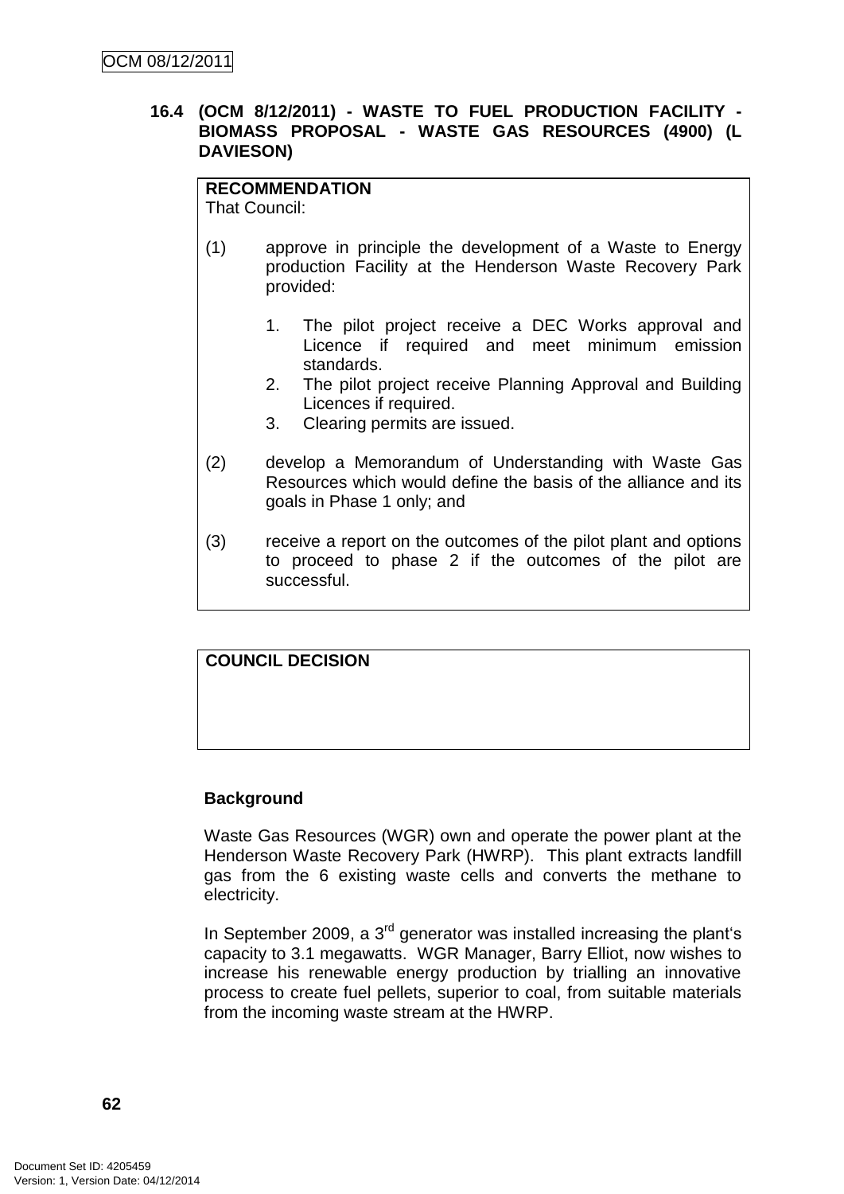### 16.4 (OCM 8/12/2011) - WASTE TO FUEL PRODUCTION FACILITY - BIOMASS PROPOSAL - WASTE GAS RESOURCES (4900) (L DAVIESON)

**RECOMMENDATION**
That Council:

(1) approve in principle the development of a Waste to Energy production Facility at the Henderson Waste Recovery Park provided:

1. The pilot project receive a DEC Works approval and Licence if required and meet minimum emission standards.
2. The pilot project receive Planning Approval and Building Licences if required.
3. Clearing permits are issued.

(2) develop a Memorandum of Understanding with Waste Gas Resources which would define the basis of the alliance and its goals in Phase 1 only; and

(3) receive a report on the outcomes of the pilot plant and options to proceed to phase 2 if the outcomes of the pilot are successful.

**COUNCIL DECISION**

**Background**

Waste Gas Resources (WGR) own and operate the power plant at the Henderson Waste Recovery Park (HWRP). This plant extracts landfill gas from the 6 existing waste cells and converts the methane to electricity.

In September 2009, a 3rd generator was installed increasing the plant's capacity to 3.1 megawatts. WGR Manager, Barry Elliot, now wishes to increase his renewable energy production by trialling an innovative process to create fuel pellets, superior to coal, from suitable materials from the incoming waste stream at the HWRP.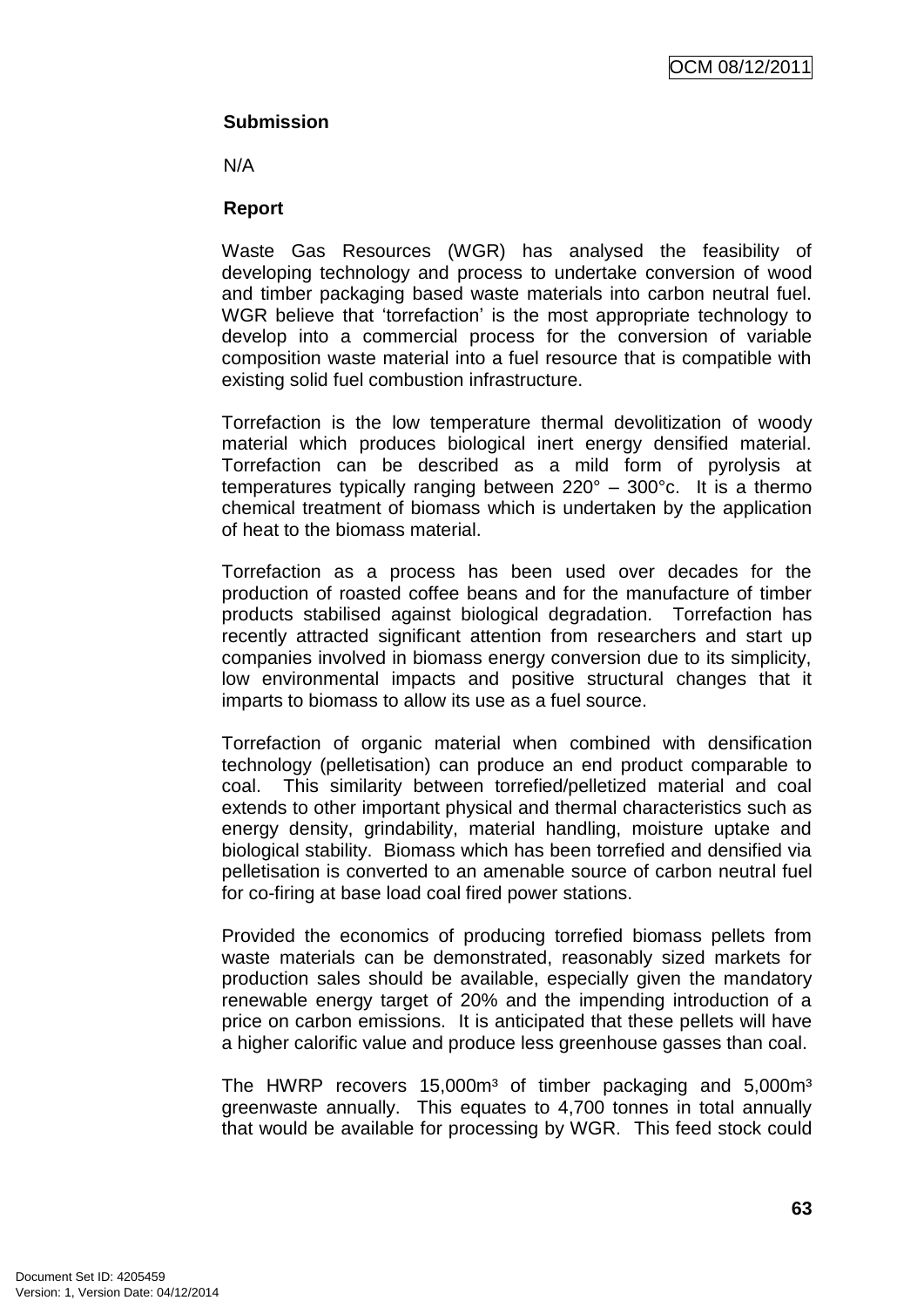**Submission**

N/A

**Report**

Waste Gas Resources (WGR) has analysed the feasibility of developing technology and process to undertake conversion of wood and timber packaging based waste materials into carbon neutral fuel. WGR believe that 'torrefaction' is the most appropriate technology to develop into a commercial process for the conversion of variable composition waste material into a fuel resource that is compatible with existing solid fuel combustion infrastructure.

Torrefaction is the low temperature thermal devolitization of woody material which produces biological inert energy densified material. Torrefaction can be described as a mild form of pyrolysis at temperatures typically ranging between 220° – 300°c. It is a thermo chemical treatment of biomass which is undertaken by the application of heat to the biomass material.

Torrefaction as a process has been used over decades for the production of roasted coffee beans and for the manufacture of timber products stabilised against biological degradation. Torrefaction has recently attracted significant attention from researchers and start up companies involved in biomass energy conversion due to its simplicity, low environmental impacts and positive structural changes that it imparts to biomass to allow its use as a fuel source.

Torrefaction of organic material when combined with densification technology (pelletisation) can produce an end product comparable to coal. This similarity between torrefied/pelletized material and coal extends to other important physical and thermal characteristics such as energy density, grindability, material handling, moisture uptake and biological stability. Biomass which has been torrefied and densified via pelletisation is converted to an amenable source of carbon neutral fuel for co-firing at base load coal fired power stations.

Provided the economics of producing torrefied biomass pellets from waste materials can be demonstrated, reasonably sized markets for production sales should be available, especially given the mandatory renewable energy target of 20% and the impending introduction of a price on carbon emissions. It is anticipated that these pellets will have a higher calorific value and produce less greenhouse gasses than coal.

The HWRP recovers 15,000m³ of timber packaging and 5,000m³ greenwaste annually. This equates to 4,700 tonnes in total annually that would be available for processing by WGR. This feed stock could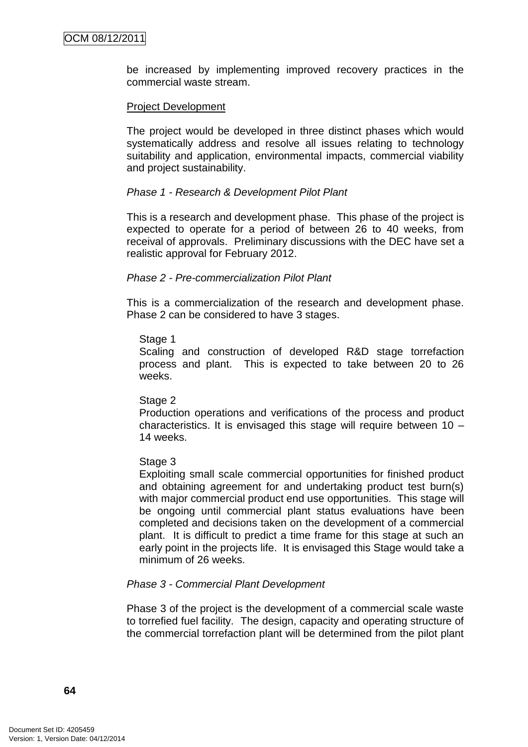be increased by implementing improved recovery practices in the commercial waste stream.

Project Development

The project would be developed in three distinct phases which would systematically address and resolve all issues relating to technology suitability and application, environmental impacts, commercial viability and project sustainability.

*Phase 1 - Research & Development Pilot Plant*

This is a research and development phase. This phase of the project is expected to operate for a period of between 26 to 40 weeks, from receival of approvals. Preliminary discussions with the DEC have set a realistic approval for February 2012.

*Phase 2 - Pre-commercialization Pilot Plant*

This is a commercialization of the research and development phase. Phase 2 can be considered to have 3 stages.

Stage 1
Scaling and construction of developed R&D stage torrefaction process and plant. This is expected to take between 20 to 26 weeks.

Stage 2
Production operations and verifications of the process and product characteristics. It is envisaged this stage will require between 10 – 14 weeks.

Stage 3
Exploiting small scale commercial opportunities for finished product and obtaining agreement for and undertaking product test burn(s) with major commercial product end use opportunities. This stage will be ongoing until commercial plant status evaluations have been completed and decisions taken on the development of a commercial plant. It is difficult to predict a time frame for this stage at such an early point in the projects life. It is envisaged this Stage would take a minimum of 26 weeks.

*Phase 3 - Commercial Plant Development*

Phase 3 of the project is the development of a commercial scale waste to torrefied fuel facility. The design, capacity and operating structure of the commercial torrefaction plant will be determined from the pilot plant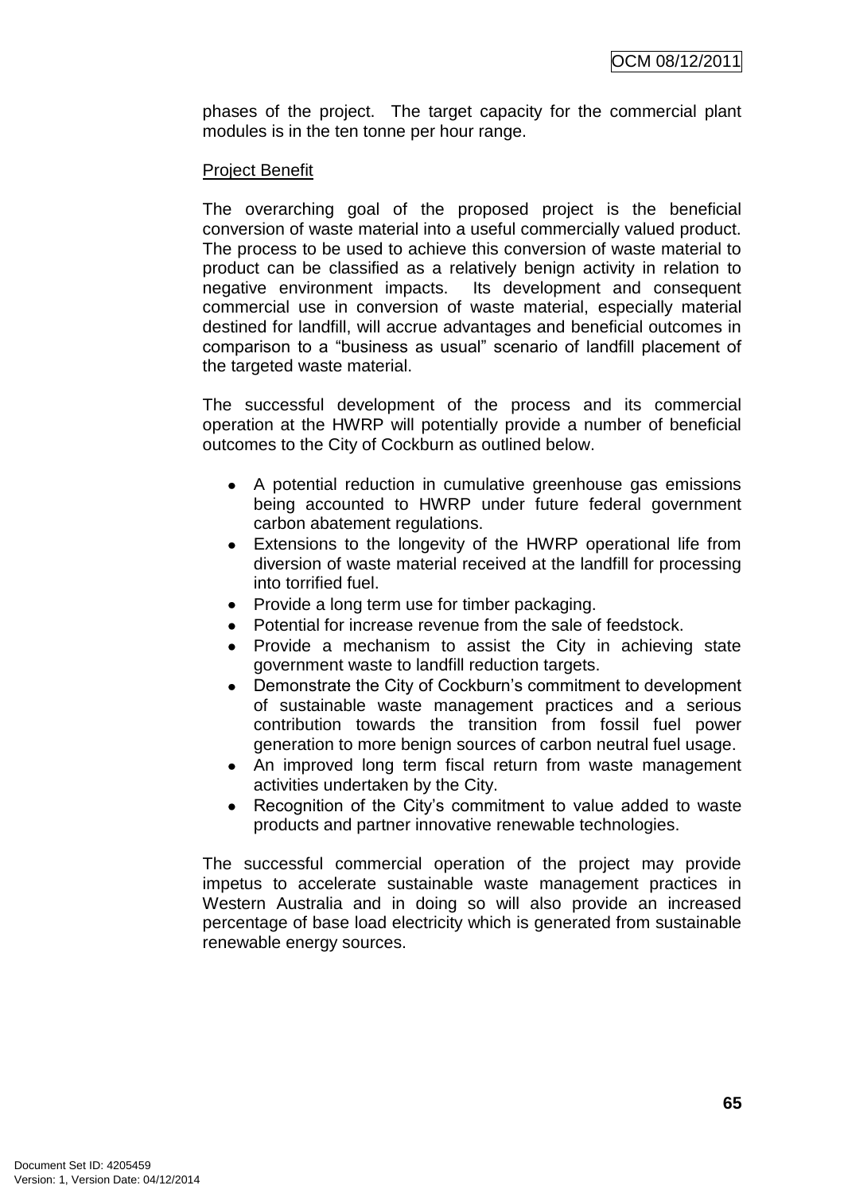phases of the project. The target capacity for the commercial plant modules is in the ten tonne per hour range.

Project Benefit

The overarching goal of the proposed project is the beneficial conversion of waste material into a useful commercially valued product. The process to be used to achieve this conversion of waste material to product can be classified as a relatively benign activity in relation to negative environment impacts. Its development and consequent commercial use in conversion of waste material, especially material destined for landfill, will accrue advantages and beneficial outcomes in comparison to a "business as usual" scenario of landfill placement of the targeted waste material.

The successful development of the process and its commercial operation at the HWRP will potentially provide a number of beneficial outcomes to the City of Cockburn as outlined below.

- A potential reduction in cumulative greenhouse gas emissions being accounted to HWRP under future federal government carbon abatement regulations.
- Extensions to the longevity of the HWRP operational life from diversion of waste material received at the landfill for processing into torrified fuel.
- Provide a long term use for timber packaging.
- Potential for increase revenue from the sale of feedstock.
- Provide a mechanism to assist the City in achieving state government waste to landfill reduction targets.
- Demonstrate the City of Cockburn's commitment to development of sustainable waste management practices and a serious contribution towards the transition from fossil fuel power generation to more benign sources of carbon neutral fuel usage.
- An improved long term fiscal return from waste management activities undertaken by the City.
- Recognition of the City's commitment to value added to waste products and partner innovative renewable technologies.

The successful commercial operation of the project may provide impetus to accelerate sustainable waste management practices in Western Australia and in doing so will also provide an increased percentage of base load electricity which is generated from sustainable renewable energy sources.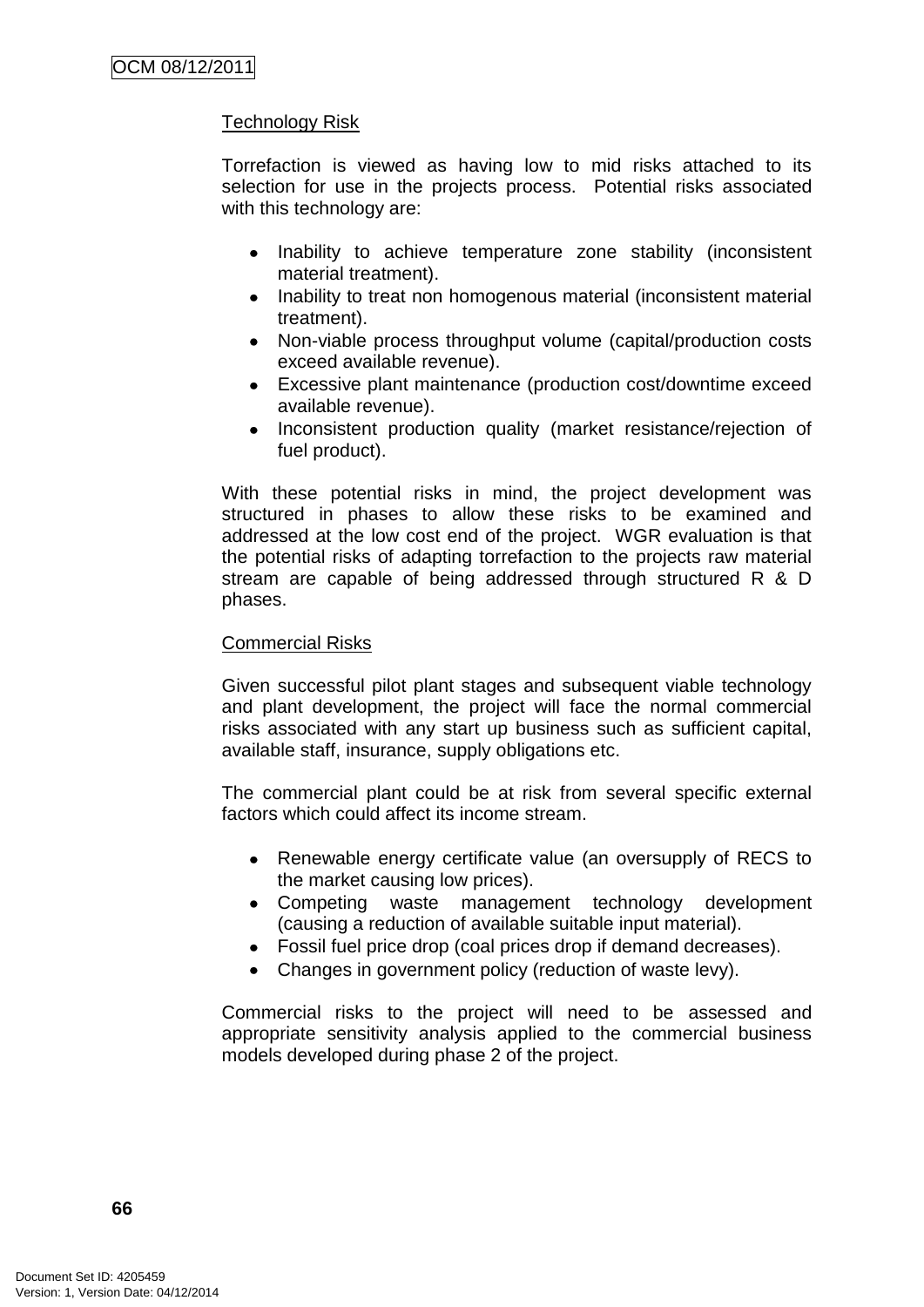Technology Risk

Torrefaction is viewed as having low to mid risks attached to its selection for use in the projects process. Potential risks associated with this technology are:

- Inability to achieve temperature zone stability (inconsistent material treatment).
- Inability to treat non homogenous material (inconsistent material treatment).
- Non-viable process throughput volume (capital/production costs exceed available revenue).
- Excessive plant maintenance (production cost/downtime exceed available revenue).
- Inconsistent production quality (market resistance/rejection of fuel product).

With these potential risks in mind, the project development was structured in phases to allow these risks to be examined and addressed at the low cost end of the project. WGR evaluation is that the potential risks of adapting torrefaction to the projects raw material stream are capable of being addressed through structured R & D phases.

Commercial Risks

Given successful pilot plant stages and subsequent viable technology and plant development, the project will face the normal commercial risks associated with any start up business such as sufficient capital, available staff, insurance, supply obligations etc.

The commercial plant could be at risk from several specific external factors which could affect its income stream.

- Renewable energy certificate value (an oversupply of RECS to the market causing low prices).
- Competing waste management technology development (causing a reduction of available suitable input material).
- Fossil fuel price drop (coal prices drop if demand decreases).
- Changes in government policy (reduction of waste levy).

Commercial risks to the project will need to be assessed and appropriate sensitivity analysis applied to the commercial business models developed during phase 2 of the project.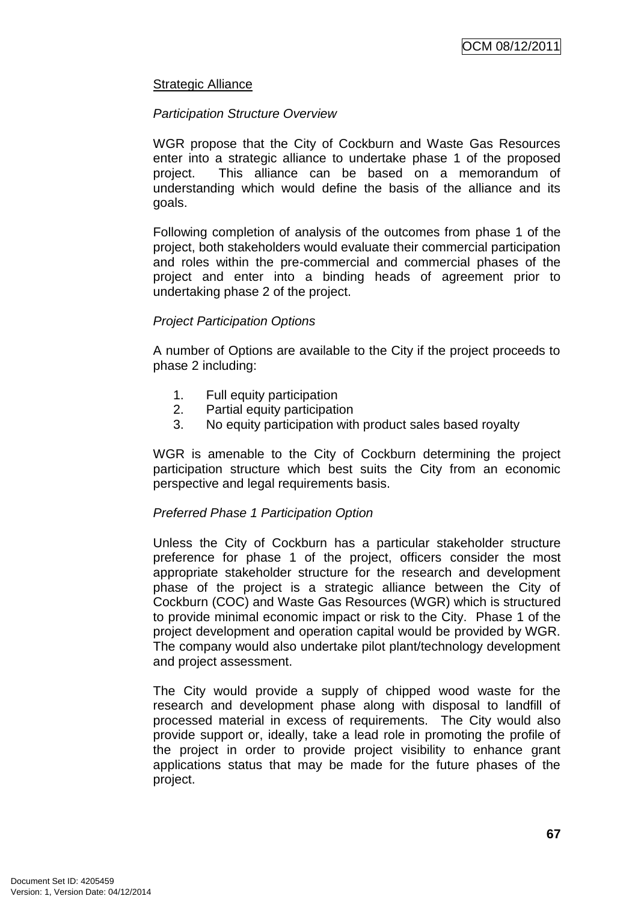Strategic Alliance

*Participation Structure Overview*

WGR propose that the City of Cockburn and Waste Gas Resources enter into a strategic alliance to undertake phase 1 of the proposed project. This alliance can be based on a memorandum of understanding which would define the basis of the alliance and its goals.

Following completion of analysis of the outcomes from phase 1 of the project, both stakeholders would evaluate their commercial participation and roles within the pre-commercial and commercial phases of the project and enter into a binding heads of agreement prior to undertaking phase 2 of the project.

*Project Participation Options*

A number of Options are available to the City if the project proceeds to phase 2 including:

1. Full equity participation
2. Partial equity participation
3. No equity participation with product sales based royalty

WGR is amenable to the City of Cockburn determining the project participation structure which best suits the City from an economic perspective and legal requirements basis.

*Preferred Phase 1 Participation Option*

Unless the City of Cockburn has a particular stakeholder structure preference for phase 1 of the project, officers consider the most appropriate stakeholder structure for the research and development phase of the project is a strategic alliance between the City of Cockburn (COC) and Waste Gas Resources (WGR) which is structured to provide minimal economic impact or risk to the City. Phase 1 of the project development and operation capital would be provided by WGR. The company would also undertake pilot plant/technology development and project assessment.

The City would provide a supply of chipped wood waste for the research and development phase along with disposal to landfill of processed material in excess of requirements. The City would also provide support or, ideally, take a lead role in promoting the profile of the project in order to provide project visibility to enhance grant applications status that may be made for the future phases of the project.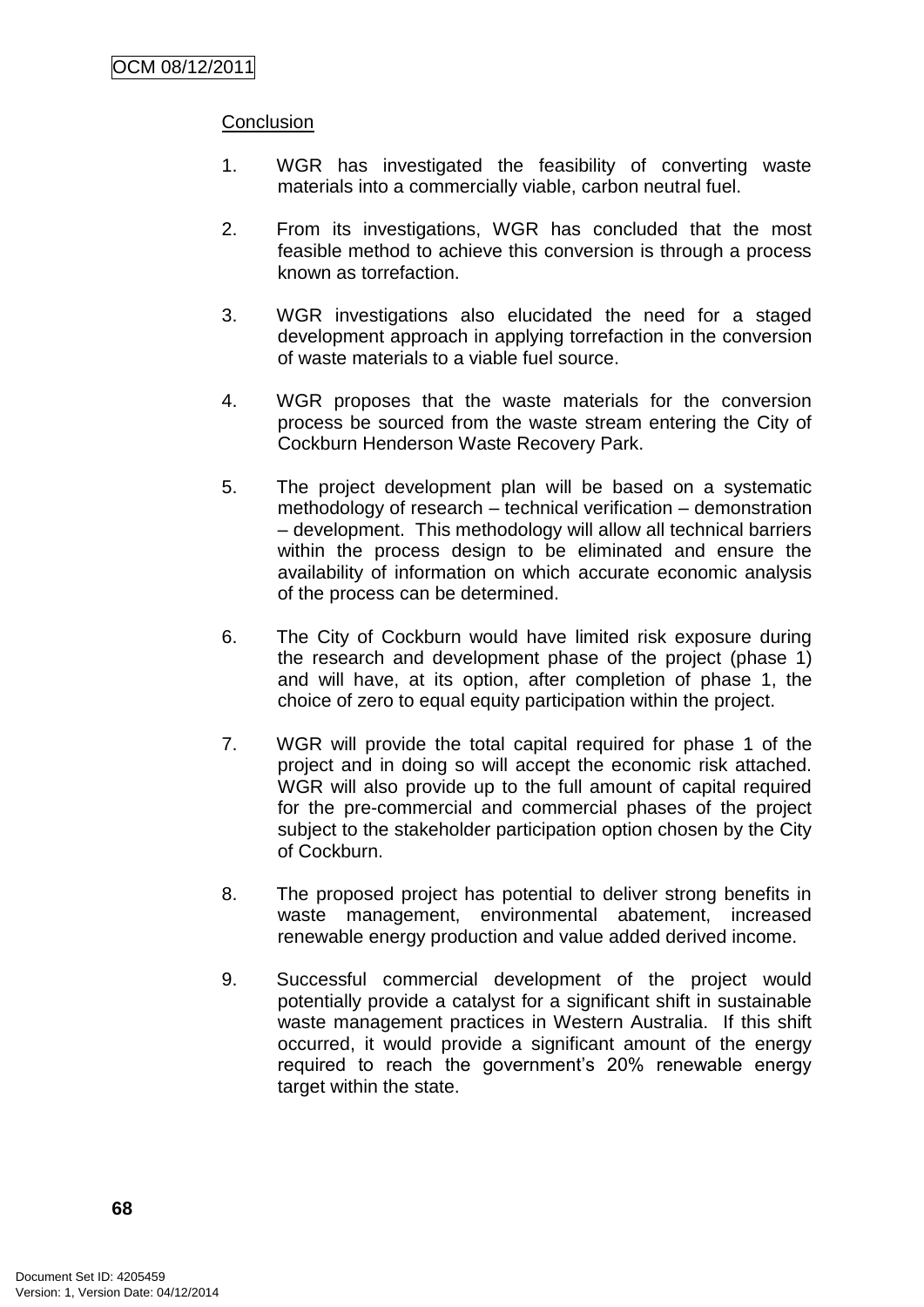Conclusion

1. WGR has investigated the feasibility of converting waste materials into a commercially viable, carbon neutral fuel.

2. From its investigations, WGR has concluded that the most feasible method to achieve this conversion is through a process known as torrefaction.

3. WGR investigations also elucidated the need for a staged development approach in applying torrefaction in the conversion of waste materials to a viable fuel source.

4. WGR proposes that the waste materials for the conversion process be sourced from the waste stream entering the City of Cockburn Henderson Waste Recovery Park.

5. The project development plan will be based on a systematic methodology of research – technical verification – demonstration – development. This methodology will allow all technical barriers within the process design to be eliminated and ensure the availability of information on which accurate economic analysis of the process can be determined.

6. The City of Cockburn would have limited risk exposure during the research and development phase of the project (phase 1) and will have, at its option, after completion of phase 1, the choice of zero to equal equity participation within the project.

7. WGR will provide the total capital required for phase 1 of the project and in doing so will accept the economic risk attached. WGR will also provide up to the full amount of capital required for the pre-commercial and commercial phases of the project subject to the stakeholder participation option chosen by the City of Cockburn.

8. The proposed project has potential to deliver strong benefits in waste management, environmental abatement, increased renewable energy production and value added derived income.

9. Successful commercial development of the project would potentially provide a catalyst for a significant shift in sustainable waste management practices in Western Australia. If this shift occurred, it would provide a significant amount of the energy required to reach the government's 20% renewable energy target within the state.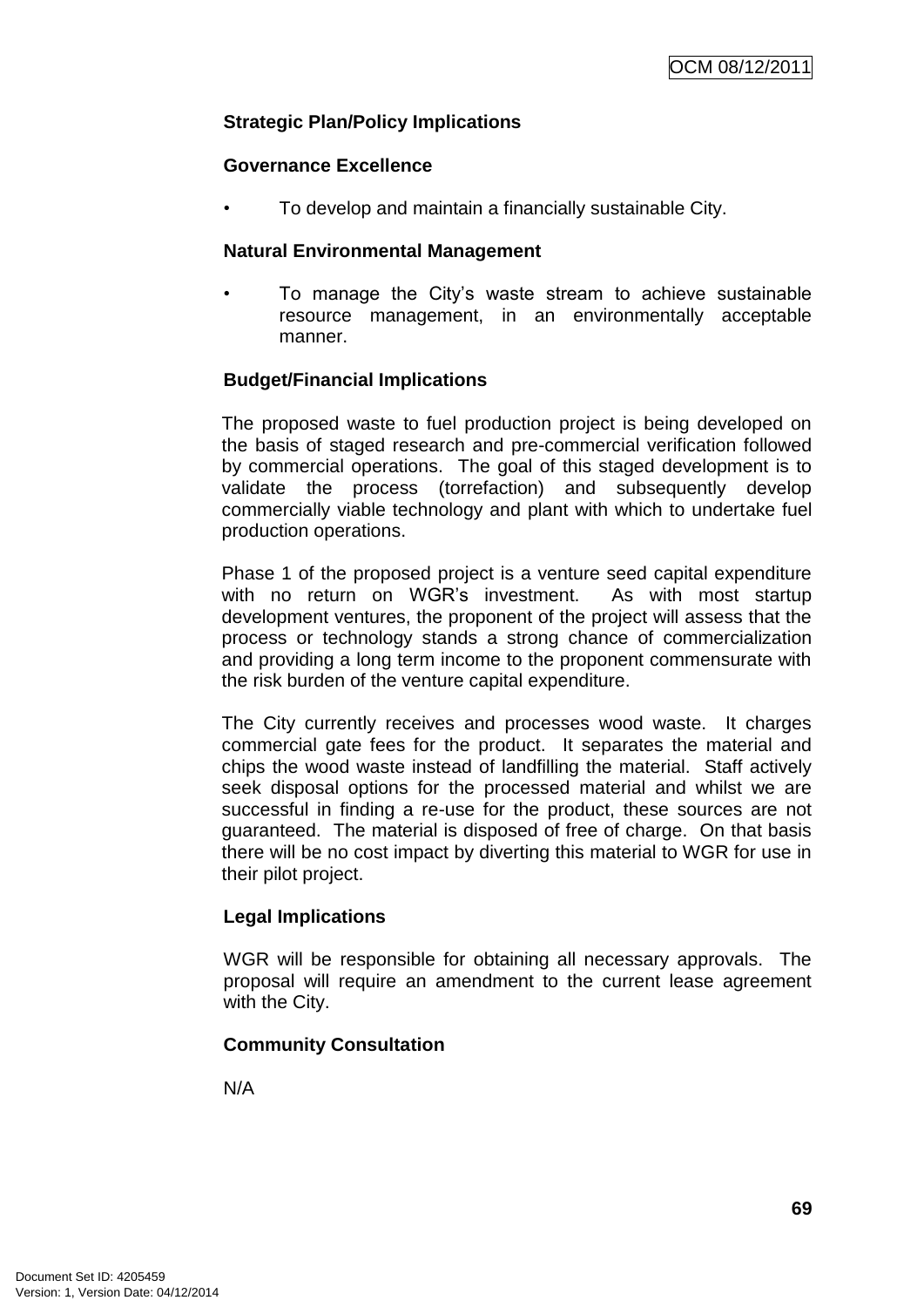**Strategic Plan/Policy Implications**

**Governance Excellence**

- To develop and maintain a financially sustainable City.

**Natural Environmental Management**

- To manage the City's waste stream to achieve sustainable resource management, in an environmentally acceptable manner.

**Budget/Financial Implications**

The proposed waste to fuel production project is being developed on the basis of staged research and pre-commercial verification followed by commercial operations. The goal of this staged development is to validate the process (torrefaction) and subsequently develop commercially viable technology and plant with which to undertake fuel production operations.

Phase 1 of the proposed project is a venture seed capital expenditure with no return on WGR's investment. As with most startup development ventures, the proponent of the project will assess that the process or technology stands a strong chance of commercialization and providing a long term income to the proponent commensurate with the risk burden of the venture capital expenditure.

The City currently receives and processes wood waste. It charges commercial gate fees for the product. It separates the material and chips the wood waste instead of landfilling the material. Staff actively seek disposal options for the processed material and whilst we are successful in finding a re-use for the product, these sources are not guaranteed. The material is disposed of free of charge. On that basis there will be no cost impact by diverting this material to WGR for use in their pilot project.

**Legal Implications**

WGR will be responsible for obtaining all necessary approvals. The proposal will require an amendment to the current lease agreement with the City.

**Community Consultation**

N/A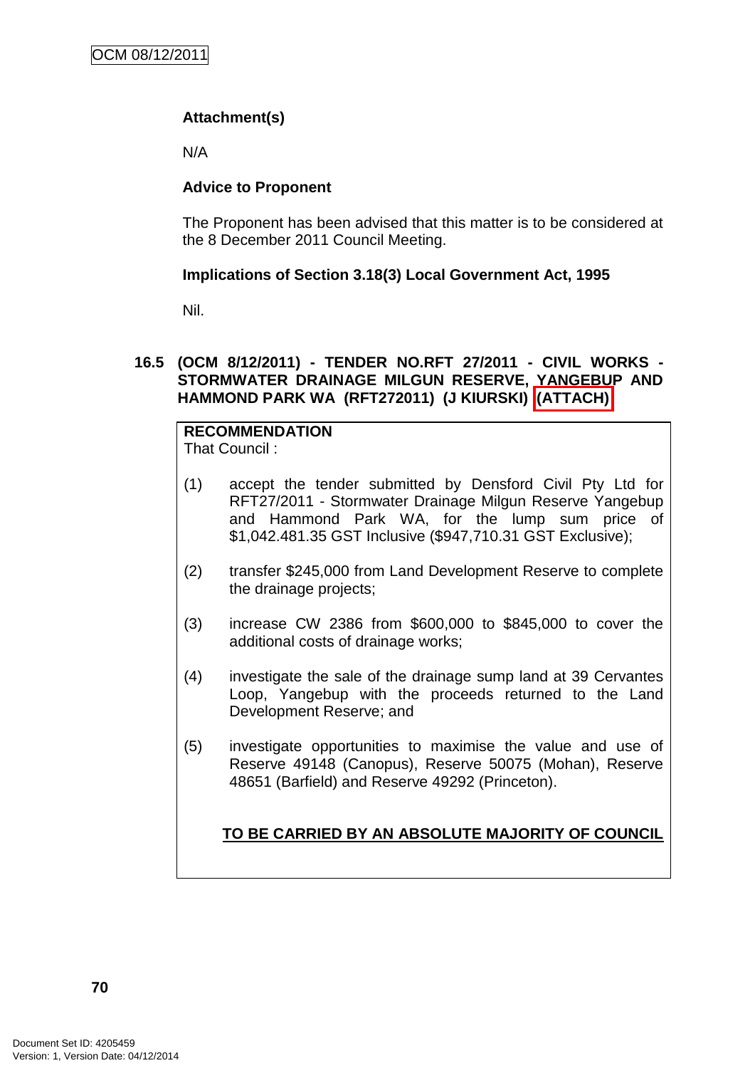**Attachment(s)**

N/A

**Advice to Proponent**

The Proponent has been advised that this matter is to be considered at the 8 December 2011 Council Meeting.

**Implications of Section 3.18(3) Local Government Act, 1995**

Nil.

### 16.5 (OCM 8/12/2011) - TENDER NO.RFT 27/2011 - CIVIL WORKS - STORMWATER DRAINAGE MILGUN RESERVE, YANGEBUP AND HAMMOND PARK WA (RFT272011) (J KIURSKI) (ATTACH)

**RECOMMENDATION**
That Council :

(1) accept the tender submitted by Densford Civil Pty Ltd for RFT27/2011 - Stormwater Drainage Milgun Reserve Yangebup and Hammond Park WA, for the lump sum price of $1,042.481.35 GST Inclusive ($947,710.31 GST Exclusive);

(2) transfer $245,000 from Land Development Reserve to complete the drainage projects;

(3) increase CW 2386 from $600,000 to $845,000 to cover the additional costs of drainage works;

(4) investigate the sale of the drainage sump land at 39 Cervantes Loop, Yangebup with the proceeds returned to the Land Development Reserve; and

(5) investigate opportunities to maximise the value and use of Reserve 49148 (Canopus), Reserve 50075 (Mohan), Reserve 48651 (Barfield) and Reserve 49292 (Princeton).

**TO BE CARRIED BY AN ABSOLUTE MAJORITY OF COUNCIL**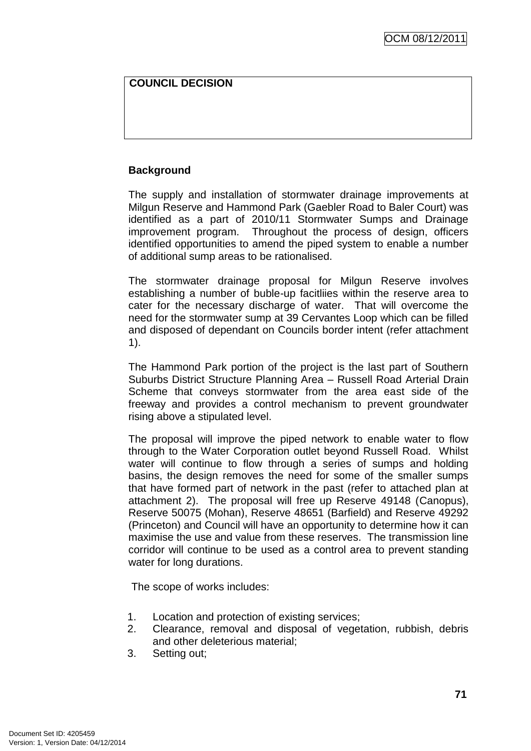**COUNCIL DECISION**

**Background**

The supply and installation of stormwater drainage improvements at Milgun Reserve and Hammond Park (Gaebler Road to Baler Court) was identified as a part of 2010/11 Stormwater Sumps and Drainage improvement program. Throughout the process of design, officers identified opportunities to amend the piped system to enable a number of additional sump areas to be rationalised.

The stormwater drainage proposal for Milgun Reserve involves establishing a number of buble-up facitliies within the reserve area to cater for the necessary discharge of water. That will overcome the need for the stormwater sump at 39 Cervantes Loop which can be filled and disposed of dependant on Councils border intent (refer attachment 1).

The Hammond Park portion of the project is the last part of Southern Suburbs District Structure Planning Area – Russell Road Arterial Drain Scheme that conveys stormwater from the area east side of the freeway and provides a control mechanism to prevent groundwater rising above a stipulated level.

The proposal will improve the piped network to enable water to flow through to the Water Corporation outlet beyond Russell Road. Whilst water will continue to flow through a series of sumps and holding basins, the design removes the need for some of the smaller sumps that have formed part of network in the past (refer to attached plan at attachment 2). The proposal will free up Reserve 49148 (Canopus), Reserve 50075 (Mohan), Reserve 48651 (Barfield) and Reserve 49292 (Princeton) and Council will have an opportunity to determine how it can maximise the use and value from these reserves. The transmission line corridor will continue to be used as a control area to prevent standing water for long durations.

The scope of works includes:

1. Location and protection of existing services;
2. Clearance, removal and disposal of vegetation, rubbish, debris and other deleterious material;
3. Setting out;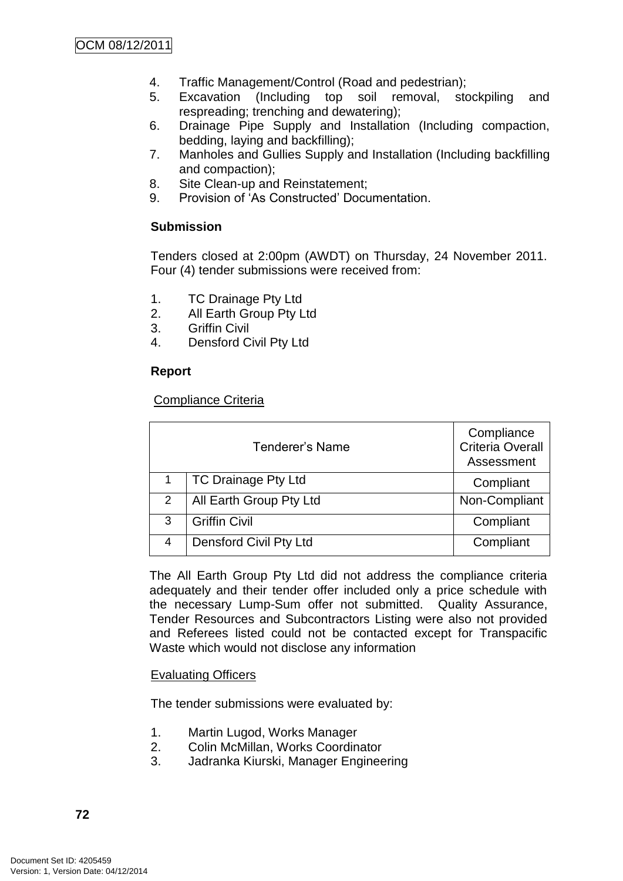4. Traffic Management/Control (Road and pedestrian);
5. Excavation (Including top soil removal, stockpiling and respreading; trenching and dewatering);
6. Drainage Pipe Supply and Installation (Including compaction, bedding, laying and backfilling);
7. Manholes and Gullies Supply and Installation (Including backfilling and compaction);
8. Site Clean-up and Reinstatement;
9. Provision of 'As Constructed' Documentation.

**Submission**

Tenders closed at 2:00pm (AWDT) on Thursday, 24 November 2011. Four (4) tender submissions were received from:

1. TC Drainage Pty Ltd
2. All Earth Group Pty Ltd
3. Griffin Civil
4. Densford Civil Pty Ltd

**Report**

Compliance Criteria

| Tenderer's Name | | Compliance Criteria Overall Assessment |
|---|---|---|
| 1 | TC Drainage Pty Ltd | Compliant |
| 2 | All Earth Group Pty Ltd | Non-Compliant |
| 3 | Griffin Civil | Compliant |
| 4 | Densford Civil Pty Ltd | Compliant |

The All Earth Group Pty Ltd did not address the compliance criteria adequately and their tender offer included only a price schedule with the necessary Lump-Sum offer not submitted. Quality Assurance, Tender Resources and Subcontractors Listing were also not provided and Referees listed could not be contacted except for Transpacific Waste which would not disclose any information

Evaluating Officers

The tender submissions were evaluated by:

1. Martin Lugod, Works Manager
2. Colin McMillan, Works Coordinator
3. Jadranka Kiurski, Manager Engineering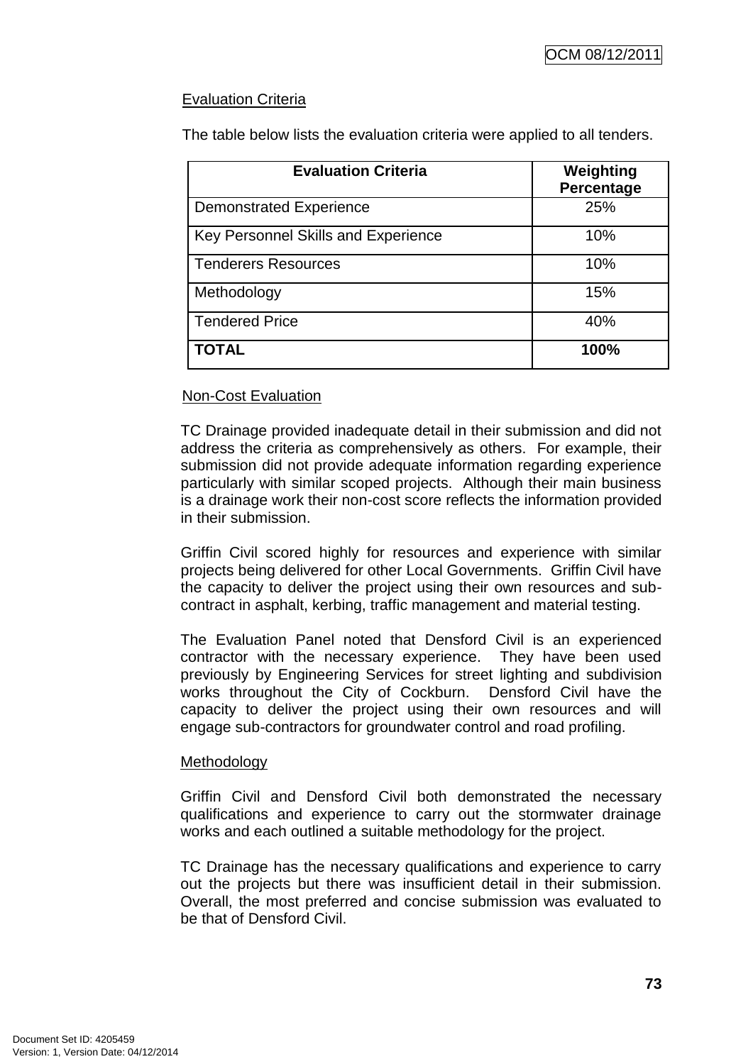Evaluation Criteria

The table below lists the evaluation criteria were applied to all tenders.

| Evaluation Criteria | Weighting Percentage |
|---|---|
| Demonstrated Experience | 25% |
| Key Personnel Skills and Experience | 10% |
| Tenderers Resources | 10% |
| Methodology | 15% |
| Tendered Price | 40% |
| **TOTAL** | **100%** |

Non-Cost Evaluation

TC Drainage provided inadequate detail in their submission and did not address the criteria as comprehensively as others. For example, their submission did not provide adequate information regarding experience particularly with similar scoped projects. Although their main business is a drainage work their non-cost score reflects the information provided in their submission.

Griffin Civil scored highly for resources and experience with similar projects being delivered for other Local Governments. Griffin Civil have the capacity to deliver the project using their own resources and sub-contract in asphalt, kerbing, traffic management and material testing.

The Evaluation Panel noted that Densford Civil is an experienced contractor with the necessary experience. They have been used previously by Engineering Services for street lighting and subdivision works throughout the City of Cockburn. Densford Civil have the capacity to deliver the project using their own resources and will engage sub-contractors for groundwater control and road profiling.

Methodology

Griffin Civil and Densford Civil both demonstrated the necessary qualifications and experience to carry out the stormwater drainage works and each outlined a suitable methodology for the project.

TC Drainage has the necessary qualifications and experience to carry out the projects but there was insufficient detail in their submission. Overall, the most preferred and concise submission was evaluated to be that of Densford Civil.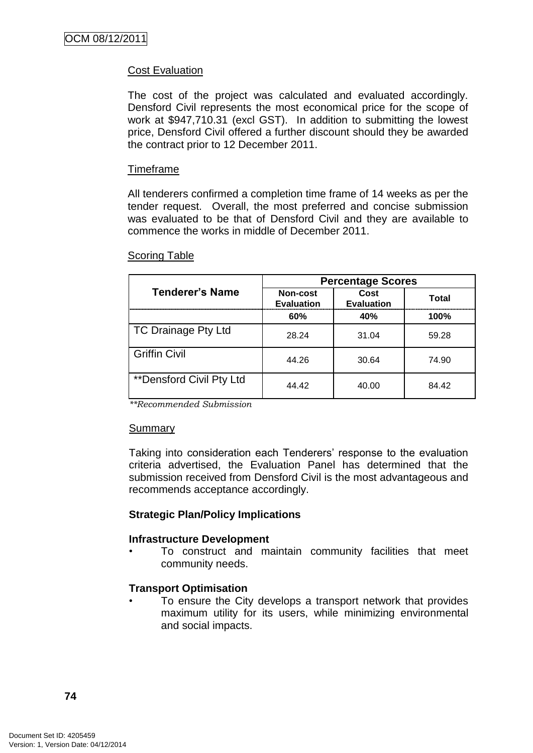Cost Evaluation

The cost of the project was calculated and evaluated accordingly. Densford Civil represents the most economical price for the scope of work at $947,710.31 (excl GST). In addition to submitting the lowest price, Densford Civil offered a further discount should they be awarded the contract prior to 12 December 2011.

Timeframe

All tenderers confirmed a completion time frame of 14 weeks as per the tender request. Overall, the most preferred and concise submission was evaluated to be that of Densford Civil and they are available to commence the works in middle of December 2011.

Scoring Table

| Tenderer's Name | Percentage Scores | | |
|---|---|---|---|
| | Non-cost Evaluation | Cost Evaluation | Total |
| | 60% | 40% | 100% |
| TC Drainage Pty Ltd | 28.24 | 31.04 | 59.28 |
| Griffin Civil | 44.26 | 30.64 | 74.90 |
| **Densford Civil Pty Ltd | 44.42 | 40.00 | 84.42 |

*\*\*Recommended Submission*

Summary

Taking into consideration each Tenderers' response to the evaluation criteria advertised, the Evaluation Panel has determined that the submission received from Densford Civil is the most advantageous and recommends acceptance accordingly.

**Strategic Plan/Policy Implications**

**Infrastructure Development**

- To construct and maintain community facilities that meet community needs.

**Transport Optimisation**

- To ensure the City develops a transport network that provides maximum utility for its users, while minimizing environmental and social impacts.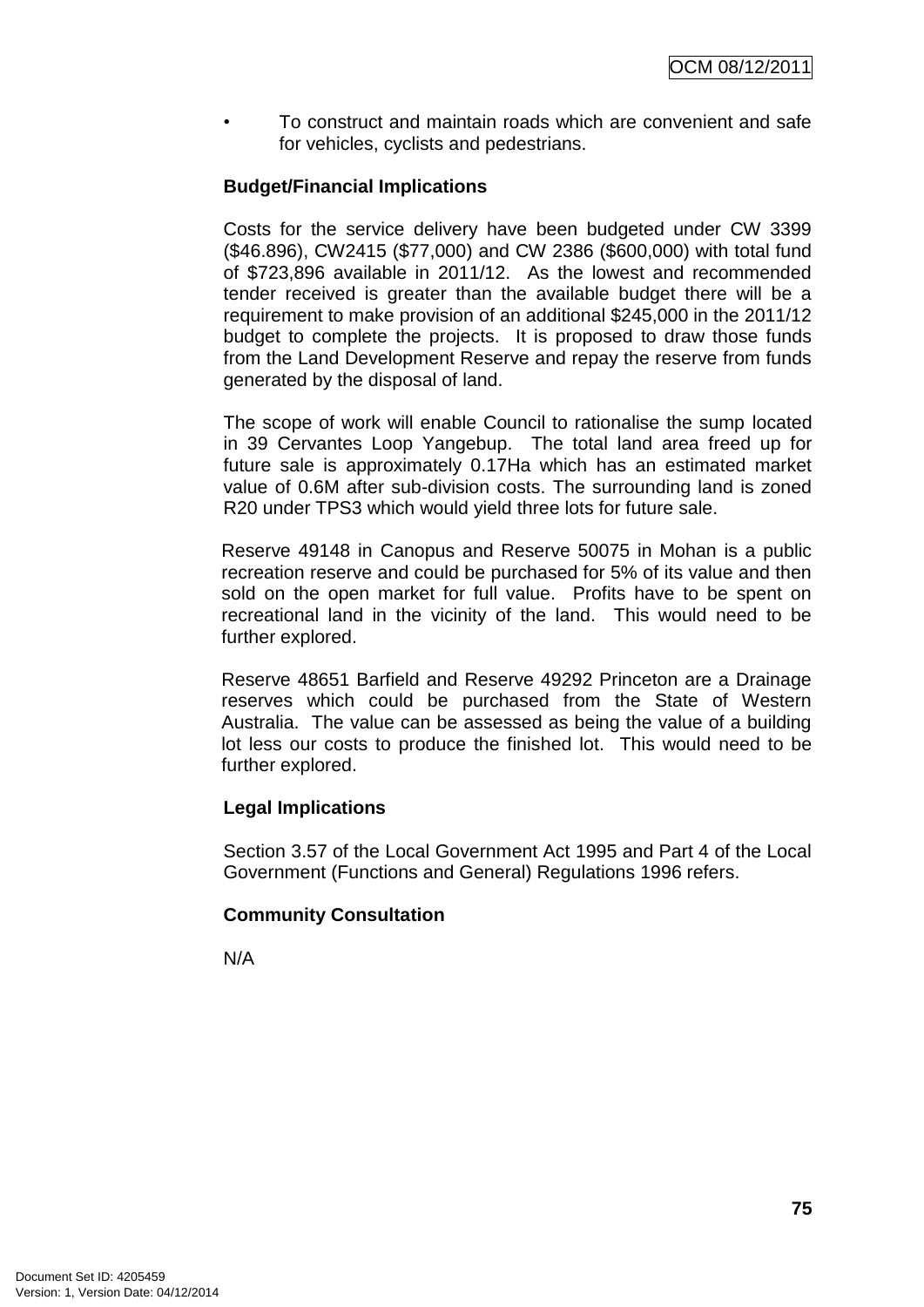- To construct and maintain roads which are convenient and safe for vehicles, cyclists and pedestrians.

**Budget/Financial Implications**

Costs for the service delivery have been budgeted under CW 3399 ($46.896), CW2415 ($77,000) and CW 2386 ($600,000) with total fund of $723,896 available in 2011/12. As the lowest and recommended tender received is greater than the available budget there will be a requirement to make provision of an additional $245,000 in the 2011/12 budget to complete the projects. It is proposed to draw those funds from the Land Development Reserve and repay the reserve from funds generated by the disposal of land.

The scope of work will enable Council to rationalise the sump located in 39 Cervantes Loop Yangebup. The total land area freed up for future sale is approximately 0.17Ha which has an estimated market value of 0.6M after sub-division costs. The surrounding land is zoned R20 under TPS3 which would yield three lots for future sale.

Reserve 49148 in Canopus and Reserve 50075 in Mohan is a public recreation reserve and could be purchased for 5% of its value and then sold on the open market for full value. Profits have to be spent on recreational land in the vicinity of the land. This would need to be further explored.

Reserve 48651 Barfield and Reserve 49292 Princeton are a Drainage reserves which could be purchased from the State of Western Australia. The value can be assessed as being the value of a building lot less our costs to produce the finished lot. This would need to be further explored.

**Legal Implications**

Section 3.57 of the Local Government Act 1995 and Part 4 of the Local Government (Functions and General) Regulations 1996 refers.

**Community Consultation**

N/A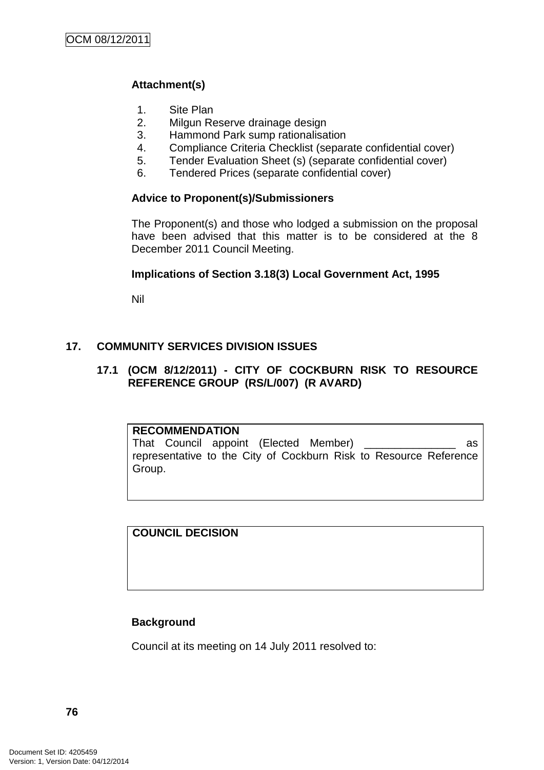**Attachment(s)**

1. Site Plan
2. Milgun Reserve drainage design
3. Hammond Park sump rationalisation
4. Compliance Criteria Checklist (separate confidential cover)
5. Tender Evaluation Sheet (s) (separate confidential cover)
6. Tendered Prices (separate confidential cover)

**Advice to Proponent(s)/Submissioners**

The Proponent(s) and those who lodged a submission on the proposal have been advised that this matter is to be considered at the 8 December 2011 Council Meeting.

**Implications of Section 3.18(3) Local Government Act, 1995**

Nil

## 17. COMMUNITY SERVICES DIVISION ISSUES

### 17.1 (OCM 8/12/2011) - CITY OF COCKBURN RISK TO RESOURCE REFERENCE GROUP (RS/L/007) (R AVARD)

**RECOMMENDATION**

That Council appoint (Elected Member) _______________ as representative to the City of Cockburn Risk to Resource Reference Group.

**COUNCIL DECISION**

**Background**

Council at its meeting on 14 July 2011 resolved to: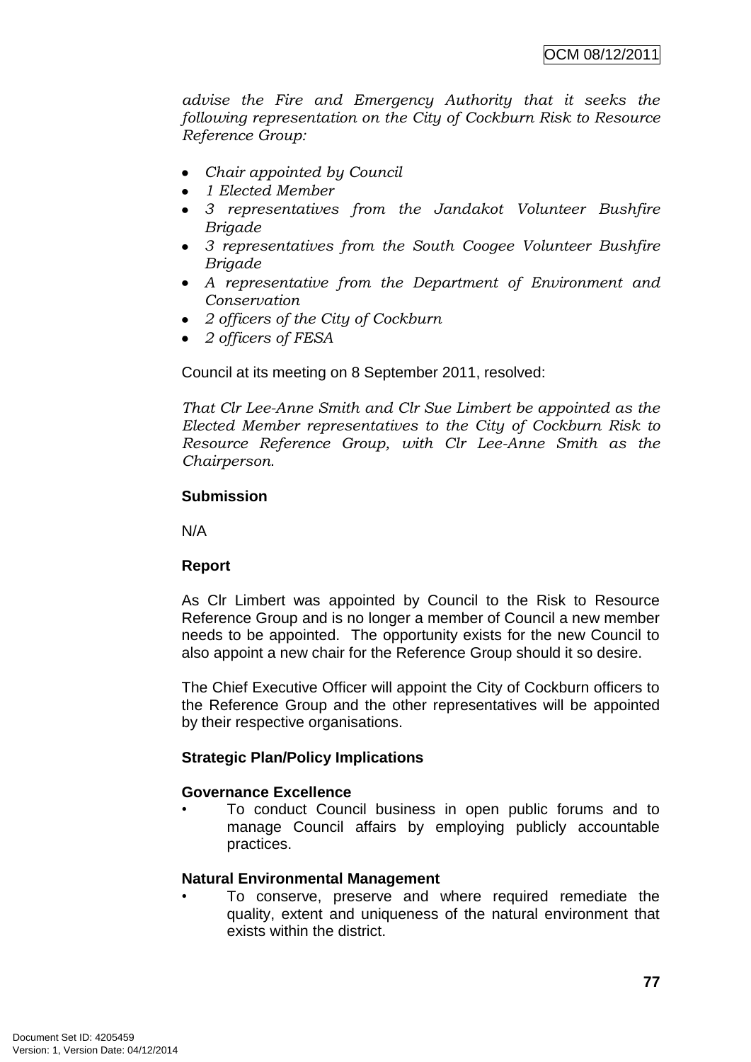*advise the Fire and Emergency Authority that it seeks the following representation on the City of Cockburn Risk to Resource Reference Group:*

- *Chair appointed by Council*
- *1 Elected Member*
- *3 representatives from the Jandakot Volunteer Bushfire Brigade*
- *3 representatives from the South Coogee Volunteer Bushfire Brigade*
- *A representative from the Department of Environment and Conservation*
- *2 officers of the City of Cockburn*
- *2 officers of FESA*

Council at its meeting on 8 September 2011, resolved:

*That Clr Lee-Anne Smith and Clr Sue Limbert be appointed as the Elected Member representatives to the City of Cockburn Risk to Resource Reference Group, with Clr Lee-Anne Smith as the Chairperson.*

**Submission**

N/A

**Report**

As Clr Limbert was appointed by Council to the Risk to Resource Reference Group and is no longer a member of Council a new member needs to be appointed. The opportunity exists for the new Council to also appoint a new chair for the Reference Group should it so desire.

The Chief Executive Officer will appoint the City of Cockburn officers to the Reference Group and the other representatives will be appointed by their respective organisations.

**Strategic Plan/Policy Implications**

**Governance Excellence**

- To conduct Council business in open public forums and to manage Council affairs by employing publicly accountable practices.

**Natural Environmental Management**

- To conserve, preserve and where required remediate the quality, extent and uniqueness of the natural environment that exists within the district.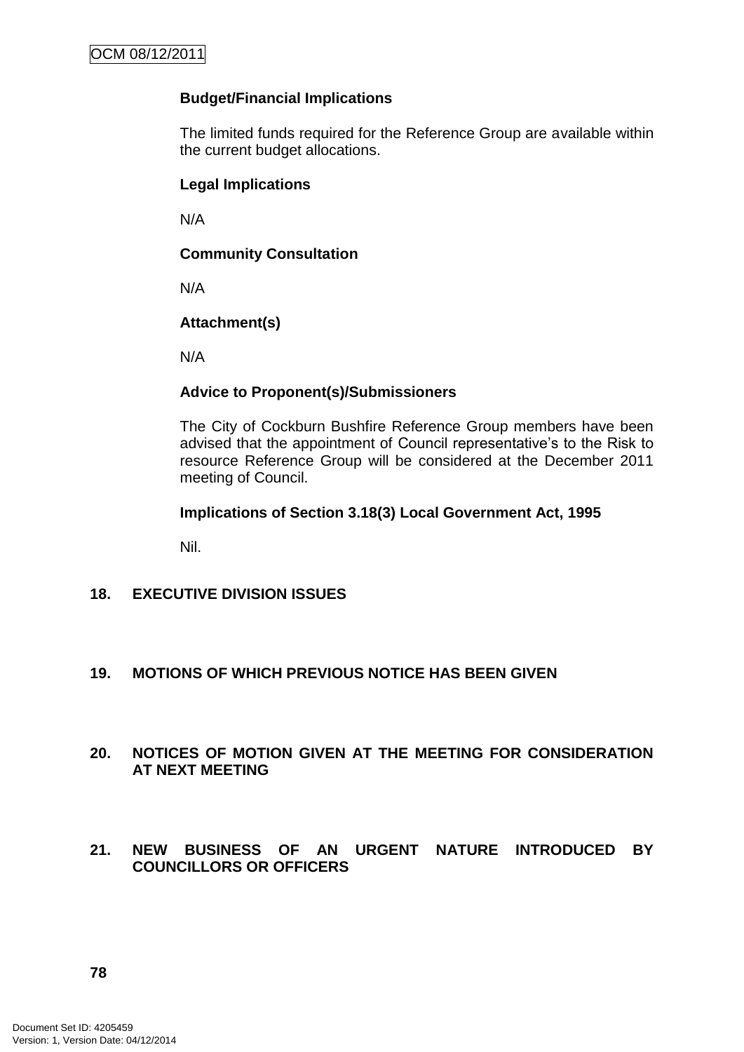**Budget/Financial Implications**

The limited funds required for the Reference Group are available within the current budget allocations.

**Legal Implications**

N/A

**Community Consultation**

N/A

**Attachment(s)**

N/A

**Advice to Proponent(s)/Submissioners**

The City of Cockburn Bushfire Reference Group members have been advised that the appointment of Council representative's to the Risk to resource Reference Group will be considered at the December 2011 meeting of Council.

**Implications of Section 3.18(3) Local Government Act, 1995**

Nil.

## 18. EXECUTIVE DIVISION ISSUES

## 19. MOTIONS OF WHICH PREVIOUS NOTICE HAS BEEN GIVEN

## 20. NOTICES OF MOTION GIVEN AT THE MEETING FOR CONSIDERATION AT NEXT MEETING

## 21. NEW BUSINESS OF AN URGENT NATURE INTRODUCED BY COUNCILLORS OR OFFICERS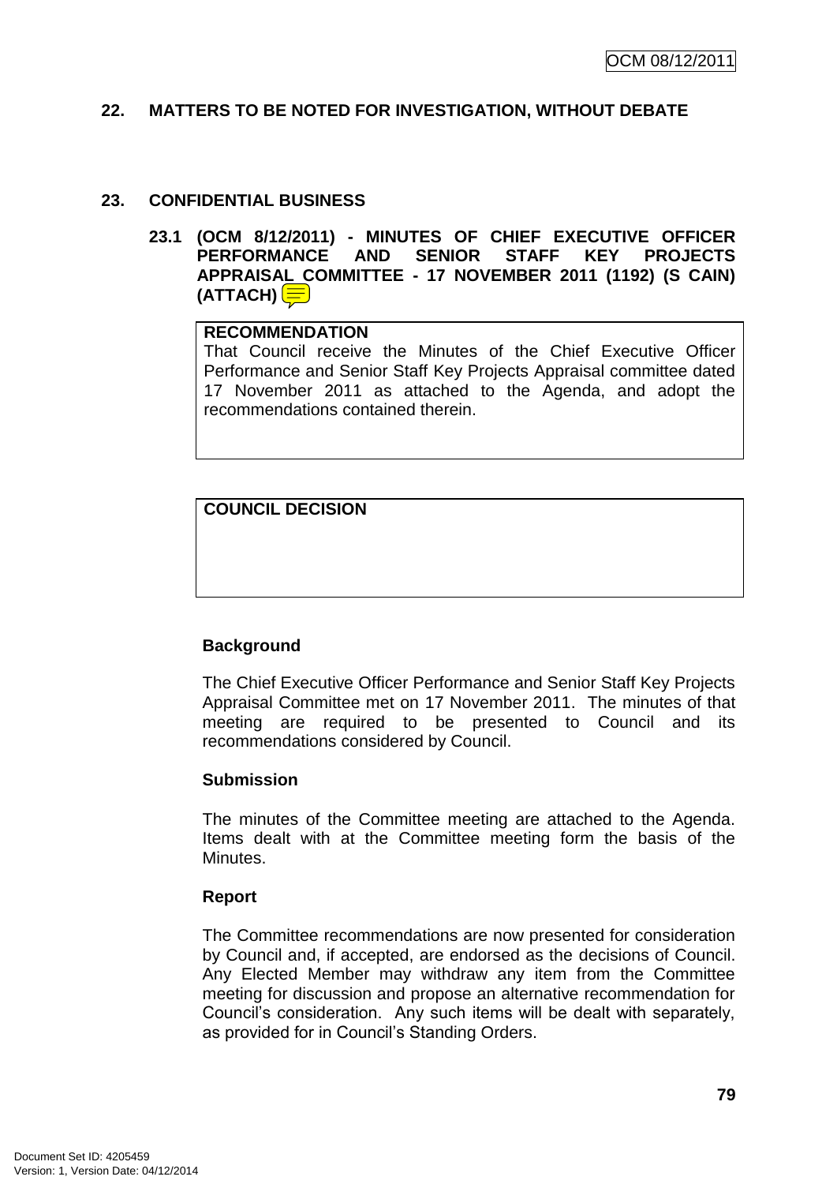## 22. MATTERS TO BE NOTED FOR INVESTIGATION, WITHOUT DEBATE

## 23. CONFIDENTIAL BUSINESS

### 23.1 (OCM 8/12/2011) - MINUTES OF CHIEF EXECUTIVE OFFICER PERFORMANCE AND SENIOR STAFF KEY PROJECTS APPRAISAL COMMITTEE - 17 NOVEMBER 2011 (1192) (S CAIN) (ATTACH)

| **RECOMMENDATION** |
|---|
| That Council receive the Minutes of the Chief Executive Officer Performance and Senior Staff Key Projects Appraisal committee dated 17 November 2011 as attached to the Agenda, and adopt the recommendations contained therein. |

| **COUNCIL DECISION** |
|---|
| |

**Background**

The Chief Executive Officer Performance and Senior Staff Key Projects Appraisal Committee met on 17 November 2011. The minutes of that meeting are required to be presented to Council and its recommendations considered by Council.

**Submission**

The minutes of the Committee meeting are attached to the Agenda. Items dealt with at the Committee meeting form the basis of the Minutes.

**Report**

The Committee recommendations are now presented for consideration by Council and, if accepted, are endorsed as the decisions of Council. Any Elected Member may withdraw any item from the Committee meeting for discussion and propose an alternative recommendation for Council's consideration. Any such items will be dealt with separately, as provided for in Council's Standing Orders.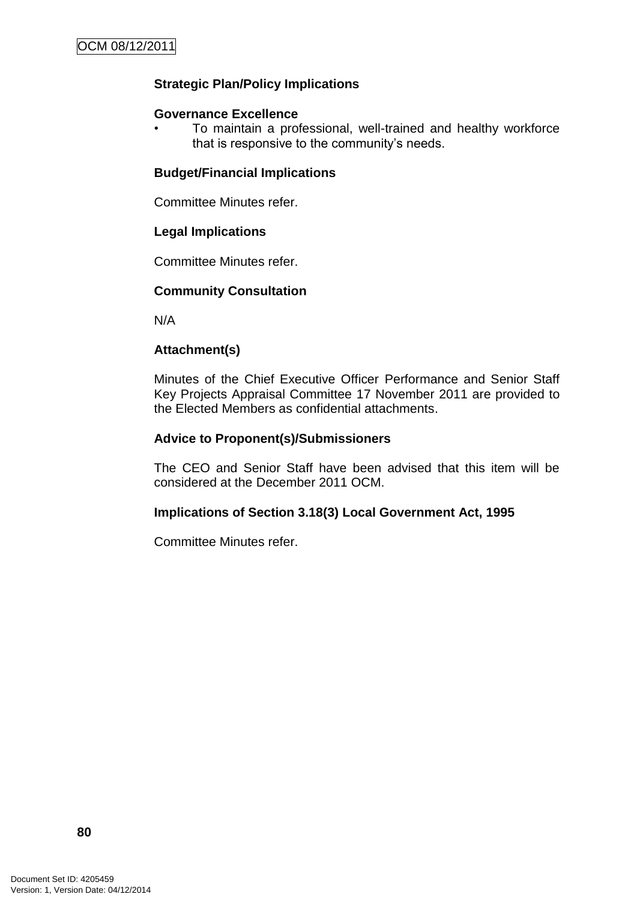**Strategic Plan/Policy Implications**

**Governance Excellence**

- To maintain a professional, well-trained and healthy workforce that is responsive to the community's needs.

**Budget/Financial Implications**

Committee Minutes refer.

**Legal Implications**

Committee Minutes refer.

**Community Consultation**

N/A

**Attachment(s)**

Minutes of the Chief Executive Officer Performance and Senior Staff Key Projects Appraisal Committee 17 November 2011 are provided to the Elected Members as confidential attachments.

**Advice to Proponent(s)/Submissioners**

The CEO and Senior Staff have been advised that this item will be considered at the December 2011 OCM.

**Implications of Section 3.18(3) Local Government Act, 1995**

Committee Minutes refer.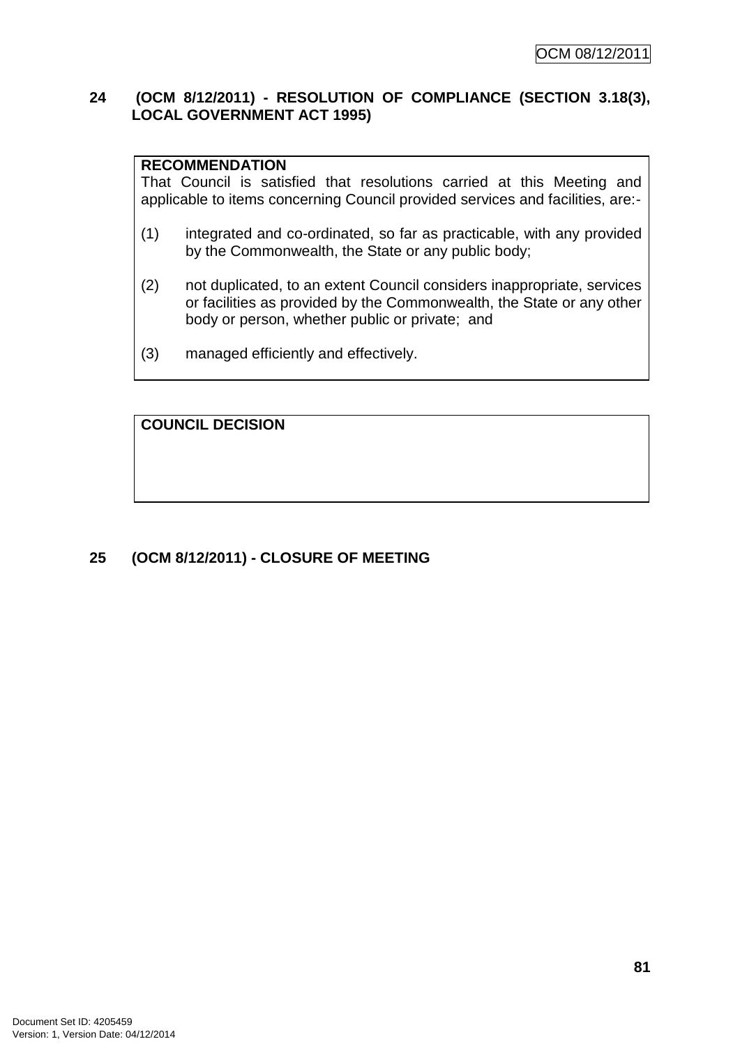## 24 (OCM 8/12/2011) - RESOLUTION OF COMPLIANCE (SECTION 3.18(3), LOCAL GOVERNMENT ACT 1995)

**RECOMMENDATION**

That Council is satisfied that resolutions carried at this Meeting and applicable to items concerning Council provided services and facilities, are:-

(1) integrated and co-ordinated, so far as practicable, with any provided by the Commonwealth, the State or any public body;

(2) not duplicated, to an extent Council considers inappropriate, services or facilities as provided by the Commonwealth, the State or any other body or person, whether public or private; and

(3) managed efficiently and effectively.

**COUNCIL DECISION**

## 25 (OCM 8/12/2011) - CLOSURE OF MEETING

Document Set ID: 4205459
Version: 1, Version Date: 04/12/2014